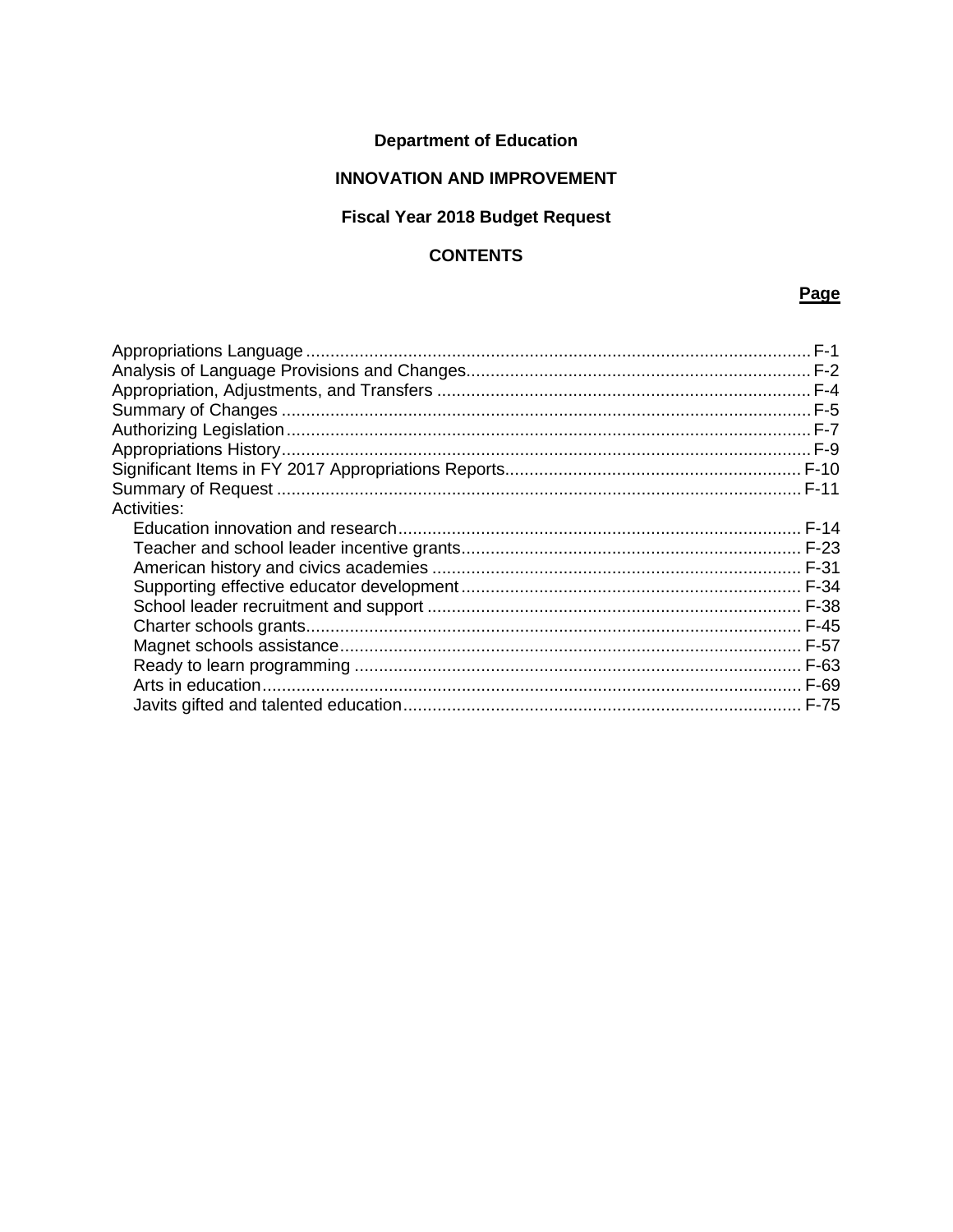**Department of Education**

**INNOVATION AND IMPROVEMENT**

**Fiscal Year 2018 Budget Request**

**CONTENTS**

| | Page |
|---|---|
| Appropriations Language | F-1 |
| Analysis of Language Provisions and Changes | F-2 |
| Appropriation, Adjustments, and Transfers | F-4 |
| Summary of Changes | F-5 |
| Authorizing Legislation | F-7 |
| Appropriations History | F-9 |
| Significant Items in FY 2017 Appropriations Reports | F-10 |
| Summary of Request | F-11 |
| Activities: | |
| Education innovation and research | F-14 |
| Teacher and school leader incentive grants | F-23 |
| American history and civics academies | F-31 |
| Supporting effective educator development | F-34 |
| School leader recruitment and support | F-38 |
| Charter schools grants | F-45 |
| Magnet schools assistance | F-57 |
| Ready to learn programming | F-63 |
| Arts in education | F-69 |
| Javits gifted and talented education | F-75 |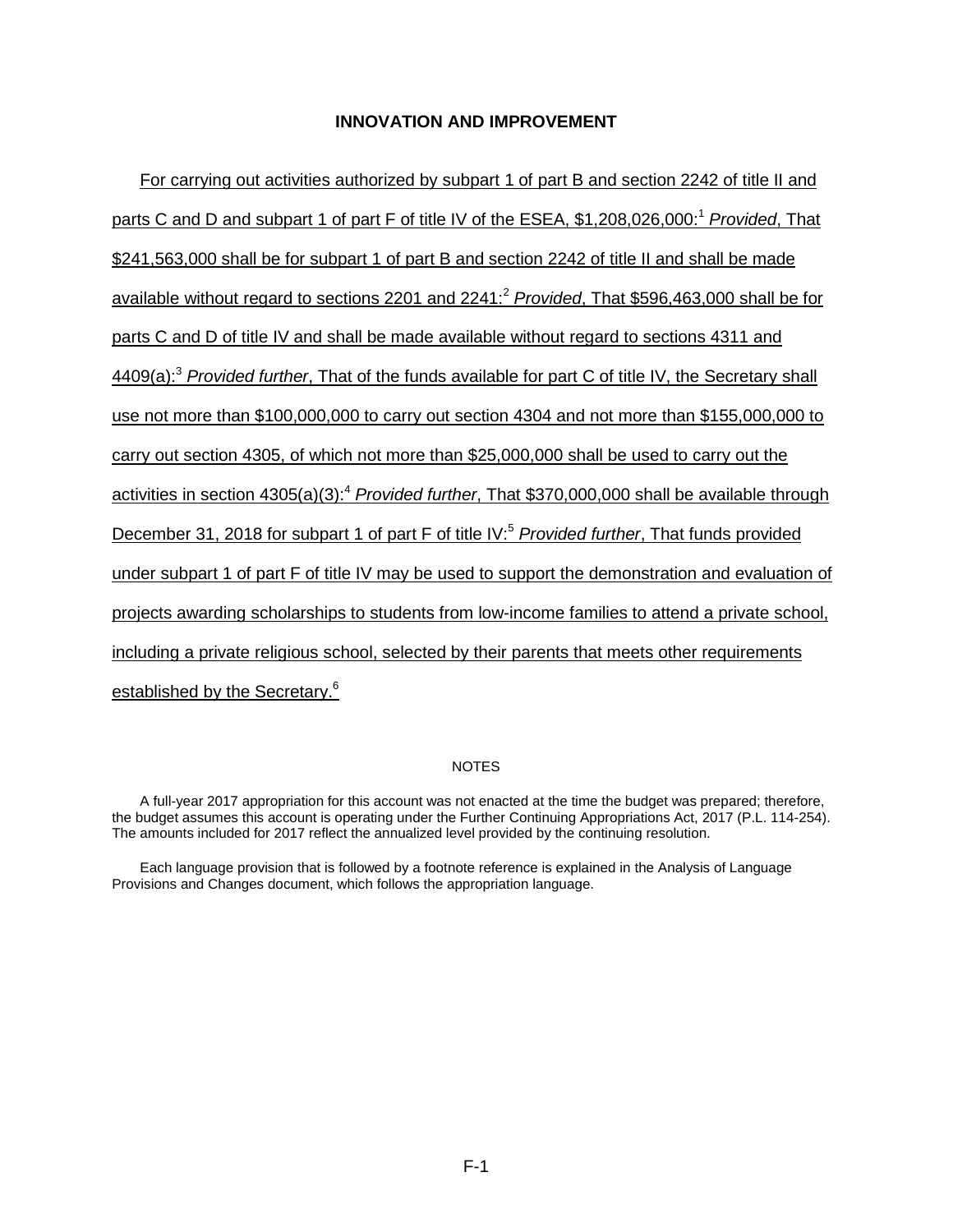# INNOVATION AND IMPROVEMENT

For carrying out activities authorized by subpart 1 of part B and section 2242 of title II and parts C and D and subpart 1 of part F of title IV of the ESEA, $1,208,026,000:[1] *Provided*, That $241,563,000 shall be for subpart 1 of part B and section 2242 of title II and shall be made available without regard to sections 2201 and 2241:[2] *Provided*, That $596,463,000 shall be for parts C and D of title IV and shall be made available without regard to sections 4311 and 4409(a):[3] *Provided further*, That of the funds available for part C of title IV, the Secretary shall use not more than $100,000,000 to carry out section 4304 and not more than $155,000,000 to carry out section 4305, of which not more than $25,000,000 shall be used to carry out the activities in section 4305(a)(3):[4] *Provided further*, That $370,000,000 shall be available through December 31, 2018 for subpart 1 of part F of title IV:[5] *Provided further*, That funds provided under subpart 1 of part F of title IV may be used to support the demonstration and evaluation of projects awarding scholarships to students from low-income families to attend a private school, including a private religious school, selected by their parents that meets other requirements established by the Secretary.[6]

NOTES

A full-year 2017 appropriation for this account was not enacted at the time the budget was prepared; therefore, the budget assumes this account is operating under the Further Continuing Appropriations Act, 2017 (P.L. 114-254). The amounts included for 2017 reflect the annualized level provided by the continuing resolution.

Each language provision that is followed by a footnote reference is explained in the Analysis of Language Provisions and Changes document, which follows the appropriation language.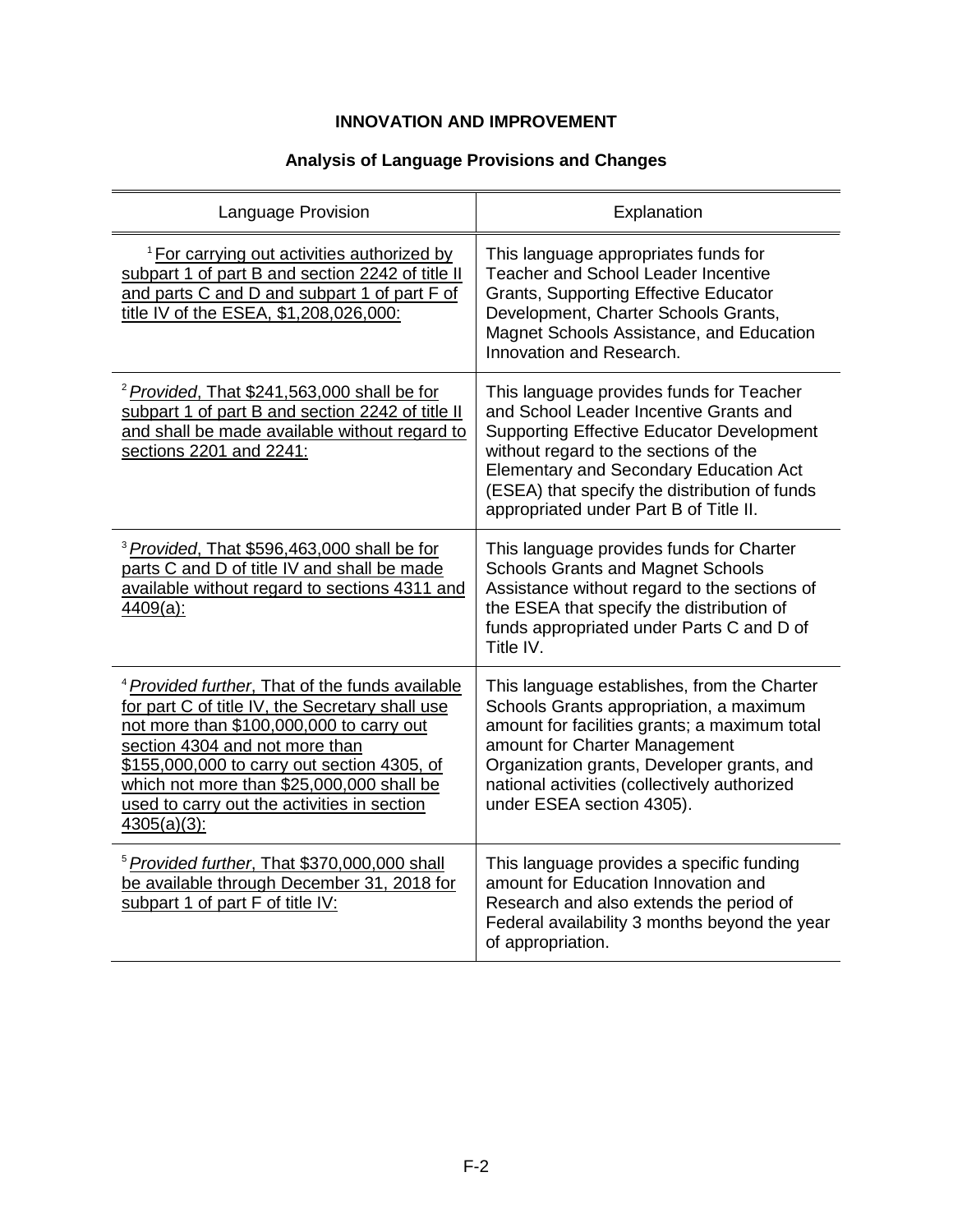# INNOVATION AND IMPROVEMENT

## Analysis of Language Provisions and Changes

| Language Provision | Explanation |
|---|---|
| [1] For carrying out activities authorized by subpart 1 of part B and section 2242 of title II and parts C and D and subpart 1 of part F of title IV of the ESEA, $1,208,026,000: | This language appropriates funds for Teacher and School Leader Incentive Grants, Supporting Effective Educator Development, Charter Schools Grants, Magnet Schools Assistance, and Education Innovation and Research. |
| [2] *Provided*, That $241,563,000 shall be for subpart 1 of part B and section 2242 of title II and shall be made available without regard to sections 2201 and 2241: | This language provides funds for Teacher and School Leader Incentive Grants and Supporting Effective Educator Development without regard to the sections of the Elementary and Secondary Education Act (ESEA) that specify the distribution of funds appropriated under Part B of Title II. |
| [3] *Provided*, That $596,463,000 shall be for parts C and D of title IV and shall be made available without regard to sections 4311 and 4409(a): | This language provides funds for Charter Schools Grants and Magnet Schools Assistance without regard to the sections of the ESEA that specify the distribution of funds appropriated under Parts C and D of Title IV. |
| [4] *Provided further*, That of the funds available for part C of title IV, the Secretary shall use not more than $100,000,000 to carry out section 4304 and not more than $155,000,000 to carry out section 4305, of which not more than $25,000,000 shall be used to carry out the activities in section 4305(a)(3): | This language establishes, from the Charter Schools Grants appropriation, a maximum amount for facilities grants; a maximum total amount for Charter Management Organization grants, Developer grants, and national activities (collectively authorized under ESEA section 4305). |
| [5] *Provided further*, That $370,000,000 shall be available through December 31, 2018 for subpart 1 of part F of title IV: | This language provides a specific funding amount for Education Innovation and Research and also extends the period of Federal availability 3 months beyond the year of appropriation. |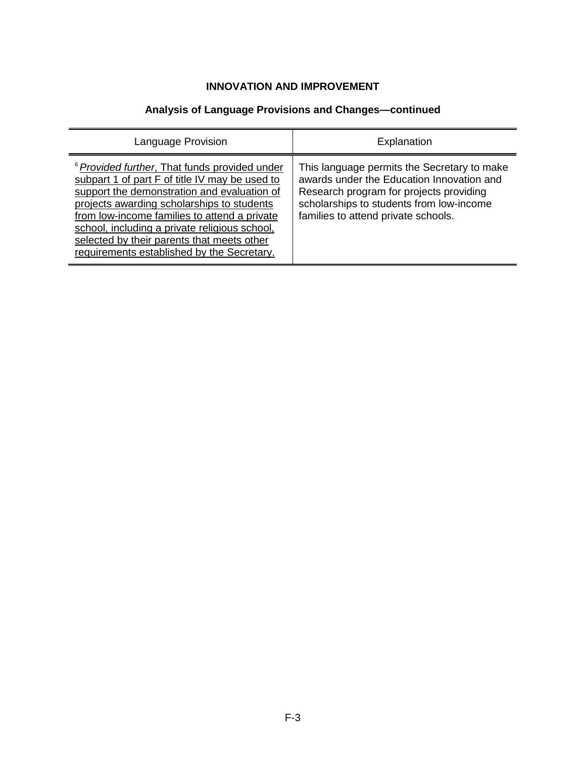## INNOVATION AND IMPROVEMENT

### Analysis of Language Provisions and Changes—continued

| Language Provision | Explanation |
| --- | --- |
| [6] *Provided further*, That funds provided under subpart 1 of part F of title IV may be used to support the demonstration and evaluation of projects awarding scholarships to students from low-income families to attend a private school, including a private religious school, selected by their parents that meets other requirements established by the Secretary. | This language permits the Secretary to make awards under the Education Innovation and Research program for projects providing scholarships to students from low-income families to attend private schools. |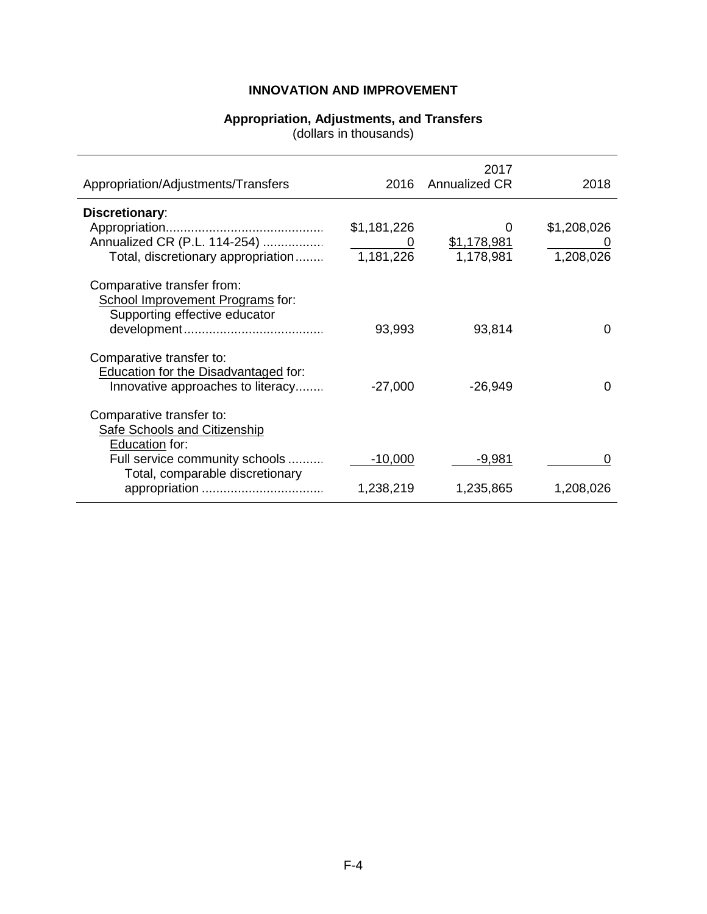# INNOVATION AND IMPROVEMENT

## Appropriation, Adjustments, and Transfers

(dollars in thousands)

| Appropriation/Adjustments/Transfers | 2016 | 2017 Annualized CR | 2018 |
|---|---|---|---|
| **Discretionary**: | | | |
| Appropriation | $1,181,226 | 0 | $1,208,026 |
| Annualized CR (P.L. 114-254) | 0 | $1,178,981 | 0 |
| Total, discretionary appropriation | 1,181,226 | 1,178,981 | 1,208,026 |
| Comparative transfer from: School Improvement Programs for: Supporting effective educator development | 93,993 | 93,814 | 0 |
| Comparative transfer to: Education for the Disadvantaged for: Innovative approaches to literacy | -27,000 | -26,949 | 0 |
| Comparative transfer to: Safe Schools and Citizenship Education for: Full service community schools | -10,000 | -9,981 | 0 |
| Total, comparable discretionary appropriation | 1,238,219 | 1,235,865 | 1,208,026 |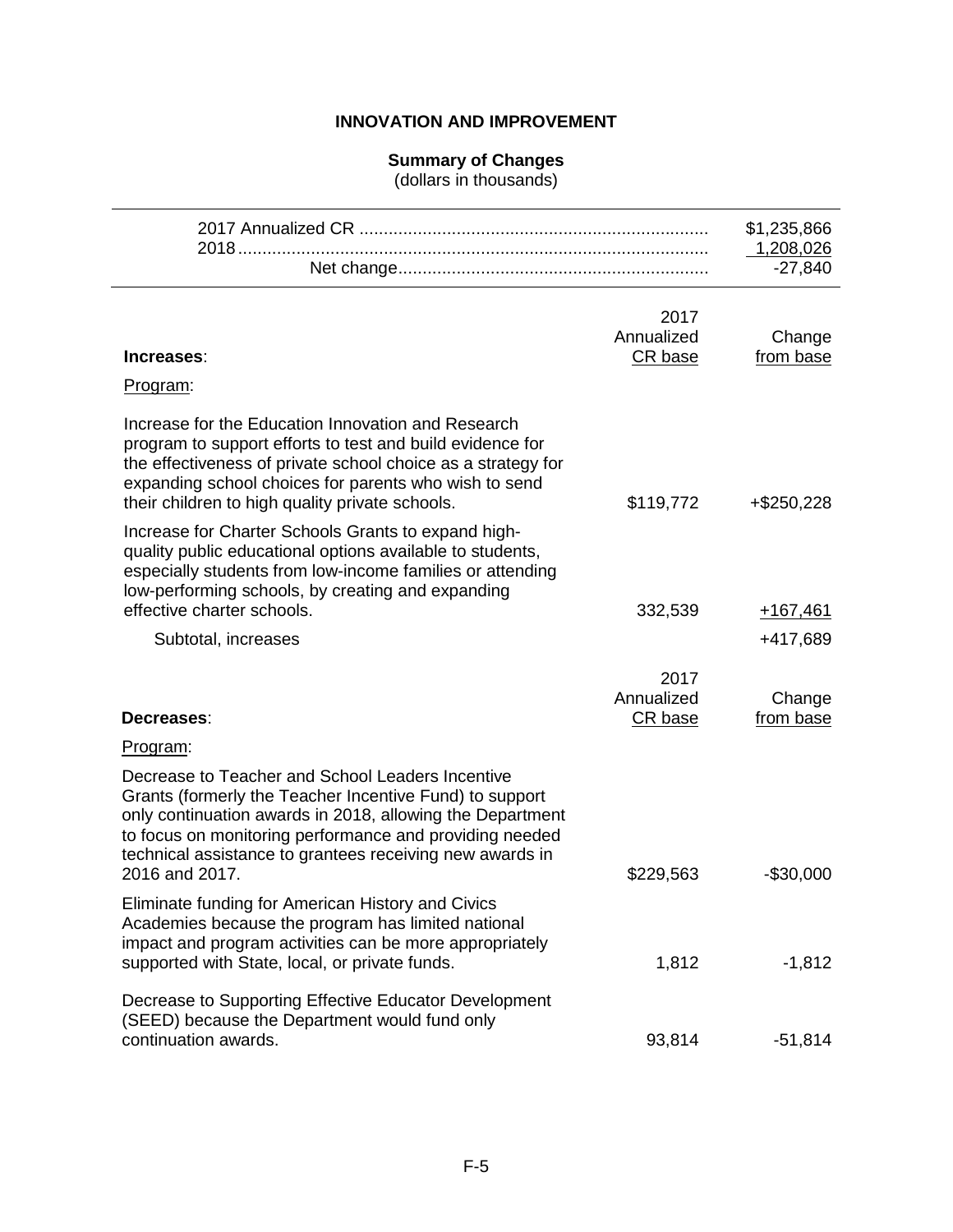# INNOVATION AND IMPROVEMENT

## Summary of Changes

(dollars in thousands)

| | |
|---|---|
| 2017 Annualized CR | $1,235,866 |
| 2018 | 1,208,026 |
| Net change | -27,840 |

| Increases: | 2017 Annualized CR base | Change from base |
|---|---|---|
| Program: | | |
| Increase for the Education Innovation and Research program to support efforts to test and build evidence for the effectiveness of private school choice as a strategy for expanding school choices for parents who wish to send their children to high quality private schools. | $119,772 | +$250,228 |
| Increase for Charter Schools Grants to expand high-quality public educational options available to students, especially students from low-income families or attending low-performing schools, by creating and expanding effective charter schools. | 332,539 | +167,461 |
| Subtotal, increases | | +417,689 |

| Decreases: | 2017 Annualized CR base | Change from base |
|---|---|---|
| Program: | | |
| Decrease to Teacher and School Leaders Incentive Grants (formerly the Teacher Incentive Fund) to support only continuation awards in 2018, allowing the Department to focus on monitoring performance and providing needed technical assistance to grantees receiving new awards in 2016 and 2017. | $229,563 | -$30,000 |
| Eliminate funding for American History and Civics Academies because the program has limited national impact and program activities can be more appropriately supported with State, local, or private funds. | 1,812 | -1,812 |
| Decrease to Supporting Effective Educator Development (SEED) because the Department would fund only continuation awards. | 93,814 | -51,814 |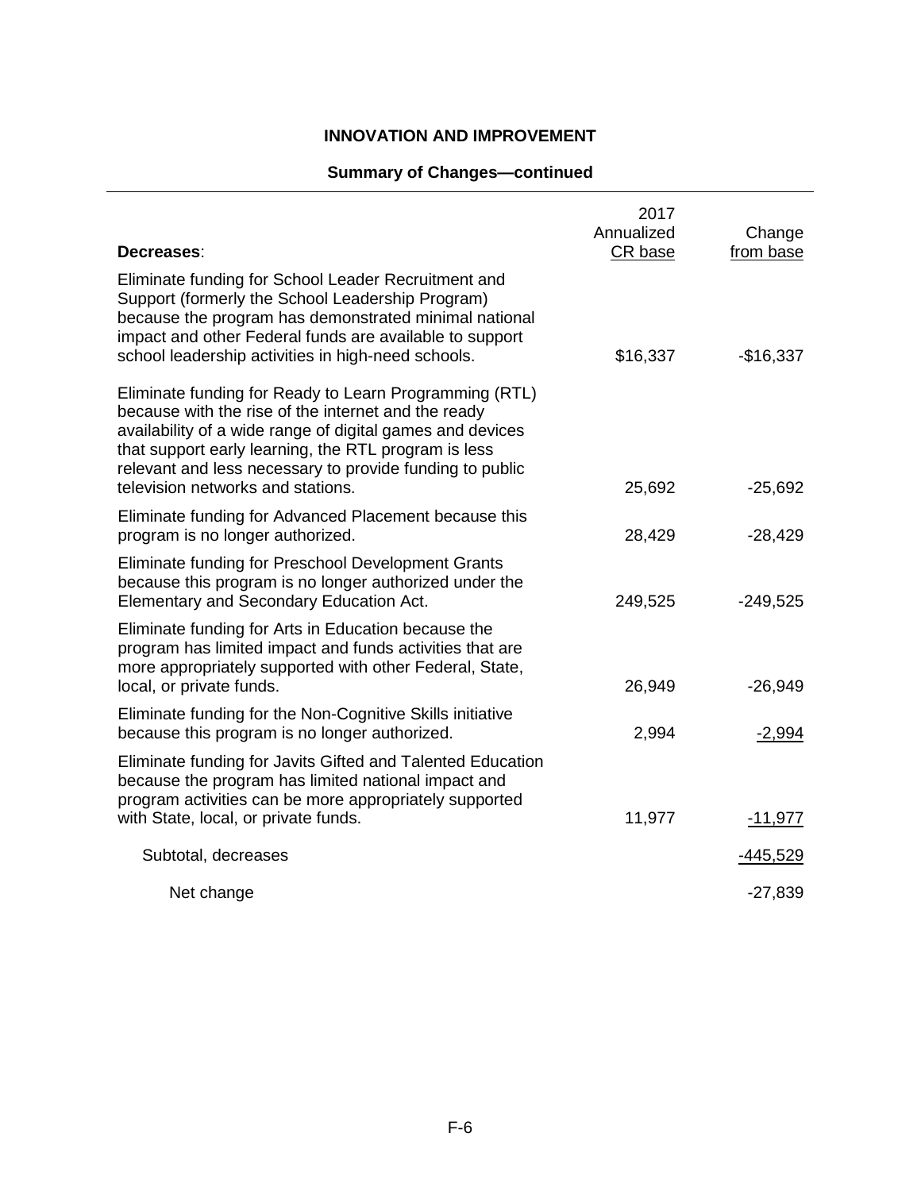## INNOVATION AND IMPROVEMENT

### Summary of Changes—continued

| **Decreases**: | 2017 Annualized CR base | Change from base |
|---|---|---|
| Eliminate funding for School Leader Recruitment and Support (formerly the School Leadership Program) because the program has demonstrated minimal national impact and other Federal funds are available to support school leadership activities in high-need schools. | $16,337 | -$16,337 |
| Eliminate funding for Ready to Learn Programming (RTL) because with the rise of the internet and the ready availability of a wide range of digital games and devices that support early learning, the RTL program is less relevant and less necessary to provide funding to public television networks and stations. | 25,692 | -25,692 |
| Eliminate funding for Advanced Placement because this program is no longer authorized. | 28,429 | -28,429 |
| Eliminate funding for Preschool Development Grants because this program is no longer authorized under the Elementary and Secondary Education Act. | 249,525 | -249,525 |
| Eliminate funding for Arts in Education because the program has limited impact and funds activities that are more appropriately supported with other Federal, State, local, or private funds. | 26,949 | -26,949 |
| Eliminate funding for the Non-Cognitive Skills initiative because this program is no longer authorized. | 2,994 | -2,994 |
| Eliminate funding for Javits Gifted and Talented Education because the program has limited national impact and program activities can be more appropriately supported with State, local, or private funds. | 11,977 | -11,977 |
| Subtotal, decreases | | -445,529 |
| Net change | | -27,839 |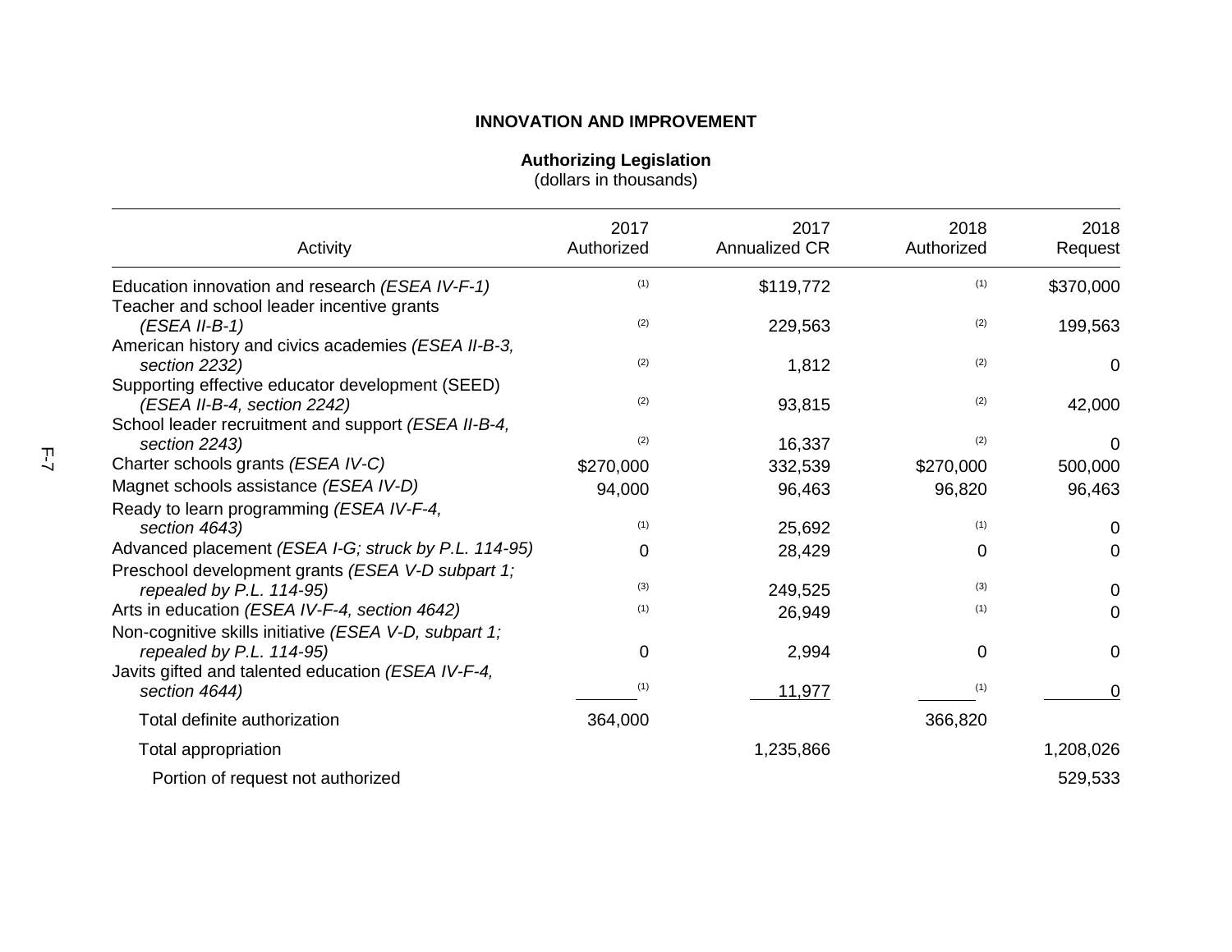## INNOVATION AND IMPROVEMENT

### Authorizing Legislation

(dollars in thousands)

| Activity | 2017 Authorized | 2017 Annualized CR | 2018 Authorized | 2018 Request |
|---|---|---|---|---|
| Education innovation and research *(ESEA IV-F-1)* | [1] | $119,772 | [1] | $370,000 |
| Teacher and school leader incentive grants *(ESEA II-B-1)* | [2] | 229,563 | [2] | 199,563 |
| American history and civics academies *(ESEA II-B-3, section 2232)* | [2] | 1,812 | [2] | 0 |
| Supporting effective educator development (SEED) *(ESEA II-B-4, section 2242)* | [2] | 93,815 | [2] | 42,000 |
| School leader recruitment and support *(ESEA II-B-4, section 2243)* | [2] | 16,337 | [2] | 0 |
| Charter schools grants *(ESEA IV-C)* | $270,000 | 332,539 | $270,000 | 500,000 |
| Magnet schools assistance *(ESEA IV-D)* | 94,000 | 96,463 | 96,820 | 96,463 |
| Ready to learn programming *(ESEA IV-F-4, section 4643)* | [1] | 25,692 | [1] | 0 |
| Advanced placement *(ESEA I-G; struck by P.L. 114-95)* | 0 | 28,429 | 0 | 0 |
| Preschool development grants *(ESEA V-D subpart 1; repealed by P.L. 114-95)* | [3] | 249,525 | [3] | 0 |
| Arts in education *(ESEA IV-F-4, section 4642)* | [1] | 26,949 | [1] | 0 |
| Non-cognitive skills initiative *(ESEA V-D, subpart 1; repealed by P.L. 114-95)* | 0 | 2,994 | 0 | 0 |
| Javits gifted and talented education *(ESEA IV-F-4, section 4644)* | [1] | 11,977 | [1] | 0 |
| Total definite authorization | 364,000 | | 366,820 | |
| Total appropriation | | 1,235,866 | | 1,208,026 |
| Portion of request not authorized | | | | 529,533 |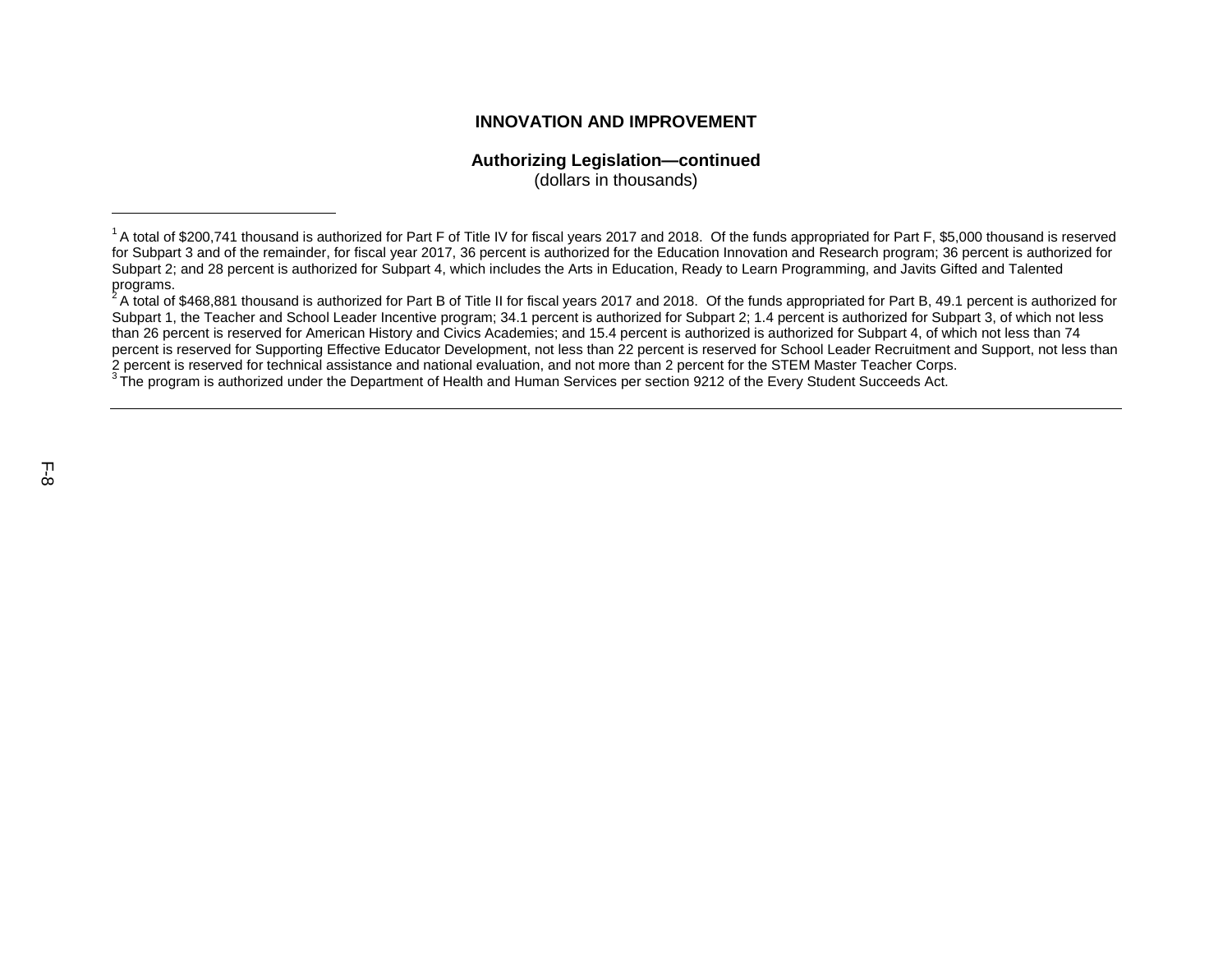## INNOVATION AND IMPROVEMENT

### Authorizing Legislation—continued

(dollars in thousands)

---

[1] A total of $200,741 thousand is authorized for Part F of Title IV for fiscal years 2017 and 2018. Of the funds appropriated for Part F, $5,000 thousand is reserved for Subpart 3 and of the remainder, for fiscal year 2017, 36 percent is authorized for the Education Innovation and Research program; 36 percent is authorized for Subpart 2; and 28 percent is authorized for Subpart 4, which includes the Arts in Education, Ready to Learn Programming, and Javits Gifted and Talented programs.

[2] A total of $468,881 thousand is authorized for Part B of Title II for fiscal years 2017 and 2018. Of the funds appropriated for Part B, 49.1 percent is authorized for Subpart 1, the Teacher and School Leader Incentive program; 34.1 percent is authorized for Subpart 2; 1.4 percent is authorized for Subpart 3, of which not less than 26 percent is reserved for American History and Civics Academies; and 15.4 percent is authorized is authorized for Subpart 4, of which not less than 74 percent is reserved for Supporting Effective Educator Development, not less than 22 percent is reserved for School Leader Recruitment and Support, not less than 2 percent is reserved for technical assistance and national evaluation, and not more than 2 percent for the STEM Master Teacher Corps.

[3] The program is authorized under the Department of Health and Human Services per section 9212 of the Every Student Succeeds Act.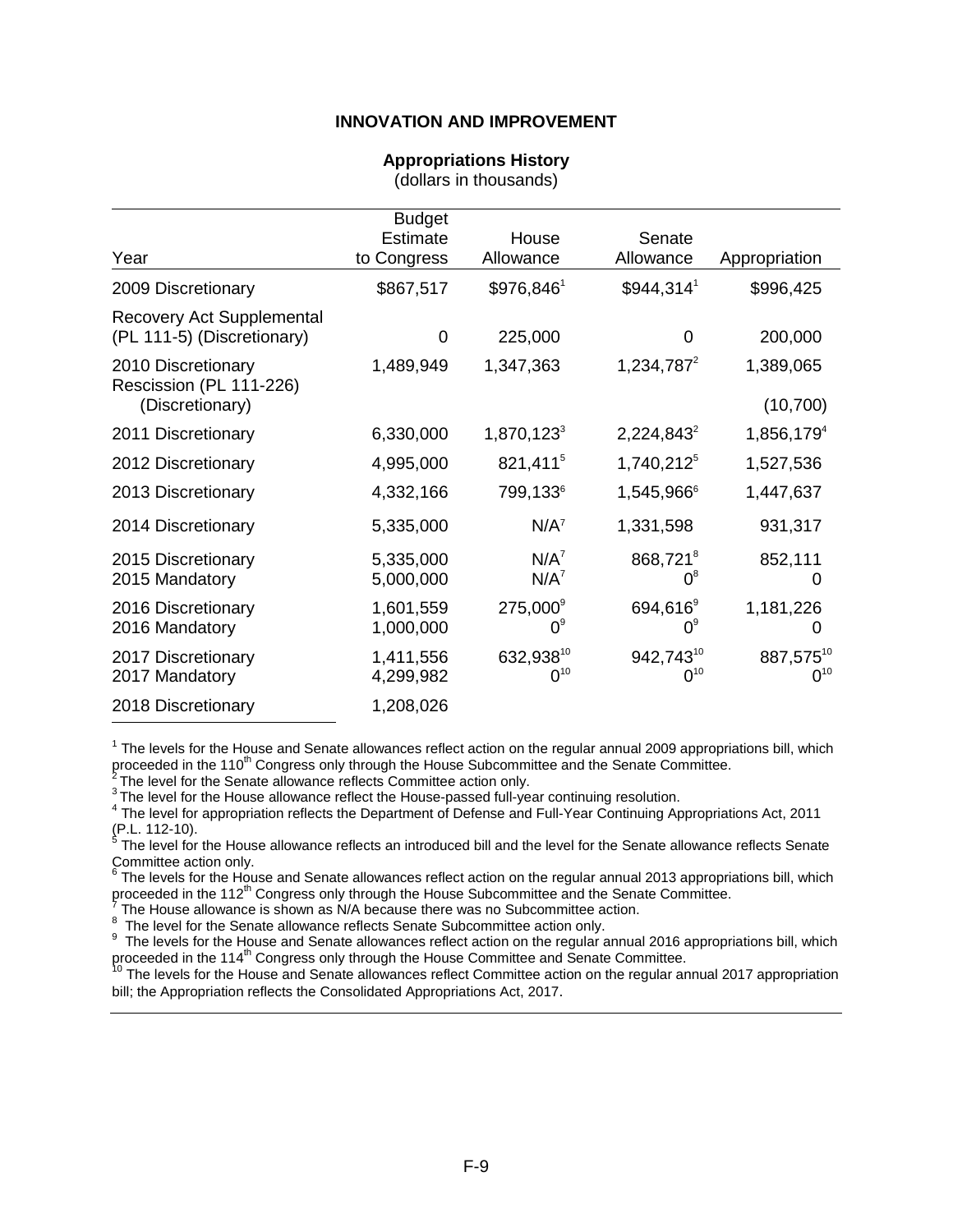## INNOVATION AND IMPROVEMENT

**Appropriations History**
(dollars in thousands)

| Year | Budget Estimate to Congress | House Allowance | Senate Allowance | Appropriation |
|---|---|---|---|---|
| 2009 Discretionary | $867,517 | $976,846[1] | $944,314[1] | $996,425 |
| Recovery Act Supplemental (PL 111-5) (Discretionary) | 0 | 225,000 | 0 | 200,000 |
| 2010 Discretionary | 1,489,949 | 1,347,363 | 1,234,787[2] | 1,389,065 |
| Rescission (PL 111-226) (Discretionary) | | | | (10,700) |
| 2011 Discretionary | 6,330,000 | 1,870,123[3] | 2,224,843[2] | 1,856,179[4] |
| 2012 Discretionary | 4,995,000 | 821,411[5] | 1,740,212[5] | 1,527,536 |
| 2013 Discretionary | 4,332,166 | 799,133[6] | 1,545,966[6] | 1,447,637 |
| 2014 Discretionary | 5,335,000 | N/A[7] | 1,331,598 | 931,317 |
| 2015 Discretionary | 5,335,000 | N/A[7] | 868,721[8] | 852,111 |
| 2015 Mandatory | 5,000,000 | N/A[7] | 0[8] | 0 |
| 2016 Discretionary | 1,601,559 | 275,000[9] | 694,616[9] | 1,181,226 |
| 2016 Mandatory | 1,000,000 | 0[9] | 0[9] | 0 |
| 2017 Discretionary | 1,411,556 | 632,938[10] | 942,743[10] | 887,575[10] |
| 2017 Mandatory | 4,299,982 | 0[10] | 0[10] | 0[10] |
| 2018 Discretionary | 1,208,026 | | | |

[1] The levels for the House and Senate allowances reflect action on the regular annual 2009 appropriations bill, which proceeded in the 110th Congress only through the House Subcommittee and the Senate Committee.
[2] The level for the Senate allowance reflects Committee action only.
[3] The level for the House allowance reflect the House-passed full-year continuing resolution.
[4] The level for appropriation reflects the Department of Defense and Full-Year Continuing Appropriations Act, 2011 (P.L. 112-10).
[5] The level for the House allowance reflects an introduced bill and the level for the Senate allowance reflects Senate Committee action only.
[6] The levels for the House and Senate allowances reflect action on the regular annual 2013 appropriations bill, which proceeded in the 112th Congress only through the House Subcommittee and the Senate Committee.
[7] The House allowance is shown as N/A because there was no Subcommittee action.
[8] The level for the Senate allowance reflects Senate Subcommittee action only.
[9] The levels for the House and Senate allowances reflect action on the regular annual 2016 appropriations bill, which proceeded in the 114th Congress only through the House Committee and Senate Committee.
[10] The levels for the House and Senate allowances reflect Committee action on the regular annual 2017 appropriation bill; the Appropriation reflects the Consolidated Appropriations Act, 2017.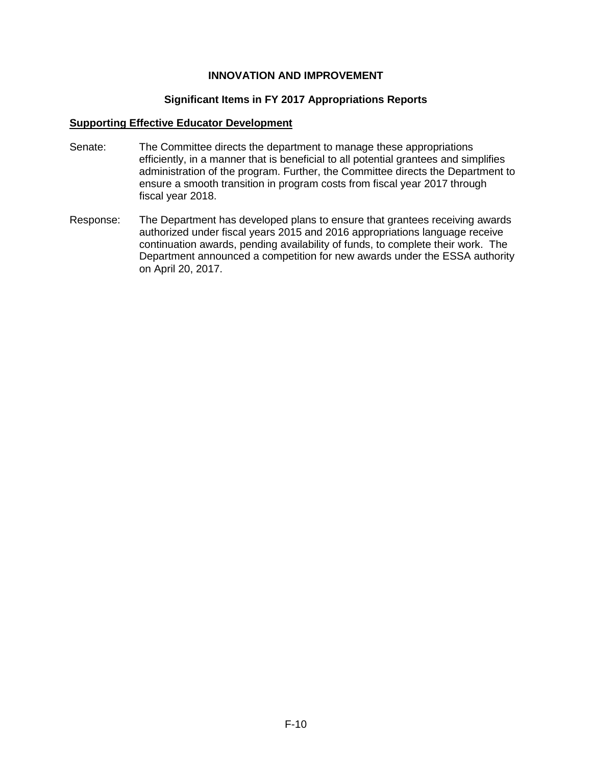# INNOVATION AND IMPROVEMENT

## Significant Items in FY 2017 Appropriations Reports

**Supporting Effective Educator Development**

Senate: The Committee directs the department to manage these appropriations efficiently, in a manner that is beneficial to all potential grantees and simplifies administration of the program. Further, the Committee directs the Department to ensure a smooth transition in program costs from fiscal year 2017 through fiscal year 2018.

Response: The Department has developed plans to ensure that grantees receiving awards authorized under fiscal years 2015 and 2016 appropriations language receive continuation awards, pending availability of funds, to complete their work. The Department announced a competition for new awards under the ESSA authority on April 20, 2017.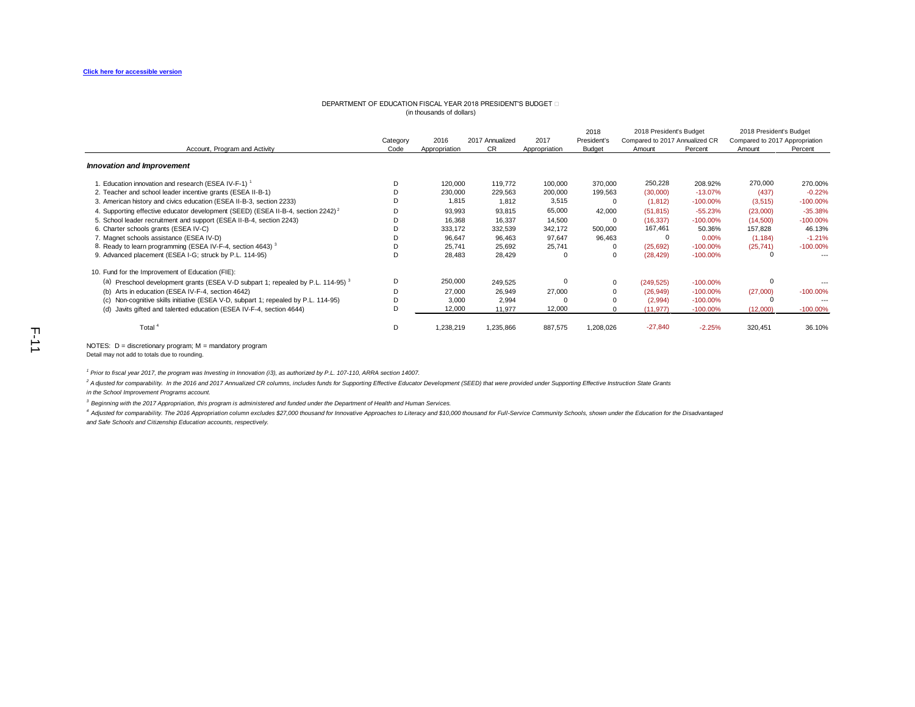Click here for accessible version

DEPARTMENT OF EDUCATION FISCAL YEAR 2018 PRESIDENT'S BUDGET
(in thousands of dollars)

| Account, Program and Activity | Category Code | 2016 Appropriation | 2017 Annualized CR | 2017 Appropriation | 2018 President's Budget | 2018 President's Budget Compared to 2017 Annualized CR Amount | Percent | 2018 President's Budget Compared to 2017 Appropriation Amount | Percent |
|---|---|---|---|---|---|---|---|---|---|
| ***Innovation and Improvement*** | | | | | | | | | |
| 1. Education innovation and research (ESEA IV-F-1) [1] | D | 120,000 | 119,772 | 100,000 | 370,000 | 250,228 | 208.92% | 270,000 | 270.00% |
| 2. Teacher and school leader incentive grants (ESEA II-B-1) | D | 230,000 | 229,563 | 200,000 | 199,563 | (30,000) | -13.07% | (437) | -0.22% |
| 3. American history and civics education (ESEA II-B-3, section 2233) | D | 1,815 | 1,812 | 3,515 | 0 | (1,812) | -100.00% | (3,515) | -100.00% |
| 4. Supporting effective educator development (SEED) (ESEA II-B-4, section 2242) [2] | D | 93,993 | 93,815 | 65,000 | 42,000 | (51,815) | -55.23% | (23,000) | -35.38% |
| 5. School leader recruitment and support (ESEA II-B-4, section 2243) | D | 16,368 | 16,337 | 14,500 | 0 | (16,337) | -100.00% | (14,500) | -100.00% |
| 6. Charter schools grants (ESEA IV-C) | D | 333,172 | 332,539 | 342,172 | 500,000 | 167,461 | 50.36% | 157,828 | 46.13% |
| 7. Magnet schools assistance (ESEA IV-D) | D | 96,647 | 96,463 | 97,647 | 96,463 | 0 | 0.00% | (1,184) | -1.21% |
| 8. Ready to learn programming (ESEA IV-F-4, section 4643) [3] | D | 25,741 | 25,692 | 25,741 | 0 | (25,692) | -100.00% | (25,741) | -100.00% |
| 9. Advanced placement (ESEA I-G; struck by P.L. 114-95) | D | 28,483 | 28,429 | 0 | 0 | (28,429) | -100.00% | 0 | --- |
| 10. Fund for the Improvement of Education (FIE): | | | | | | | | | |
| (a) Preschool development grants (ESEA V-D subpart 1; repealed by P.L. 114-95) [3] | D | 250,000 | 249,525 | 0 | 0 | (249,525) | -100.00% | 0 | --- |
| (b) Arts in education (ESEA IV-F-4, section 4642) | D | 27,000 | 26,949 | 27,000 | 0 | (26,949) | -100.00% | (27,000) | -100.00% |
| (c) Non-cognitive skills initiative (ESEA V-D, subpart 1; repealed by P.L. 114-95) | D | 3,000 | 2,994 | 0 | 0 | (2,994) | -100.00% | 0 | --- |
| (d) Javits gifted and talented education (ESEA IV-F-4, section 4644) | D | 12,000 | 11,977 | 12,000 | 0 | (11,977) | -100.00% | (12,000) | -100.00% |
| Total [4] | D | 1,238,219 | 1,235,866 | 887,575 | 1,208,026 | -27,840 | -2.25% | 320,451 | 36.10% |

NOTES: D = discretionary program; M = mandatory program
Detail may not add to totals due to rounding.

*[1] Prior to fiscal year 2017, the program was Investing in Innovation (i3), as authorized by P.L. 107-110, ARRA section 14007.*

*[2] Adjusted for comparability. In the 2016 and 2017 Annualized CR columns, includes funds for Supporting Effective Educator Development (SEED) that were provided under Supporting Effective Instruction State Grants in the School Improvement Programs account.*

*[3] Beginning with the 2017 Appropriation, this program is administered and funded under the Department of Health and Human Services.*

*[4] Adjusted for comparability. The 2016 Appropriation column excludes $27,000 thousand for Innovative Approaches to Literacy and $10,000 thousand for Full-Service Community Schools, shown under the Education for the Disadvantaged and Safe Schools and Citizenship Education accounts, respectively.*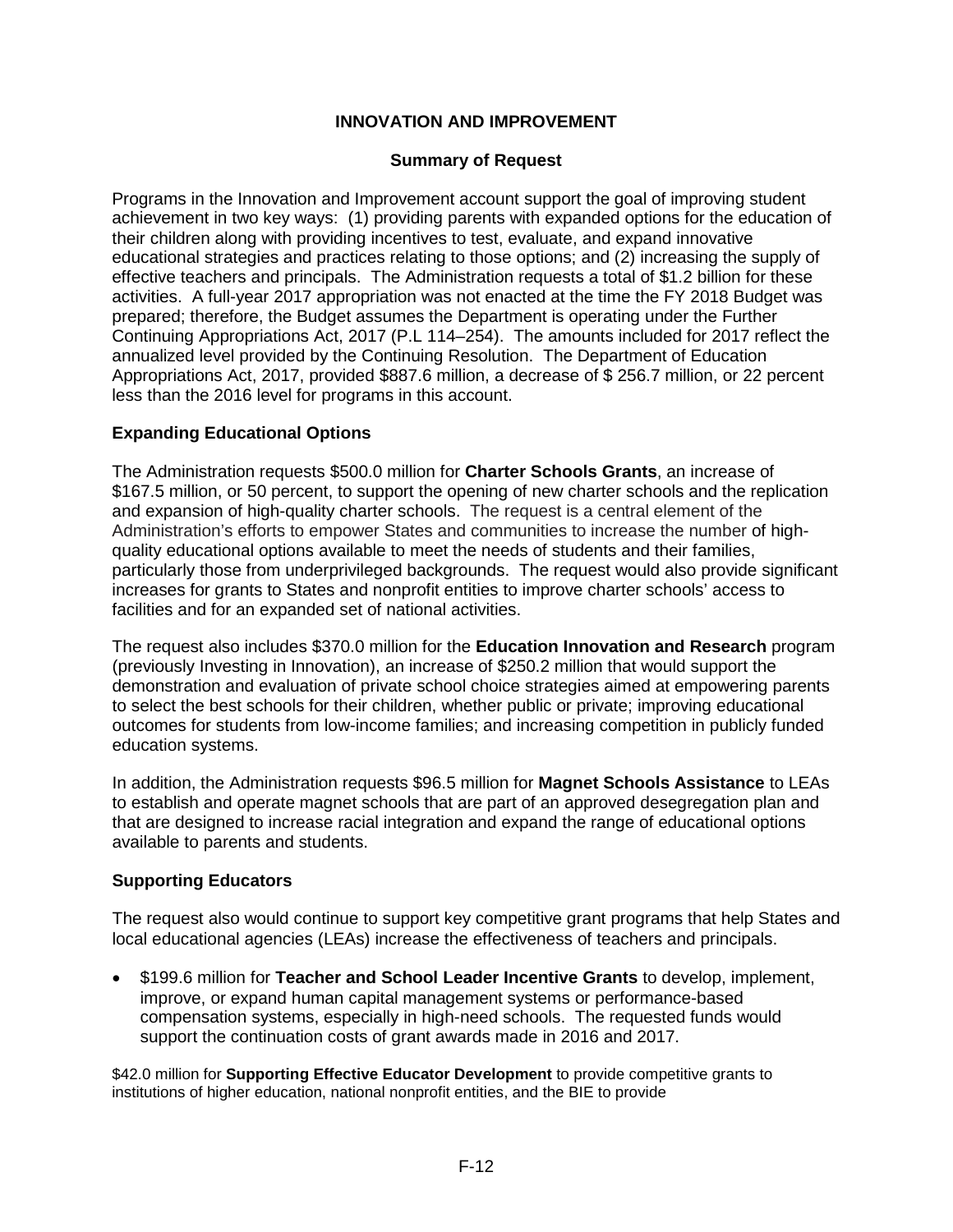## INNOVATION AND IMPROVEMENT

### Summary of Request

Programs in the Innovation and Improvement account support the goal of improving student achievement in two key ways: (1) providing parents with expanded options for the education of their children along with providing incentives to test, evaluate, and expand innovative educational strategies and practices relating to those options; and (2) increasing the supply of effective teachers and principals. The Administration requests a total of $1.2 billion for these activities. A full-year 2017 appropriation was not enacted at the time the FY 2018 Budget was prepared; therefore, the Budget assumes the Department is operating under the Further Continuing Appropriations Act, 2017 (P.L 114–254). The amounts included for 2017 reflect the annualized level provided by the Continuing Resolution. The Department of Education Appropriations Act, 2017, provided $887.6 million, a decrease of $ 256.7 million, or 22 percent less than the 2016 level for programs in this account.

### Expanding Educational Options

The Administration requests $500.0 million for **Charter Schools Grants**, an increase of $167.5 million, or 50 percent, to support the opening of new charter schools and the replication and expansion of high-quality charter schools. The request is a central element of the Administration's efforts to empower States and communities to increase the number of high-quality educational options available to meet the needs of students and their families, particularly those from underprivileged backgrounds. The request would also provide significant increases for grants to States and nonprofit entities to improve charter schools' access to facilities and for an expanded set of national activities.

The request also includes $370.0 million for the **Education Innovation and Research** program (previously Investing in Innovation), an increase of $250.2 million that would support the demonstration and evaluation of private school choice strategies aimed at empowering parents to select the best schools for their children, whether public or private; improving educational outcomes for students from low-income families; and increasing competition in publicly funded education systems.

In addition, the Administration requests $96.5 million for **Magnet Schools Assistance** to LEAs to establish and operate magnet schools that are part of an approved desegregation plan and that are designed to increase racial integration and expand the range of educational options available to parents and students.

### Supporting Educators

The request also would continue to support key competitive grant programs that help States and local educational agencies (LEAs) increase the effectiveness of teachers and principals.

- $199.6 million for **Teacher and School Leader Incentive Grants** to develop, implement, improve, or expand human capital management systems or performance-based compensation systems, especially in high-need schools. The requested funds would support the continuation costs of grant awards made in 2016 and 2017.

$42.0 million for **Supporting Effective Educator Development** to provide competitive grants to institutions of higher education, national nonprofit entities, and the BIE to provide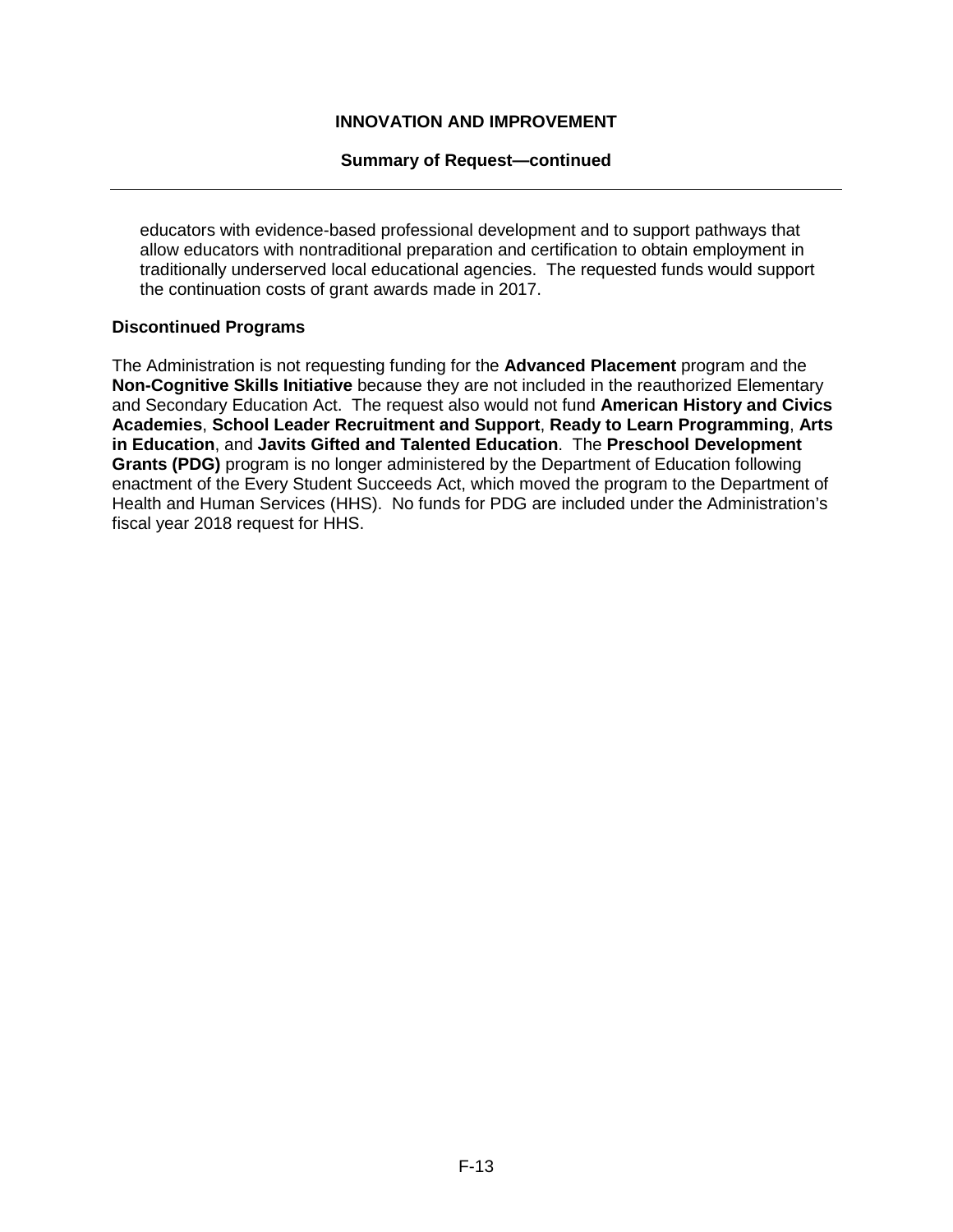educators with evidence-based professional development and to support pathways that allow educators with nontraditional preparation and certification to obtain employment in traditionally underserved local educational agencies. The requested funds would support the continuation costs of grant awards made in 2017.

**Discontinued Programs**

The Administration is not requesting funding for the **Advanced Placement** program and the **Non-Cognitive Skills Initiative** because they are not included in the reauthorized Elementary and Secondary Education Act. The request also would not fund **American History and Civics Academies**, **School Leader Recruitment and Support**, **Ready to Learn Programming**, **Arts in Education**, and **Javits Gifted and Talented Education**. The **Preschool Development Grants (PDG)** program is no longer administered by the Department of Education following enactment of the Every Student Succeeds Act, which moved the program to the Department of Health and Human Services (HHS). No funds for PDG are included under the Administration's fiscal year 2018 request for HHS.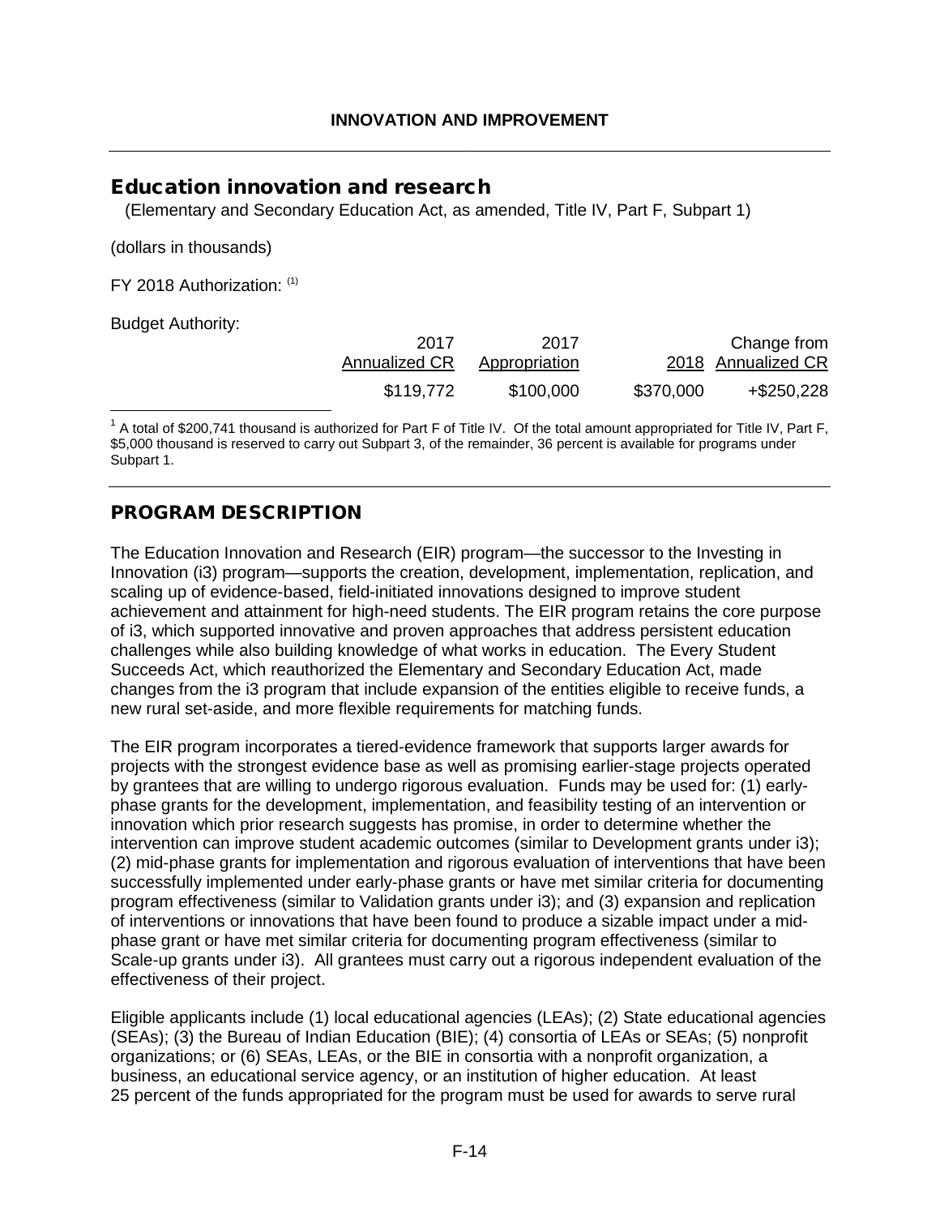# Education innovation and research

(Elementary and Secondary Education Act, as amended, Title IV, Part F, Subpart 1)

(dollars in thousands)

FY 2018 Authorization: [1]

Budget Authority:

| | 2017 Annualized CR | 2017 Appropriation | 2018 | Change from Annualized CR |
|---|---|---|---|---|
| | $119,772 | $100,000 | $370,000 | +$250,228 |

[1] A total of $200,741 thousand is authorized for Part F of Title IV. Of the total amount appropriated for Title IV, Part F, $5,000 thousand is reserved to carry out Subpart 3, of the remainder, 36 percent is available for programs under Subpart 1.

## PROGRAM DESCRIPTION

The Education Innovation and Research (EIR) program—the successor to the Investing in Innovation (i3) program—supports the creation, development, implementation, replication, and scaling up of evidence-based, field-initiated innovations designed to improve student achievement and attainment for high-need students. The EIR program retains the core purpose of i3, which supported innovative and proven approaches that address persistent education challenges while also building knowledge of what works in education. The Every Student Succeeds Act, which reauthorized the Elementary and Secondary Education Act, made changes from the i3 program that include expansion of the entities eligible to receive funds, a new rural set-aside, and more flexible requirements for matching funds.

The EIR program incorporates a tiered-evidence framework that supports larger awards for projects with the strongest evidence base as well as promising earlier-stage projects operated by grantees that are willing to undergo rigorous evaluation. Funds may be used for: (1) early-phase grants for the development, implementation, and feasibility testing of an intervention or innovation which prior research suggests has promise, in order to determine whether the intervention can improve student academic outcomes (similar to Development grants under i3); (2) mid-phase grants for implementation and rigorous evaluation of interventions that have been successfully implemented under early-phase grants or have met similar criteria for documenting program effectiveness (similar to Validation grants under i3); and (3) expansion and replication of interventions or innovations that have been found to produce a sizable impact under a mid-phase grant or have met similar criteria for documenting program effectiveness (similar to Scale-up grants under i3). All grantees must carry out a rigorous independent evaluation of the effectiveness of their project.

Eligible applicants include (1) local educational agencies (LEAs); (2) State educational agencies (SEAs); (3) the Bureau of Indian Education (BIE); (4) consortia of LEAs or SEAs; (5) nonprofit organizations; or (6) SEAs, LEAs, or the BIE in consortia with a nonprofit organization, a business, an educational service agency, or an institution of higher education. At least 25 percent of the funds appropriated for the program must be used for awards to serve rural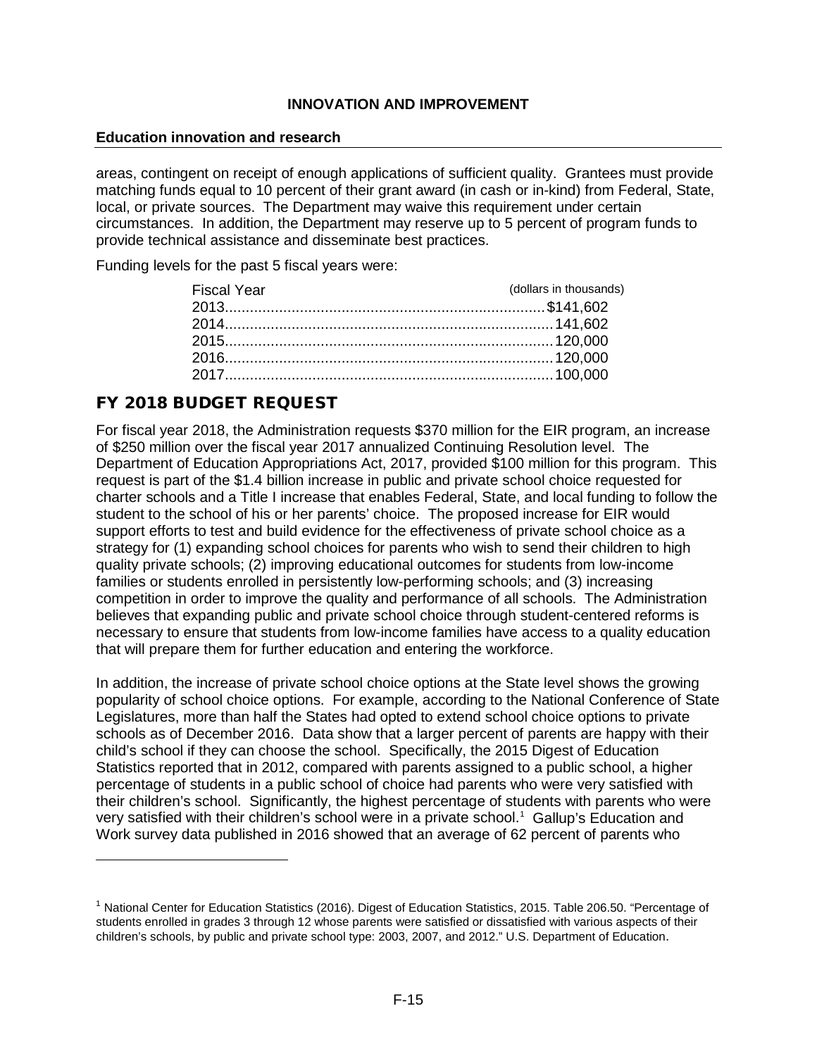**Education innovation and research**

areas, contingent on receipt of enough applications of sufficient quality. Grantees must provide matching funds equal to 10 percent of their grant award (in cash or in-kind) from Federal, State, local, or private sources. The Department may waive this requirement under certain circumstances. In addition, the Department may reserve up to 5 percent of program funds to provide technical assistance and disseminate best practices.

Funding levels for the past 5 fiscal years were:

| Fiscal Year | (dollars in thousands) |
| --- | --- |
| 2013 | $141,602 |
| 2014 | 141,602 |
| 2015 | 120,000 |
| 2016 | 120,000 |
| 2017 | 100,000 |

## FY 2018 BUDGET REQUEST

For fiscal year 2018, the Administration requests $370 million for the EIR program, an increase of $250 million over the fiscal year 2017 annualized Continuing Resolution level. The Department of Education Appropriations Act, 2017, provided $100 million for this program. This request is part of the $1.4 billion increase in public and private school choice requested for charter schools and a Title I increase that enables Federal, State, and local funding to follow the student to the school of his or her parents' choice. The proposed increase for EIR would support efforts to test and build evidence for the effectiveness of private school choice as a strategy for (1) expanding school choices for parents who wish to send their children to high quality private schools; (2) improving educational outcomes for students from low-income families or students enrolled in persistently low-performing schools; and (3) increasing competition in order to improve the quality and performance of all schools. The Administration believes that expanding public and private school choice through student-centered reforms is necessary to ensure that students from low-income families have access to a quality education that will prepare them for further education and entering the workforce.

In addition, the increase of private school choice options at the State level shows the growing popularity of school choice options. For example, according to the National Conference of State Legislatures, more than half the States had opted to extend school choice options to private schools as of December 2016. Data show that a larger percent of parents are happy with their child's school if they can choose the school. Specifically, the 2015 Digest of Education Statistics reported that in 2012, compared with parents assigned to a public school, a higher percentage of students in a public school of choice had parents who were very satisfied with their children's school. Significantly, the highest percentage of students with parents who were very satisfied with their children's school were in a private school.[1] Gallup's Education and Work survey data published in 2016 showed that an average of 62 percent of parents who

[1] National Center for Education Statistics (2016). Digest of Education Statistics, 2015. Table 206.50. "Percentage of students enrolled in grades 3 through 12 whose parents were satisfied or dissatisfied with various aspects of their children's schools, by public and private school type: 2003, 2007, and 2012." U.S. Department of Education.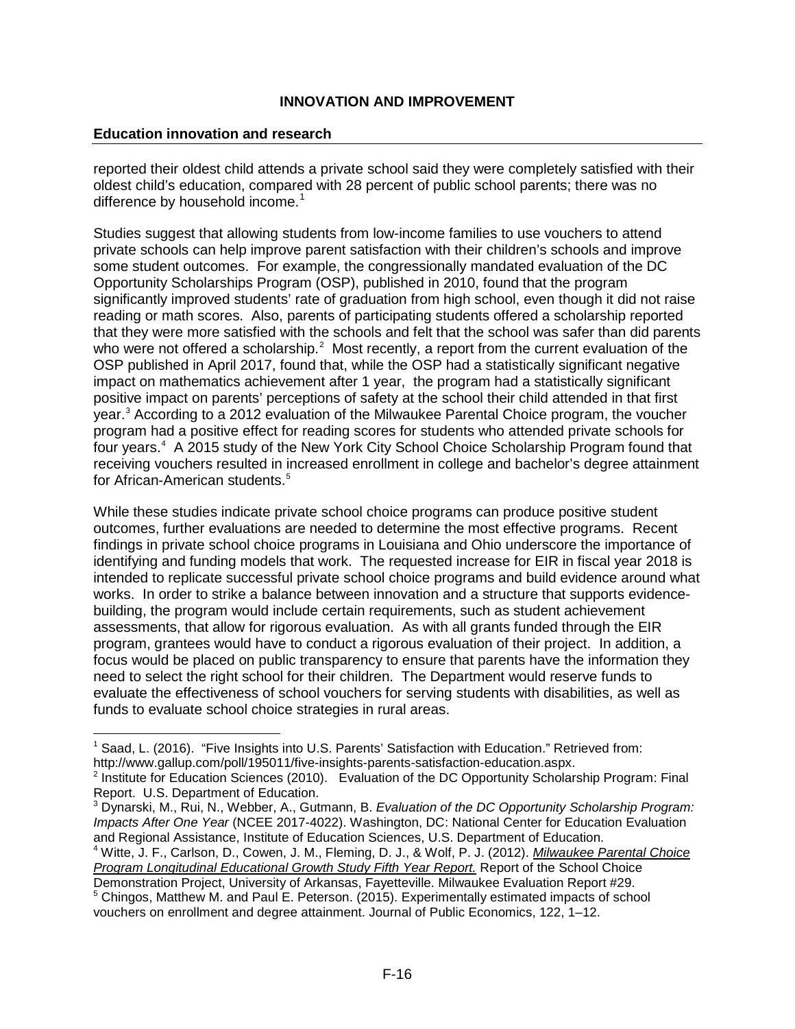# INNOVATION AND IMPROVEMENT

## Education innovation and research

reported their oldest child attends a private school said they were completely satisfied with their oldest child's education, compared with 28 percent of public school parents; there was no difference by household income.[1]

Studies suggest that allowing students from low-income families to use vouchers to attend private schools can help improve parent satisfaction with their children's schools and improve some student outcomes. For example, the congressionally mandated evaluation of the DC Opportunity Scholarships Program (OSP), published in 2010, found that the program significantly improved students' rate of graduation from high school, even though it did not raise reading or math scores. Also, parents of participating students offered a scholarship reported that they were more satisfied with the schools and felt that the school was safer than did parents who were not offered a scholarship.[2] Most recently, a report from the current evaluation of the OSP published in April 2017, found that, while the OSP had a statistically significant negative impact on mathematics achievement after 1 year, the program had a statistically significant positive impact on parents' perceptions of safety at the school their child attended in that first year.[3] According to a 2012 evaluation of the Milwaukee Parental Choice program, the voucher program had a positive effect for reading scores for students who attended private schools for four years.[4] A 2015 study of the New York City School Choice Scholarship Program found that receiving vouchers resulted in increased enrollment in college and bachelor's degree attainment for African-American students.[5]

While these studies indicate private school choice programs can produce positive student outcomes, further evaluations are needed to determine the most effective programs. Recent findings in private school choice programs in Louisiana and Ohio underscore the importance of identifying and funding models that work. The requested increase for EIR in fiscal year 2018 is intended to replicate successful private school choice programs and build evidence around what works. In order to strike a balance between innovation and a structure that supports evidence-building, the program would include certain requirements, such as student achievement assessments, that allow for rigorous evaluation. As with all grants funded through the EIR program, grantees would have to conduct a rigorous evaluation of their project. In addition, a focus would be placed on public transparency to ensure that parents have the information they need to select the right school for their children. The Department would reserve funds to evaluate the effectiveness of school vouchers for serving students with disabilities, as well as funds to evaluate school choice strategies in rural areas.

---

[1] Saad, L. (2016). "Five Insights into U.S. Parents' Satisfaction with Education." Retrieved from: http://www.gallup.com/poll/195011/five-insights-parents-satisfaction-education.aspx.

[2] Institute for Education Sciences (2010). Evaluation of the DC Opportunity Scholarship Program: Final Report. U.S. Department of Education.

[3] Dynarski, M., Rui, N., Webber, A., Gutmann, B. *Evaluation of the DC Opportunity Scholarship Program: Impacts After One Year* (NCEE 2017-4022). Washington, DC: National Center for Education Evaluation and Regional Assistance, Institute of Education Sciences, U.S. Department of Education.

[4] Witte, J. F., Carlson, D., Cowen, J. M., Fleming, D. J., & Wolf, P. J. (2012). *Milwaukee Parental Choice Program Longitudinal Educational Growth Study Fifth Year Report.* Report of the School Choice Demonstration Project, University of Arkansas, Fayetteville. Milwaukee Evaluation Report #29.

[5] Chingos, Matthew M. and Paul E. Peterson. (2015). Experimentally estimated impacts of school vouchers on enrollment and degree attainment. Journal of Public Economics, 122, 1–12.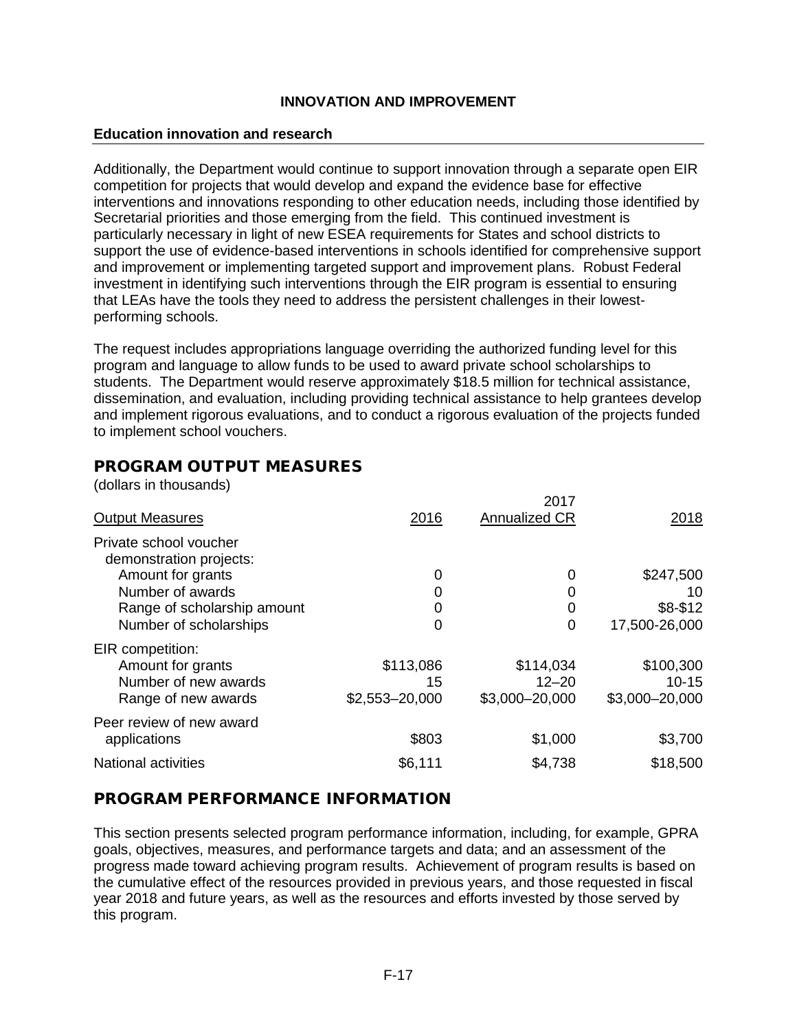**Education innovation and research**

Additionally, the Department would continue to support innovation through a separate open EIR competition for projects that would develop and expand the evidence base for effective interventions and innovations responding to other education needs, including those identified by Secretarial priorities and those emerging from the field. This continued investment is particularly necessary in light of new ESEA requirements for States and school districts to support the use of evidence-based interventions in schools identified for comprehensive support and improvement or implementing targeted support and improvement plans. Robust Federal investment in identifying such interventions through the EIR program is essential to ensuring that LEAs have the tools they need to address the persistent challenges in their lowest-performing schools.

The request includes appropriations language overriding the authorized funding level for this program and language to allow funds to be used to award private school scholarships to students. The Department would reserve approximately $18.5 million for technical assistance, dissemination, and evaluation, including providing technical assistance to help grantees develop and implement rigorous evaluations, and to conduct a rigorous evaluation of the projects funded to implement school vouchers.

## PROGRAM OUTPUT MEASURES

(dollars in thousands)

| Output Measures | 2016 | 2017 Annualized CR | 2018 |
|---|---|---|---|
| Private school voucher demonstration projects: | | | |
| Amount for grants | 0 | 0 | $247,500 |
| Number of awards | 0 | 0 | 10 |
| Range of scholarship amount | 0 | 0 | $8-$12 |
| Number of scholarships | 0 | 0 | 17,500-26,000 |
| EIR competition: | | | |
| Amount for grants | $113,086 | $114,034 | $100,300 |
| Number of new awards | 15 | 12–20 | 10-15 |
| Range of new awards | $2,553–20,000 | $3,000–20,000 | $3,000–20,000 |
| Peer review of new award applications | $803 | $1,000 | $3,700 |
| National activities | $6,111 | $4,738 | $18,500 |

## PROGRAM PERFORMANCE INFORMATION

This section presents selected program performance information, including, for example, GPRA goals, objectives, measures, and performance targets and data; and an assessment of the progress made toward achieving program results. Achievement of program results is based on the cumulative effect of the resources provided in previous years, and those requested in fiscal year 2018 and future years, as well as the resources and efforts invested by those served by this program.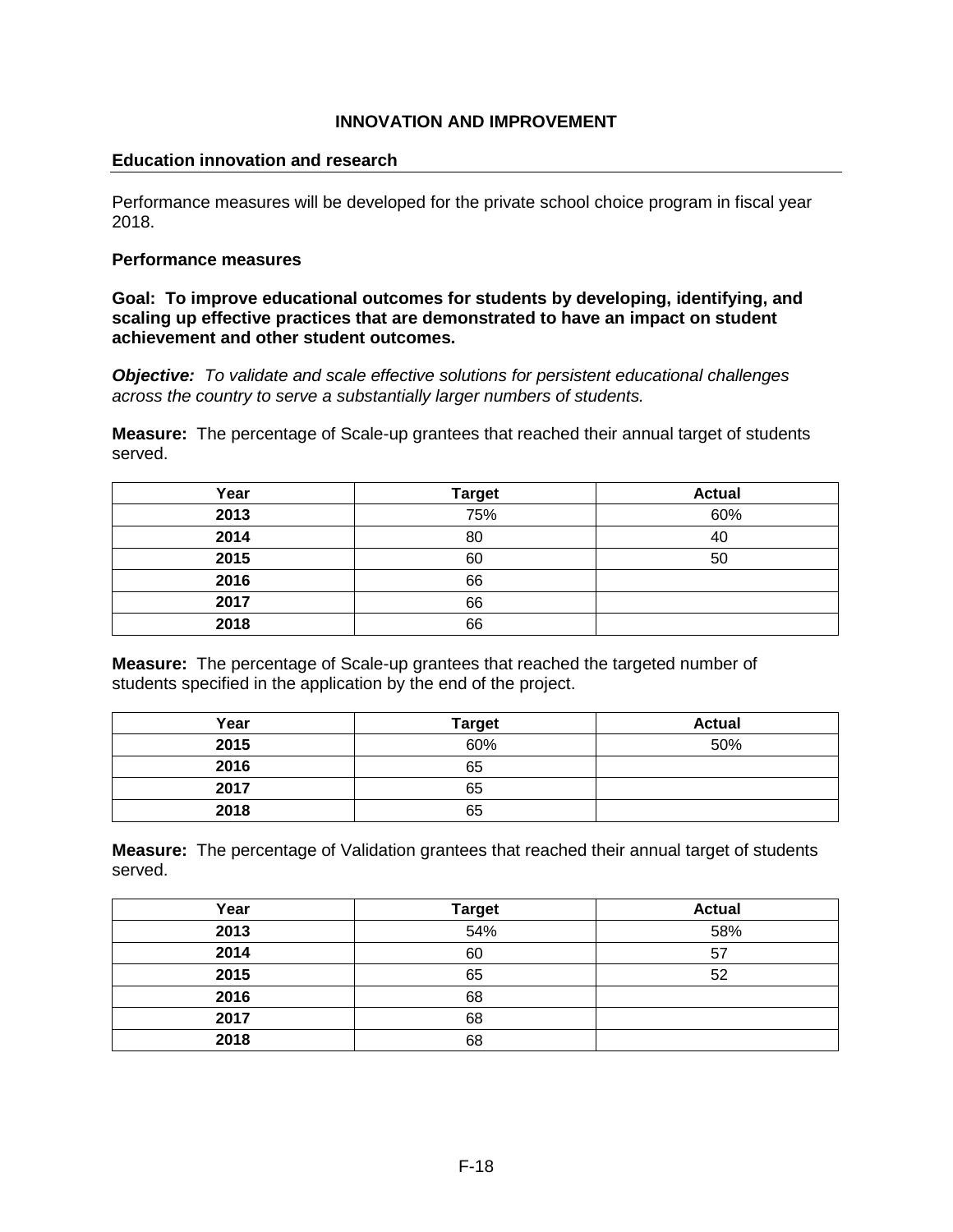# INNOVATION AND IMPROVEMENT

## Education innovation and research

Performance measures will be developed for the private school choice program in fiscal year 2018.

### Performance measures

**Goal: To improve educational outcomes for students by developing, identifying, and scaling up effective practices that are demonstrated to have an impact on student achievement and other student outcomes.**

***Objective:*** *To validate and scale effective solutions for persistent educational challenges across the country to serve a substantially larger numbers of students.*

**Measure:** The percentage of Scale-up grantees that reached their annual target of students served.

| Year | Target | Actual |
|---|---|---|
| **2013** | 75% | 60% |
| **2014** | 80 | 40 |
| **2015** | 60 | 50 |
| **2016** | 66 | |
| **2017** | 66 | |
| **2018** | 66 | |

**Measure:** The percentage of Scale-up grantees that reached the targeted number of students specified in the application by the end of the project.

| Year | Target | Actual |
|---|---|---|
| **2015** | 60% | 50% |
| **2016** | 65 | |
| **2017** | 65 | |
| **2018** | 65 | |

**Measure:** The percentage of Validation grantees that reached their annual target of students served.

| Year | Target | Actual |
|---|---|---|
| **2013** | 54% | 58% |
| **2014** | 60 | 57 |
| **2015** | 65 | 52 |
| **2016** | 68 | |
| **2017** | 68 | |
| **2018** | 68 | |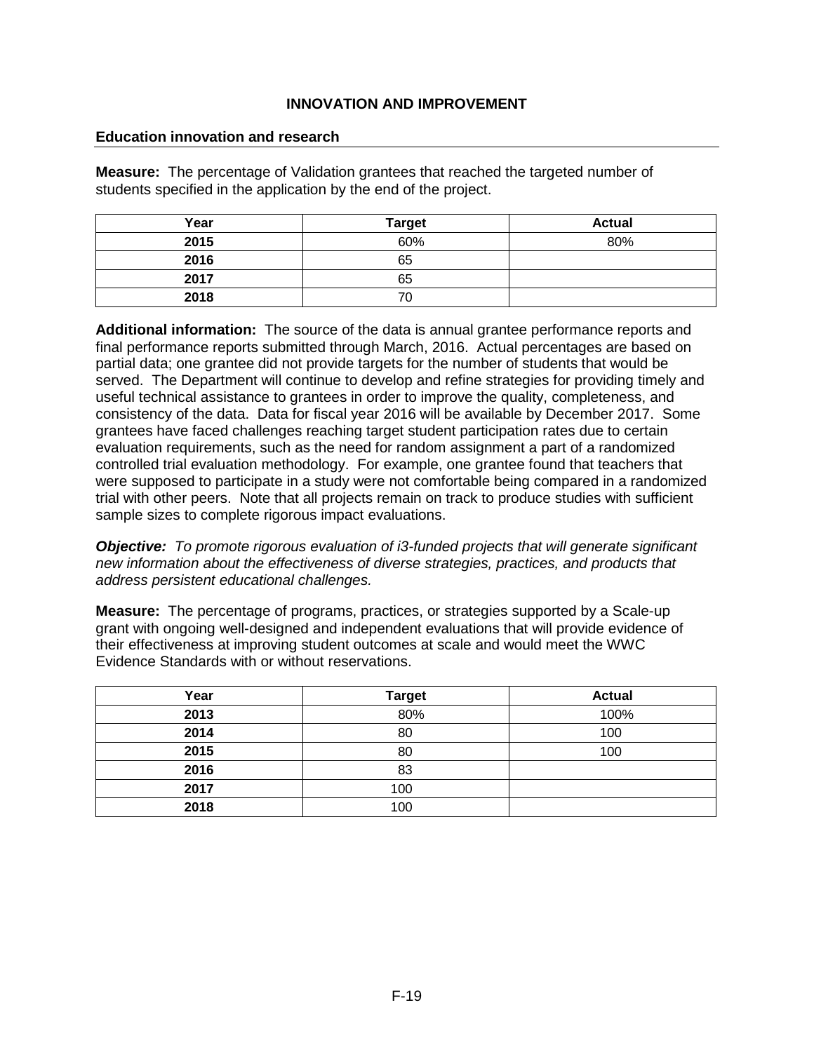## INNOVATION AND IMPROVEMENT

### Education innovation and research

**Measure:** The percentage of Validation grantees that reached the targeted number of students specified in the application by the end of the project.

| Year | Target | Actual |
|---|---|---|
| **2015** | 60% | 80% |
| **2016** | 65 | |
| **2017** | 65 | |
| **2018** | 70 | |

**Additional information:** The source of the data is annual grantee performance reports and final performance reports submitted through March, 2016. Actual percentages are based on partial data; one grantee did not provide targets for the number of students that would be served. The Department will continue to develop and refine strategies for providing timely and useful technical assistance to grantees in order to improve the quality, completeness, and consistency of the data. Data for fiscal year 2016 will be available by December 2017. Some grantees have faced challenges reaching target student participation rates due to certain evaluation requirements, such as the need for random assignment a part of a randomized controlled trial evaluation methodology. For example, one grantee found that teachers that were supposed to participate in a study were not comfortable being compared in a randomized trial with other peers. Note that all projects remain on track to produce studies with sufficient sample sizes to complete rigorous impact evaluations.

***Objective:*** *To promote rigorous evaluation of i3-funded projects that will generate significant new information about the effectiveness of diverse strategies, practices, and products that address persistent educational challenges.*

**Measure:** The percentage of programs, practices, or strategies supported by a Scale-up grant with ongoing well-designed and independent evaluations that will provide evidence of their effectiveness at improving student outcomes at scale and would meet the WWC Evidence Standards with or without reservations.

| Year | Target | Actual |
|---|---|---|
| **2013** | 80% | 100% |
| **2014** | 80 | 100 |
| **2015** | 80 | 100 |
| **2016** | 83 | |
| **2017** | 100 | |
| **2018** | 100 | |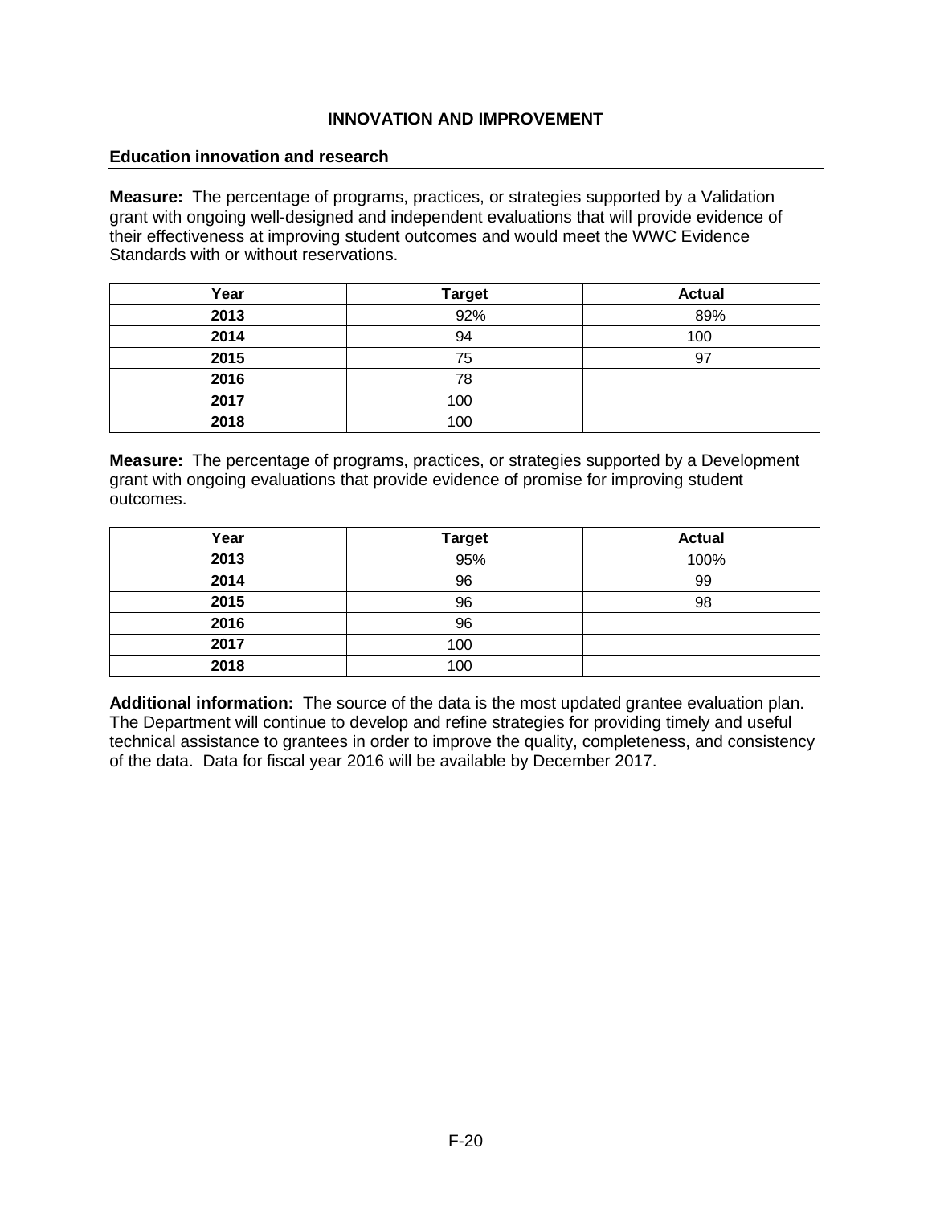## INNOVATION AND IMPROVEMENT

### Education innovation and research

**Measure:** The percentage of programs, practices, or strategies supported by a Validation grant with ongoing well-designed and independent evaluations that will provide evidence of their effectiveness at improving student outcomes and would meet the WWC Evidence Standards with or without reservations.

| Year | Target | Actual |
|---|---|---|
| **2013** | 92% | 89% |
| **2014** | 94 | 100 |
| **2015** | 75 | 97 |
| **2016** | 78 | |
| **2017** | 100 | |
| **2018** | 100 | |

**Measure:** The percentage of programs, practices, or strategies supported by a Development grant with ongoing evaluations that provide evidence of promise for improving student outcomes.

| Year | Target | Actual |
|---|---|---|
| **2013** | 95% | 100% |
| **2014** | 96 | 99 |
| **2015** | 96 | 98 |
| **2016** | 96 | |
| **2017** | 100 | |
| **2018** | 100 | |

**Additional information:** The source of the data is the most updated grantee evaluation plan. The Department will continue to develop and refine strategies for providing timely and useful technical assistance to grantees in order to improve the quality, completeness, and consistency of the data. Data for fiscal year 2016 will be available by December 2017.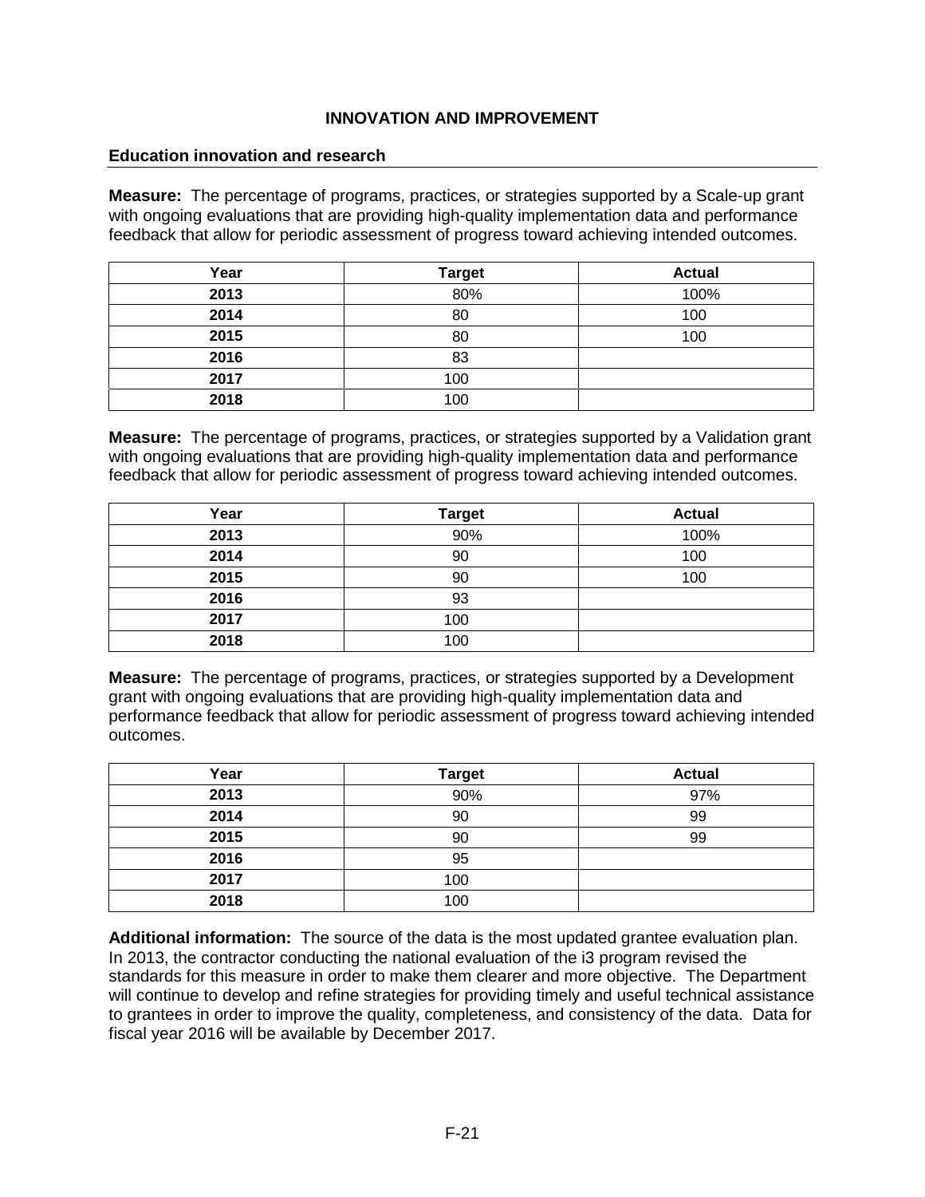# INNOVATION AND IMPROVEMENT

## Education innovation and research

**Measure:** The percentage of programs, practices, or strategies supported by a Scale-up grant with ongoing evaluations that are providing high-quality implementation data and performance feedback that allow for periodic assessment of progress toward achieving intended outcomes.

| Year | Target | Actual |
|---|---|---|
| 2013 | 80% | 100% |
| 2014 | 80 | 100 |
| 2015 | 80 | 100 |
| 2016 | 83 | |
| 2017 | 100 | |
| 2018 | 100 | |

**Measure:** The percentage of programs, practices, or strategies supported by a Validation grant with ongoing evaluations that are providing high-quality implementation data and performance feedback that allow for periodic assessment of progress toward achieving intended outcomes.

| Year | Target | Actual |
|---|---|---|
| 2013 | 90% | 100% |
| 2014 | 90 | 100 |
| 2015 | 90 | 100 |
| 2016 | 93 | |
| 2017 | 100 | |
| 2018 | 100 | |

**Measure:** The percentage of programs, practices, or strategies supported by a Development grant with ongoing evaluations that are providing high-quality implementation data and performance feedback that allow for periodic assessment of progress toward achieving intended outcomes.

| Year | Target | Actual |
|---|---|---|
| 2013 | 90% | 97% |
| 2014 | 90 | 99 |
| 2015 | 90 | 99 |
| 2016 | 95 | |
| 2017 | 100 | |
| 2018 | 100 | |

**Additional information:** The source of the data is the most updated grantee evaluation plan. In 2013, the contractor conducting the national evaluation of the i3 program revised the standards for this measure in order to make them clearer and more objective. The Department will continue to develop and refine strategies for providing timely and useful technical assistance to grantees in order to improve the quality, completeness, and consistency of the data. Data for fiscal year 2016 will be available by December 2017.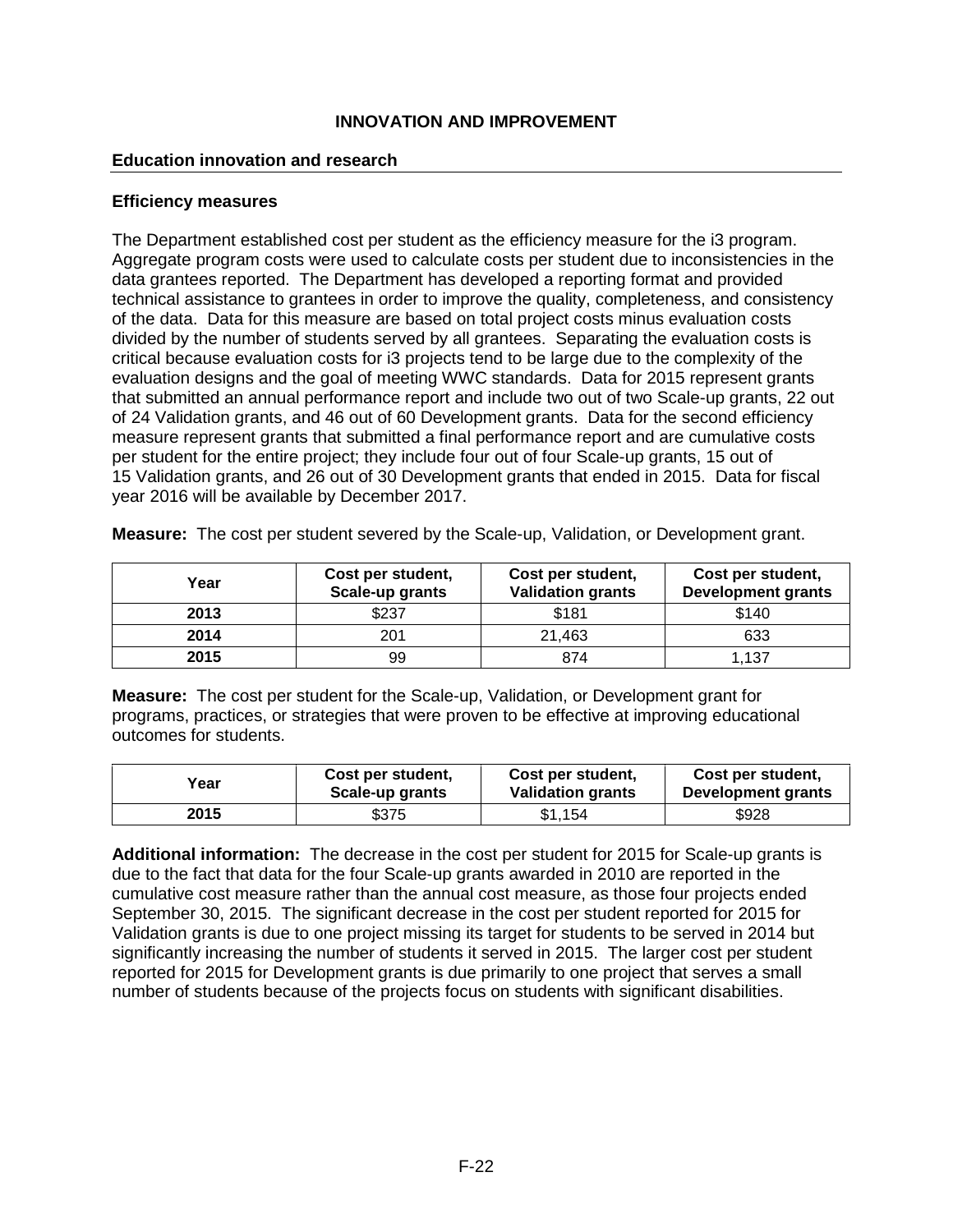## INNOVATION AND IMPROVEMENT

### Education innovation and research

**Efficiency measures**

The Department established cost per student as the efficiency measure for the i3 program. Aggregate program costs were used to calculate costs per student due to inconsistencies in the data grantees reported. The Department has developed a reporting format and provided technical assistance to grantees in order to improve the quality, completeness, and consistency of the data. Data for this measure are based on total project costs minus evaluation costs divided by the number of students served by all grantees. Separating the evaluation costs is critical because evaluation costs for i3 projects tend to be large due to the complexity of the evaluation designs and the goal of meeting WWC standards. Data for 2015 represent grants that submitted an annual performance report and include two out of two Scale-up grants, 22 out of 24 Validation grants, and 46 out of 60 Development grants. Data for the second efficiency measure represent grants that submitted a final performance report and are cumulative costs per student for the entire project; they include four out of four Scale-up grants, 15 out of 15 Validation grants, and 26 out of 30 Development grants that ended in 2015. Data for fiscal year 2016 will be available by December 2017.

**Measure:** The cost per student severed by the Scale-up, Validation, or Development grant.

| Year | Cost per student, Scale-up grants | Cost per student, Validation grants | Cost per student, Development grants |
|---|---|---|---|
| 2013 | $237 | $181 | $140 |
| 2014 | 201 | 21,463 | 633 |
| 2015 | 99 | 874 | 1,137 |

**Measure:** The cost per student for the Scale-up, Validation, or Development grant for programs, practices, or strategies that were proven to be effective at improving educational outcomes for students.

| Year | Cost per student, Scale-up grants | Cost per student, Validation grants | Cost per student, Development grants |
|---|---|---|---|
| 2015 | $375 | $1,154 | $928 |

**Additional information:** The decrease in the cost per student for 2015 for Scale-up grants is due to the fact that data for the four Scale-up grants awarded in 2010 are reported in the cumulative cost measure rather than the annual cost measure, as those four projects ended September 30, 2015. The significant decrease in the cost per student reported for 2015 for Validation grants is due to one project missing its target for students to be served in 2014 but significantly increasing the number of students it served in 2015. The larger cost per student reported for 2015 for Development grants is due primarily to one project that serves a small number of students because of the projects focus on students with significant disabilities.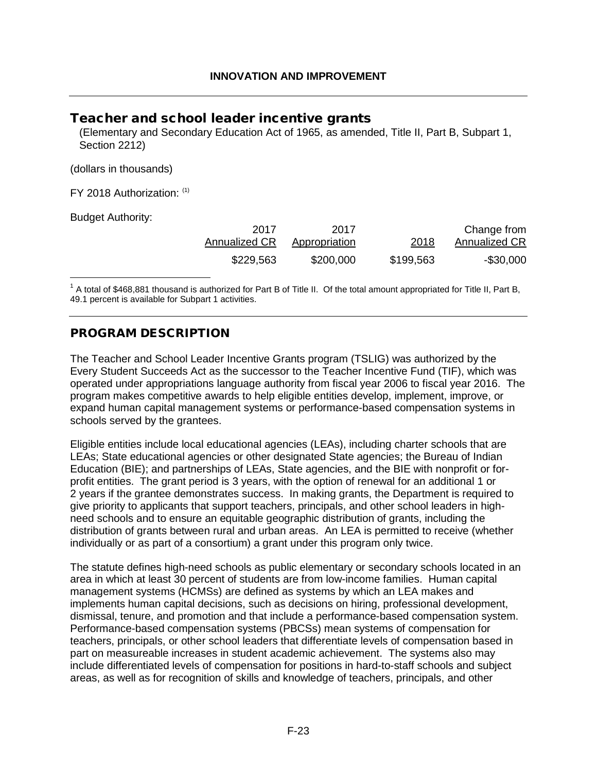INNOVATION AND IMPROVEMENT

## Teacher and school leader incentive grants

(Elementary and Secondary Education Act of 1965, as amended, Title II, Part B, Subpart 1, Section 2212)

(dollars in thousands)

FY 2018 Authorization: [1]

Budget Authority:

| | 2017 Annualized CR | 2017 Appropriation | 2018 | Change from Annualized CR |
|---|---|---|---|---|
| | $229,563 | $200,000 | $199,563 | -$30,000 |

[1] A total of $468,881 thousand is authorized for Part B of Title II. Of the total amount appropriated for Title II, Part B, 49.1 percent is available for Subpart 1 activities.

## PROGRAM DESCRIPTION

The Teacher and School Leader Incentive Grants program (TSLIG) was authorized by the Every Student Succeeds Act as the successor to the Teacher Incentive Fund (TIF), which was operated under appropriations language authority from fiscal year 2006 to fiscal year 2016. The program makes competitive awards to help eligible entities develop, implement, improve, or expand human capital management systems or performance-based compensation systems in schools served by the grantees.

Eligible entities include local educational agencies (LEAs), including charter schools that are LEAs; State educational agencies or other designated State agencies; the Bureau of Indian Education (BIE); and partnerships of LEAs, State agencies, and the BIE with nonprofit or for-profit entities. The grant period is 3 years, with the option of renewal for an additional 1 or 2 years if the grantee demonstrates success. In making grants, the Department is required to give priority to applicants that support teachers, principals, and other school leaders in high-need schools and to ensure an equitable geographic distribution of grants, including the distribution of grants between rural and urban areas. An LEA is permitted to receive (whether individually or as part of a consortium) a grant under this program only twice.

The statute defines high-need schools as public elementary or secondary schools located in an area in which at least 30 percent of students are from low-income families. Human capital management systems (HCMSs) are defined as systems by which an LEA makes and implements human capital decisions, such as decisions on hiring, professional development, dismissal, tenure, and promotion and that include a performance-based compensation system. Performance-based compensation systems (PBCSs) mean systems of compensation for teachers, principals, or other school leaders that differentiate levels of compensation based in part on measureable increases in student academic achievement. The systems also may include differentiated levels of compensation for positions in hard-to-staff schools and subject areas, as well as for recognition of skills and knowledge of teachers, principals, and other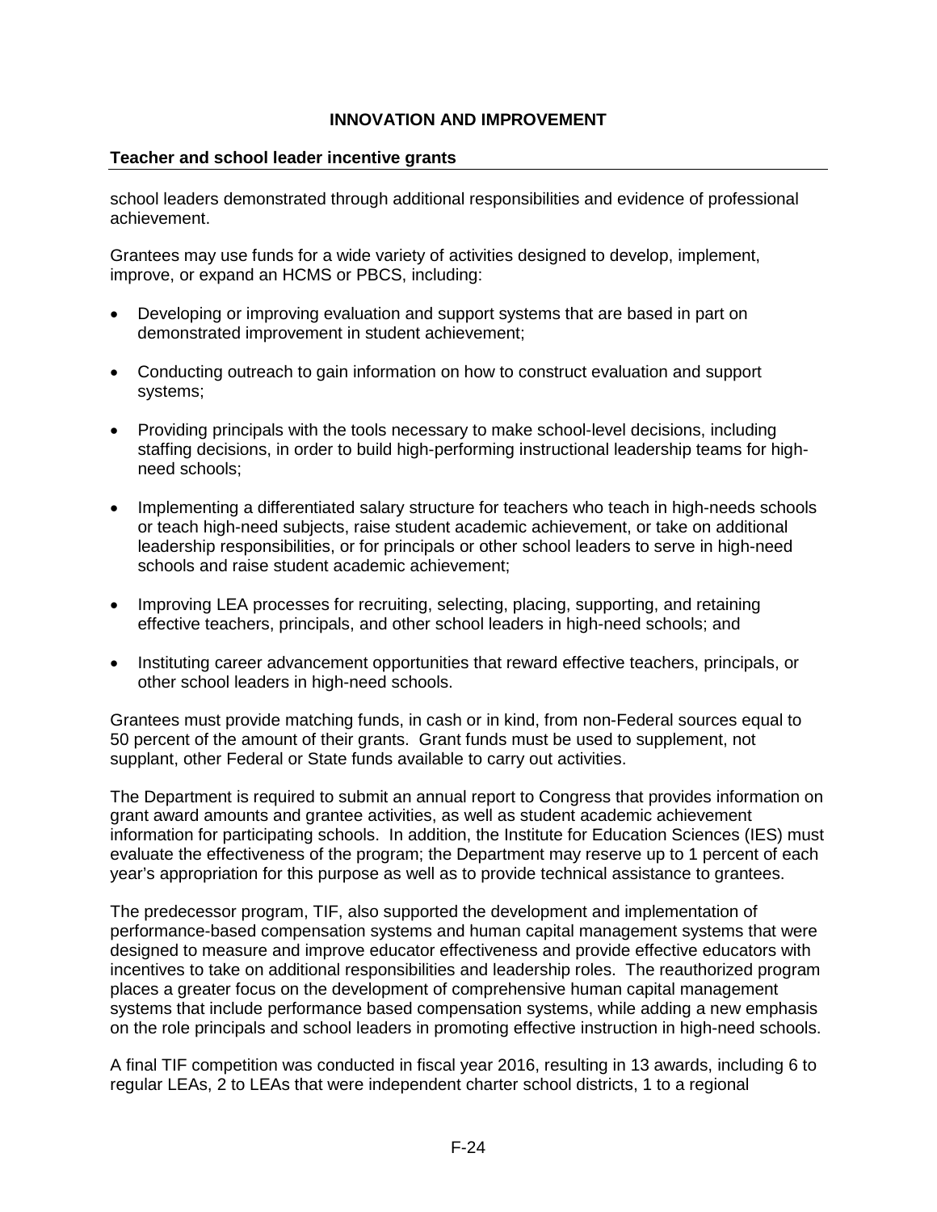**Teacher and school leader incentive grants**

school leaders demonstrated through additional responsibilities and evidence of professional achievement.

Grantees may use funds for a wide variety of activities designed to develop, implement, improve, or expand an HCMS or PBCS, including:

- Developing or improving evaluation and support systems that are based in part on demonstrated improvement in student achievement;
- Conducting outreach to gain information on how to construct evaluation and support systems;
- Providing principals with the tools necessary to make school-level decisions, including staffing decisions, in order to build high-performing instructional leadership teams for high-need schools;
- Implementing a differentiated salary structure for teachers who teach in high-needs schools or teach high-need subjects, raise student academic achievement, or take on additional leadership responsibilities, or for principals or other school leaders to serve in high-need schools and raise student academic achievement;
- Improving LEA processes for recruiting, selecting, placing, supporting, and retaining effective teachers, principals, and other school leaders in high-need schools; and
- Instituting career advancement opportunities that reward effective teachers, principals, or other school leaders in high-need schools.

Grantees must provide matching funds, in cash or in kind, from non-Federal sources equal to 50 percent of the amount of their grants. Grant funds must be used to supplement, not supplant, other Federal or State funds available to carry out activities.

The Department is required to submit an annual report to Congress that provides information on grant award amounts and grantee activities, as well as student academic achievement information for participating schools. In addition, the Institute for Education Sciences (IES) must evaluate the effectiveness of the program; the Department may reserve up to 1 percent of each year's appropriation for this purpose as well as to provide technical assistance to grantees.

The predecessor program, TIF, also supported the development and implementation of performance-based compensation systems and human capital management systems that were designed to measure and improve educator effectiveness and provide effective educators with incentives to take on additional responsibilities and leadership roles. The reauthorized program places a greater focus on the development of comprehensive human capital management systems that include performance based compensation systems, while adding a new emphasis on the role principals and school leaders in promoting effective instruction in high-need schools.

A final TIF competition was conducted in fiscal year 2016, resulting in 13 awards, including 6 to regular LEAs, 2 to LEAs that were independent charter school districts, 1 to a regional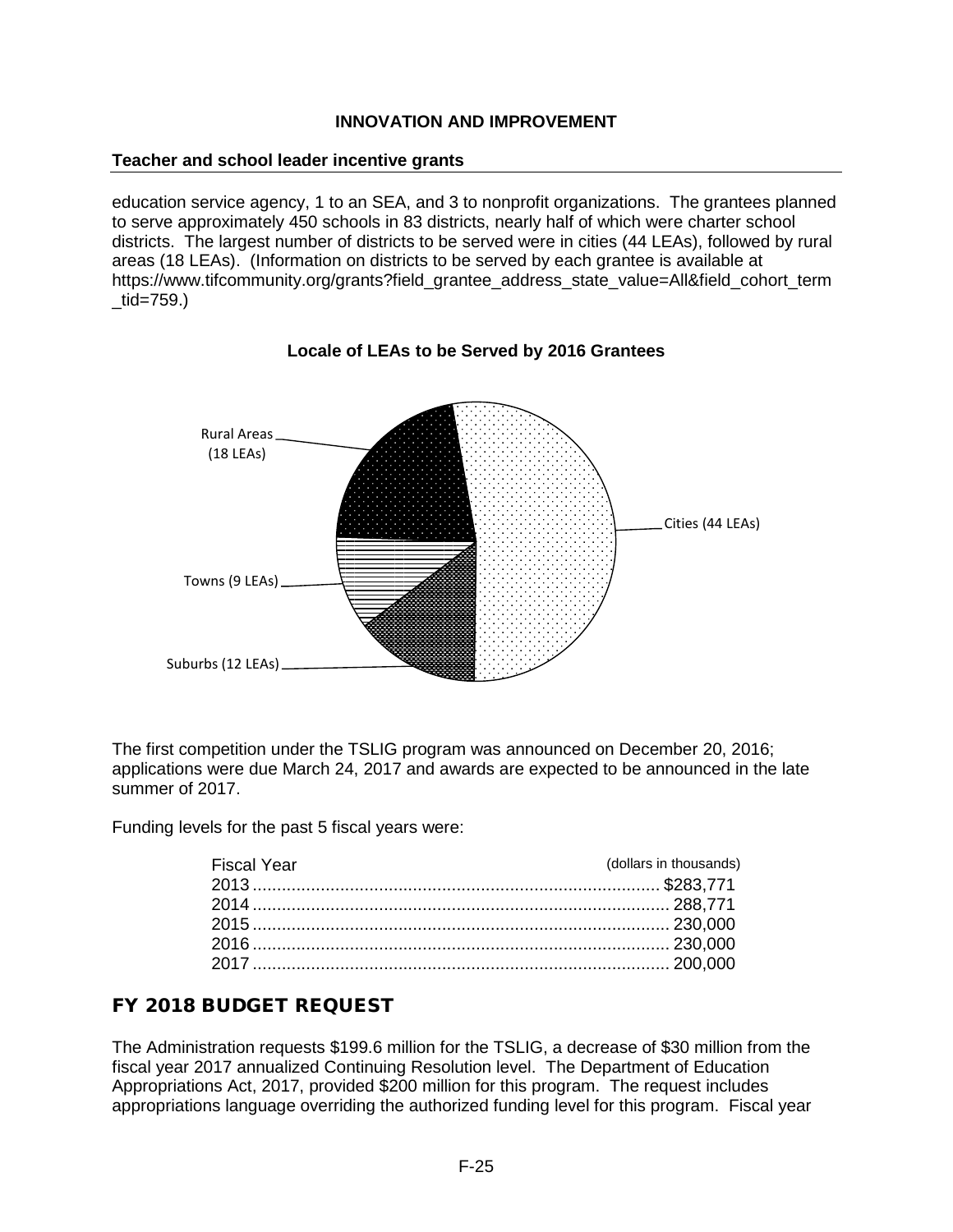**INNOVATION AND IMPROVEMENT**

**Teacher and school leader incentive grants**

education service agency, 1 to an SEA, and 3 to nonprofit organizations. The grantees planned to serve approximately 450 schools in 83 districts, nearly half of which were charter school districts. The largest number of districts to be served were in cities (44 LEAs), followed by rural areas (18 LEAs). (Information on districts to be served by each grantee is available at https://www.tifcommunity.org/grants?field_grantee_address_state_value=All&field_cohort_term_tid=759.)

**Locale of LEAs to be Served by 2016 Grantees**

Cities (44 LEAs)

Rural Areas (18 LEAs)

Towns (9 LEAs)

Suburbs (12 LEAs)

The first competition under the TSLIG program was announced on December 20, 2016; applications were due March 24, 2017 and awards are expected to be announced in the late summer of 2017.

Funding levels for the past 5 fiscal years were:

| Fiscal Year | (dollars in thousands) |
|---|---|
| 2013 | $283,771 |
| 2014 | 288,771 |
| 2015 | 230,000 |
| 2016 | 230,000 |
| 2017 | 200,000 |

## FY 2018 BUDGET REQUEST

The Administration requests $199.6 million for the TSLIG, a decrease of $30 million from the fiscal year 2017 annualized Continuing Resolution level. The Department of Education Appropriations Act, 2017, provided $200 million for this program. The request includes appropriations language overriding the authorized funding level for this program. Fiscal year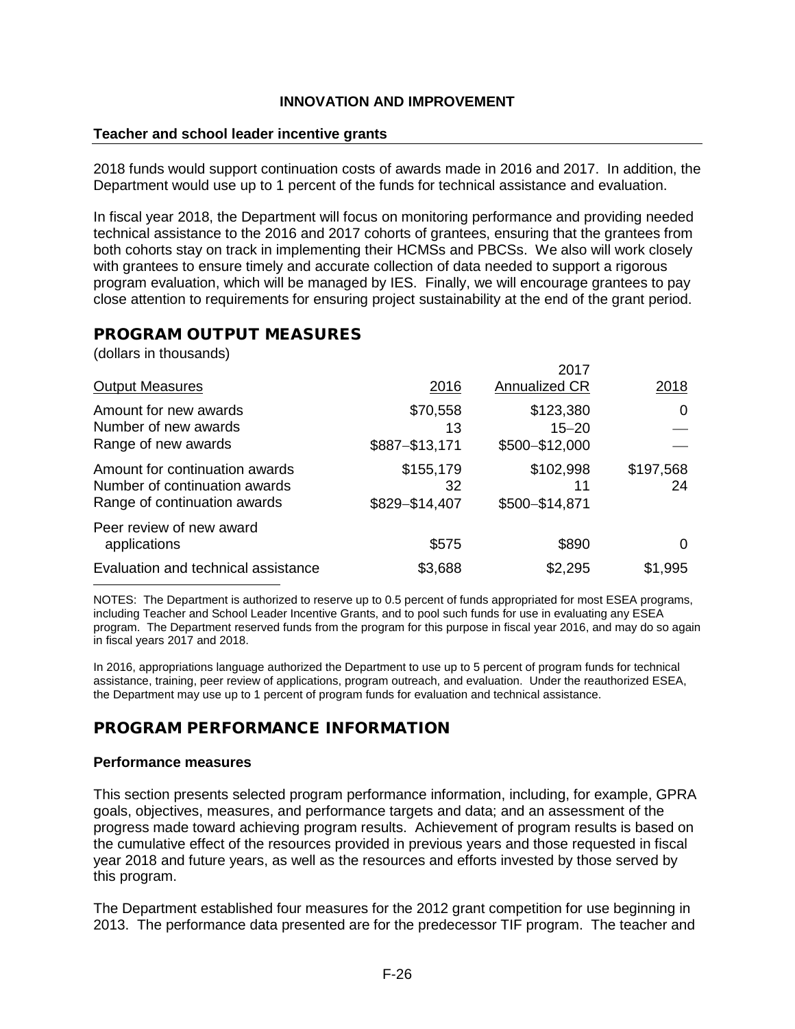**INNOVATION AND IMPROVEMENT**

**Teacher and school leader incentive grants**

2018 funds would support continuation costs of awards made in 2016 and 2017. In addition, the Department would use up to 1 percent of the funds for technical assistance and evaluation.

In fiscal year 2018, the Department will focus on monitoring performance and providing needed technical assistance to the 2016 and 2017 cohorts of grantees, ensuring that the grantees from both cohorts stay on track in implementing their HCMSs and PBCSs. We also will work closely with grantees to ensure timely and accurate collection of data needed to support a rigorous program evaluation, which will be managed by IES. Finally, we will encourage grantees to pay close attention to requirements for ensuring project sustainability at the end of the grant period.

## PROGRAM OUTPUT MEASURES

(dollars in thousands)

| Output Measures | 2016 | 2017 Annualized CR | 2018 |
|---|---|---|---|
| Amount for new awards | $70,558 | $123,380 | 0 |
| Number of new awards | 13 | 15–20 | — |
| Range of new awards | $887–$13,171 | $500–$12,000 | — |
| Amount for continuation awards | $155,179 | $102,998 | $197,568 |
| Number of continuation awards | 32 | 11 | 24 |
| Range of continuation awards | $829–$14,407 | $500–$14,871 | |
| Peer review of new award applications | $575 | $890 | 0 |
| Evaluation and technical assistance | $3,688 | $2,295 | $1,995 |

NOTES: The Department is authorized to reserve up to 0.5 percent of funds appropriated for most ESEA programs, including Teacher and School Leader Incentive Grants, and to pool such funds for use in evaluating any ESEA program. The Department reserved funds from the program for this purpose in fiscal year 2016, and may do so again in fiscal years 2017 and 2018.

In 2016, appropriations language authorized the Department to use up to 5 percent of program funds for technical assistance, training, peer review of applications, program outreach, and evaluation. Under the reauthorized ESEA, the Department may use up to 1 percent of program funds for evaluation and technical assistance.

## PROGRAM PERFORMANCE INFORMATION

**Performance measures**

This section presents selected program performance information, including, for example, GPRA goals, objectives, measures, and performance targets and data; and an assessment of the progress made toward achieving program results. Achievement of program results is based on the cumulative effect of the resources provided in previous years and those requested in fiscal year 2018 and future years, as well as the resources and efforts invested by those served by this program.

The Department established four measures for the 2012 grant competition for use beginning in 2013. The performance data presented are for the predecessor TIF program. The teacher and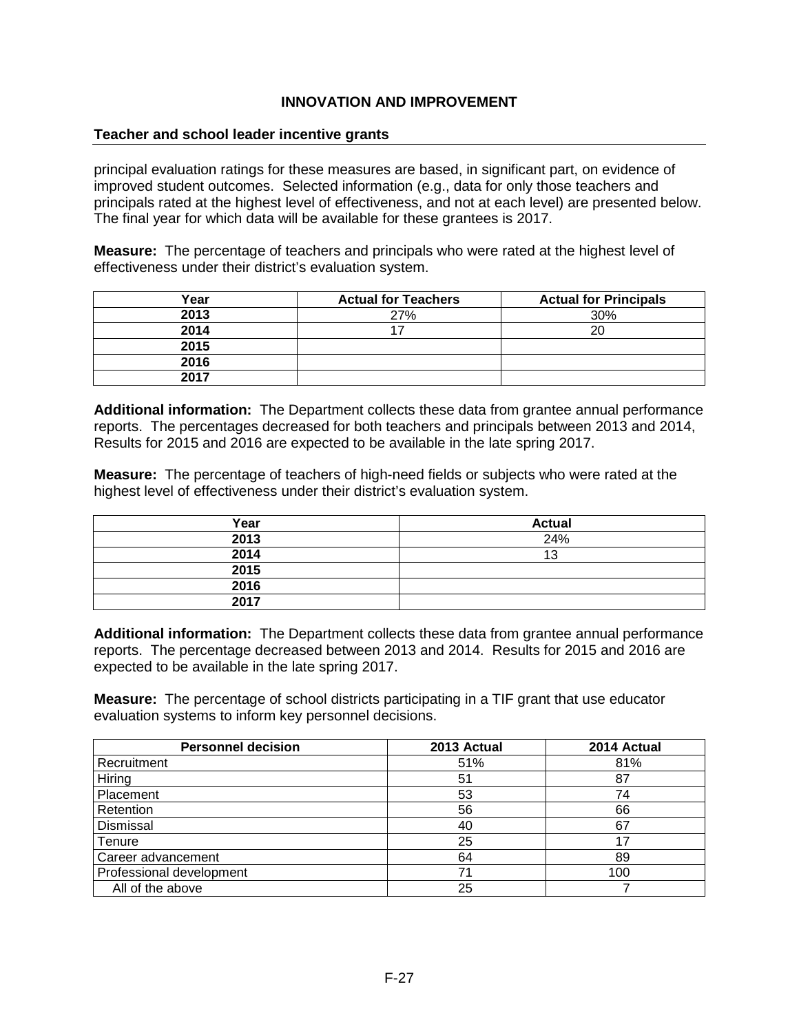# INNOVATION AND IMPROVEMENT

## Teacher and school leader incentive grants

principal evaluation ratings for these measures are based, in significant part, on evidence of improved student outcomes. Selected information (e.g., data for only those teachers and principals rated at the highest level of effectiveness, and not at each level) are presented below. The final year for which data will be available for these grantees is 2017.

**Measure:** The percentage of teachers and principals who were rated at the highest level of effectiveness under their district's evaluation system.

| Year | Actual for Teachers | Actual for Principals |
|---|---|---|
| 2013 | 27% | 30% |
| 2014 | 17 | 20 |
| 2015 | | |
| 2016 | | |
| 2017 | | |

**Additional information:** The Department collects these data from grantee annual performance reports. The percentages decreased for both teachers and principals between 2013 and 2014, Results for 2015 and 2016 are expected to be available in the late spring 2017.

**Measure:** The percentage of teachers of high-need fields or subjects who were rated at the highest level of effectiveness under their district's evaluation system.

| Year | Actual |
|---|---|
| 2013 | 24% |
| 2014 | 13 |
| 2015 | |
| 2016 | |
| 2017 | |

**Additional information:** The Department collects these data from grantee annual performance reports. The percentage decreased between 2013 and 2014. Results for 2015 and 2016 are expected to be available in the late spring 2017.

**Measure:** The percentage of school districts participating in a TIF grant that use educator evaluation systems to inform key personnel decisions.

| Personnel decision | 2013 Actual | 2014 Actual |
|---|---|---|
| Recruitment | 51% | 81% |
| Hiring | 51 | 87 |
| Placement | 53 | 74 |
| Retention | 56 | 66 |
| Dismissal | 40 | 67 |
| Tenure | 25 | 17 |
| Career advancement | 64 | 89 |
| Professional development | 71 | 100 |
| All of the above | 25 | 7 |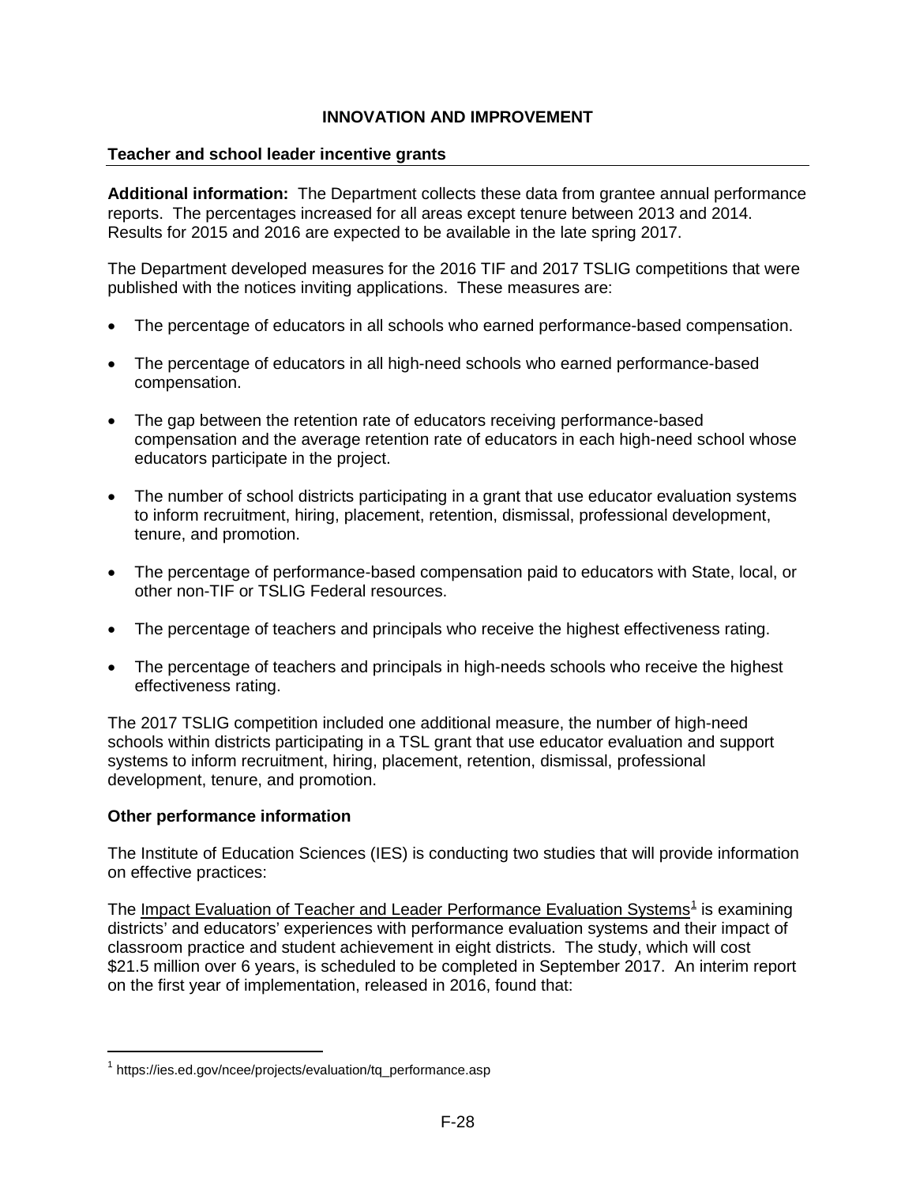## INNOVATION AND IMPROVEMENT

### Teacher and school leader incentive grants

**Additional information:** The Department collects these data from grantee annual performance reports. The percentages increased for all areas except tenure between 2013 and 2014. Results for 2015 and 2016 are expected to be available in the late spring 2017.

The Department developed measures for the 2016 TIF and 2017 TSLIG competitions that were published with the notices inviting applications. These measures are:

- The percentage of educators in all schools who earned performance-based compensation.
- The percentage of educators in all high-need schools who earned performance-based compensation.
- The gap between the retention rate of educators receiving performance-based compensation and the average retention rate of educators in each high-need school whose educators participate in the project.
- The number of school districts participating in a grant that use educator evaluation systems to inform recruitment, hiring, placement, retention, dismissal, professional development, tenure, and promotion.
- The percentage of performance-based compensation paid to educators with State, local, or other non-TIF or TSLIG Federal resources.
- The percentage of teachers and principals who receive the highest effectiveness rating.
- The percentage of teachers and principals in high-needs schools who receive the highest effectiveness rating.

The 2017 TSLIG competition included one additional measure, the number of high-need schools within districts participating in a TSL grant that use educator evaluation and support systems to inform recruitment, hiring, placement, retention, dismissal, professional development, tenure, and promotion.

**Other performance information**

The Institute of Education Sciences (IES) is conducting two studies that will provide information on effective practices:

The Impact Evaluation of Teacher and Leader Performance Evaluation Systems[1] is examining districts' and educators' experiences with performance evaluation systems and their impact of classroom practice and student achievement in eight districts. The study, which will cost $21.5 million over 6 years, is scheduled to be completed in September 2017. An interim report on the first year of implementation, released in 2016, found that:

[1] https://ies.ed.gov/ncee/projects/evaluation/tq_performance.asp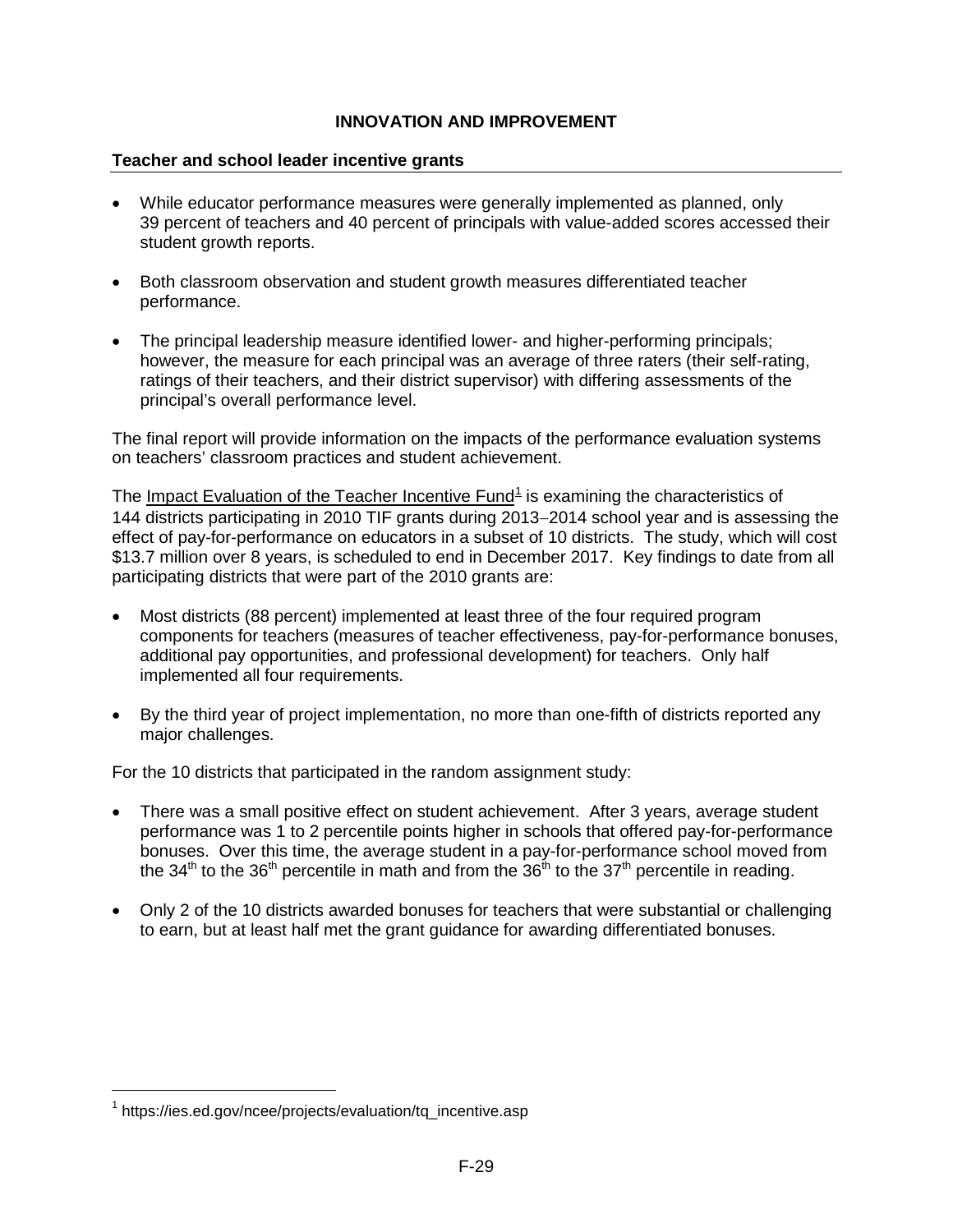## INNOVATION AND IMPROVEMENT

### Teacher and school leader incentive grants

- While educator performance measures were generally implemented as planned, only 39 percent of teachers and 40 percent of principals with value-added scores accessed their student growth reports.
- Both classroom observation and student growth measures differentiated teacher performance.
- The principal leadership measure identified lower- and higher-performing principals; however, the measure for each principal was an average of three raters (their self-rating, ratings of their teachers, and their district supervisor) with differing assessments of the principal's overall performance level.

The final report will provide information on the impacts of the performance evaluation systems on teachers' classroom practices and student achievement.

The Impact Evaluation of the Teacher Incentive Fund[1] is examining the characteristics of 144 districts participating in 2010 TIF grants during 2013–2014 school year and is assessing the effect of pay-for-performance on educators in a subset of 10 districts. The study, which will cost $13.7 million over 8 years, is scheduled to end in December 2017. Key findings to date from all participating districts that were part of the 2010 grants are:

- Most districts (88 percent) implemented at least three of the four required program components for teachers (measures of teacher effectiveness, pay-for-performance bonuses, additional pay opportunities, and professional development) for teachers. Only half implemented all four requirements.
- By the third year of project implementation, no more than one-fifth of districts reported any major challenges.

For the 10 districts that participated in the random assignment study:

- There was a small positive effect on student achievement. After 3 years, average student performance was 1 to 2 percentile points higher in schools that offered pay-for-performance bonuses. Over this time, the average student in a pay-for-performance school moved from the 34th to the 36th percentile in math and from the 36th to the 37th percentile in reading.
- Only 2 of the 10 districts awarded bonuses for teachers that were substantial or challenging to earn, but at least half met the grant guidance for awarding differentiated bonuses.

[1] https://ies.ed.gov/ncee/projects/evaluation/tq_incentive.asp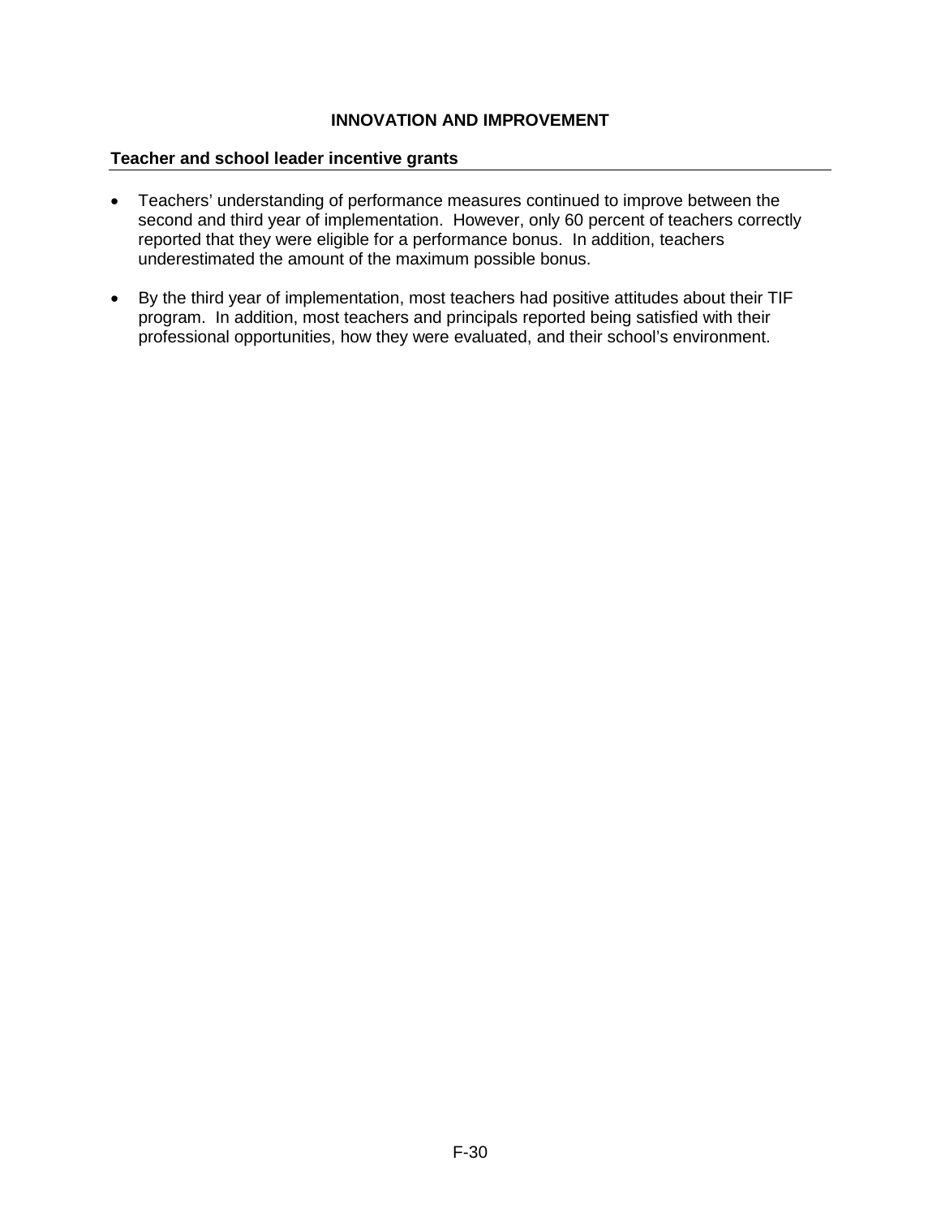# INNOVATION AND IMPROVEMENT

## Teacher and school leader incentive grants

- Teachers' understanding of performance measures continued to improve between the second and third year of implementation. However, only 60 percent of teachers correctly reported that they were eligible for a performance bonus. In addition, teachers underestimated the amount of the maximum possible bonus.
- By the third year of implementation, most teachers had positive attitudes about their TIF program. In addition, most teachers and principals reported being satisfied with their professional opportunities, how they were evaluated, and their school's environment.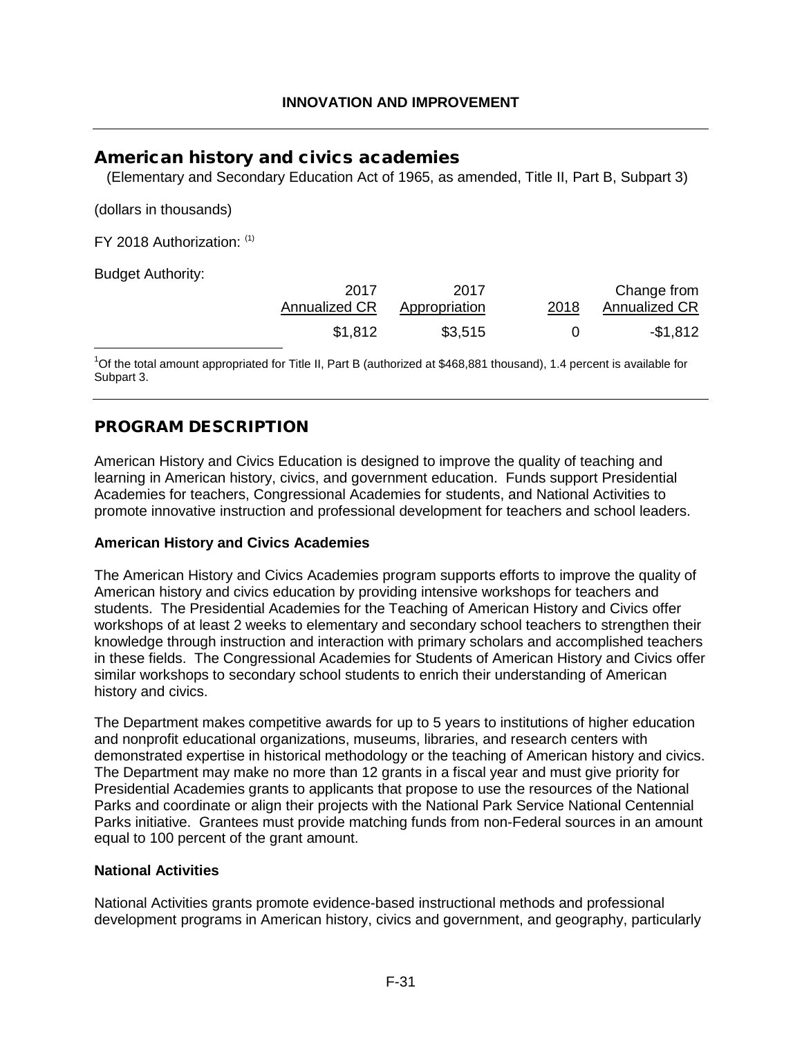**INNOVATION AND IMPROVEMENT**

## American history and civics academies

(Elementary and Secondary Education Act of 1965, as amended, Title II, Part B, Subpart 3)

(dollars in thousands)

FY 2018 Authorization: [1]

Budget Authority:

| | 2017 Annualized CR | 2017 Appropriation | 2018 | Change from Annualized CR |
|---|---|---|---|---|
| | $1,812 | $3,515 | 0 | -$1,812 |

[1]Of the total amount appropriated for Title II, Part B (authorized at $468,881 thousand), 1.4 percent is available for Subpart 3.

## PROGRAM DESCRIPTION

American History and Civics Education is designed to improve the quality of teaching and learning in American history, civics, and government education. Funds support Presidential Academies for teachers, Congressional Academies for students, and National Activities to promote innovative instruction and professional development for teachers and school leaders.

**American History and Civics Academies**

The American History and Civics Academies program supports efforts to improve the quality of American history and civics education by providing intensive workshops for teachers and students. The Presidential Academies for the Teaching of American History and Civics offer workshops of at least 2 weeks to elementary and secondary school teachers to strengthen their knowledge through instruction and interaction with primary scholars and accomplished teachers in these fields. The Congressional Academies for Students of American History and Civics offer similar workshops to secondary school students to enrich their understanding of American history and civics.

The Department makes competitive awards for up to 5 years to institutions of higher education and nonprofit educational organizations, museums, libraries, and research centers with demonstrated expertise in historical methodology or the teaching of American history and civics. The Department may make no more than 12 grants in a fiscal year and must give priority for Presidential Academies grants to applicants that propose to use the resources of the National Parks and coordinate or align their projects with the National Park Service National Centennial Parks initiative. Grantees must provide matching funds from non-Federal sources in an amount equal to 100 percent of the grant amount.

**National Activities**

National Activities grants promote evidence-based instructional methods and professional development programs in American history, civics and government, and geography, particularly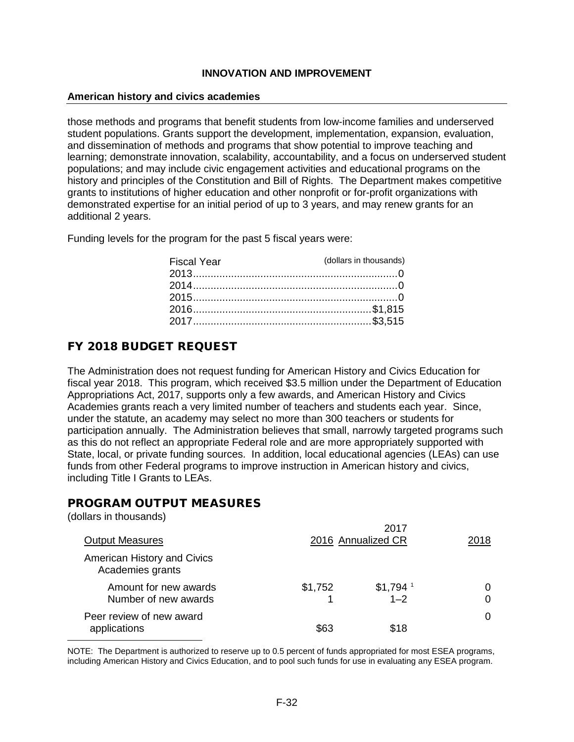**American history and civics academies**

those methods and programs that benefit students from low-income families and underserved student populations. Grants support the development, implementation, expansion, evaluation, and dissemination of methods and programs that show potential to improve teaching and learning; demonstrate innovation, scalability, accountability, and a focus on underserved student populations; and may include civic engagement activities and educational programs on the history and principles of the Constitution and Bill of Rights. The Department makes competitive grants to institutions of higher education and other nonprofit or for-profit organizations with demonstrated expertise for an initial period of up to 3 years, and may renew grants for an additional 2 years.

Funding levels for the program for the past 5 fiscal years were:

| Fiscal Year | (dollars in thousands) |
|---|---|
| 2013 | 0 |
| 2014 | 0 |
| 2015 | 0 |
| 2016 | $1,815 |
| 2017 | $3,515 |

## FY 2018 BUDGET REQUEST

The Administration does not request funding for American History and Civics Education for fiscal year 2018. This program, which received $3.5 million under the Department of Education Appropriations Act, 2017, supports only a few awards, and American History and Civics Academies grants reach a very limited number of teachers and students each year. Since, under the statute, an academy may select no more than 300 teachers or students for participation annually. The Administration believes that small, narrowly targeted programs such as this do not reflect an appropriate Federal role and are more appropriately supported with State, local, or private funding sources. In addition, local educational agencies (LEAs) can use funds from other Federal programs to improve instruction in American history and civics, including Title I Grants to LEAs.

## PROGRAM OUTPUT MEASURES

(dollars in thousands)

| Output Measures | 2016 | 2017 Annualized CR | 2018 |
|---|---|---|---|
| American History and Civics Academies grants | | | |
| Amount for new awards | $1,752 | $1,794 [1] | 0 |
| Number of new awards | 1 | 1–2 | 0 |
| Peer review of new award applications | $63 | $18 | 0 |

NOTE: The Department is authorized to reserve up to 0.5 percent of funds appropriated for most ESEA programs, including American History and Civics Education, and to pool such funds for use in evaluating any ESEA program.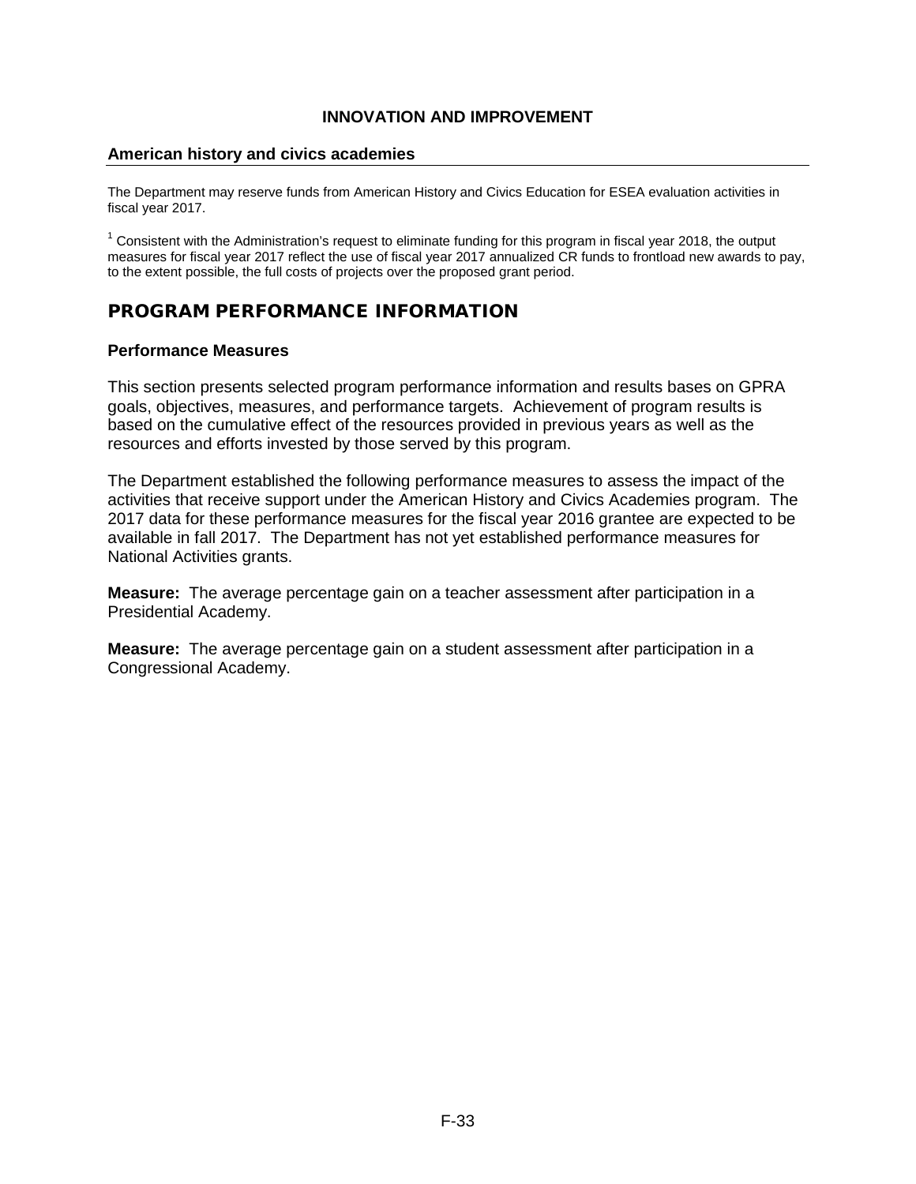**INNOVATION AND IMPROVEMENT**

### American history and civics academies

The Department may reserve funds from American History and Civics Education for ESEA evaluation activities in fiscal year 2017.

[1] Consistent with the Administration's request to eliminate funding for this program in fiscal year 2018, the output measures for fiscal year 2017 reflect the use of fiscal year 2017 annualized CR funds to frontload new awards to pay, to the extent possible, the full costs of projects over the proposed grant period.

## PROGRAM PERFORMANCE INFORMATION

### Performance Measures

This section presents selected program performance information and results bases on GPRA goals, objectives, measures, and performance targets. Achievement of program results is based on the cumulative effect of the resources provided in previous years as well as the resources and efforts invested by those served by this program.

The Department established the following performance measures to assess the impact of the activities that receive support under the American History and Civics Academies program. The 2017 data for these performance measures for the fiscal year 2016 grantee are expected to be available in fall 2017. The Department has not yet established performance measures for National Activities grants.

**Measure:** The average percentage gain on a teacher assessment after participation in a Presidential Academy.

**Measure:** The average percentage gain on a student assessment after participation in a Congressional Academy.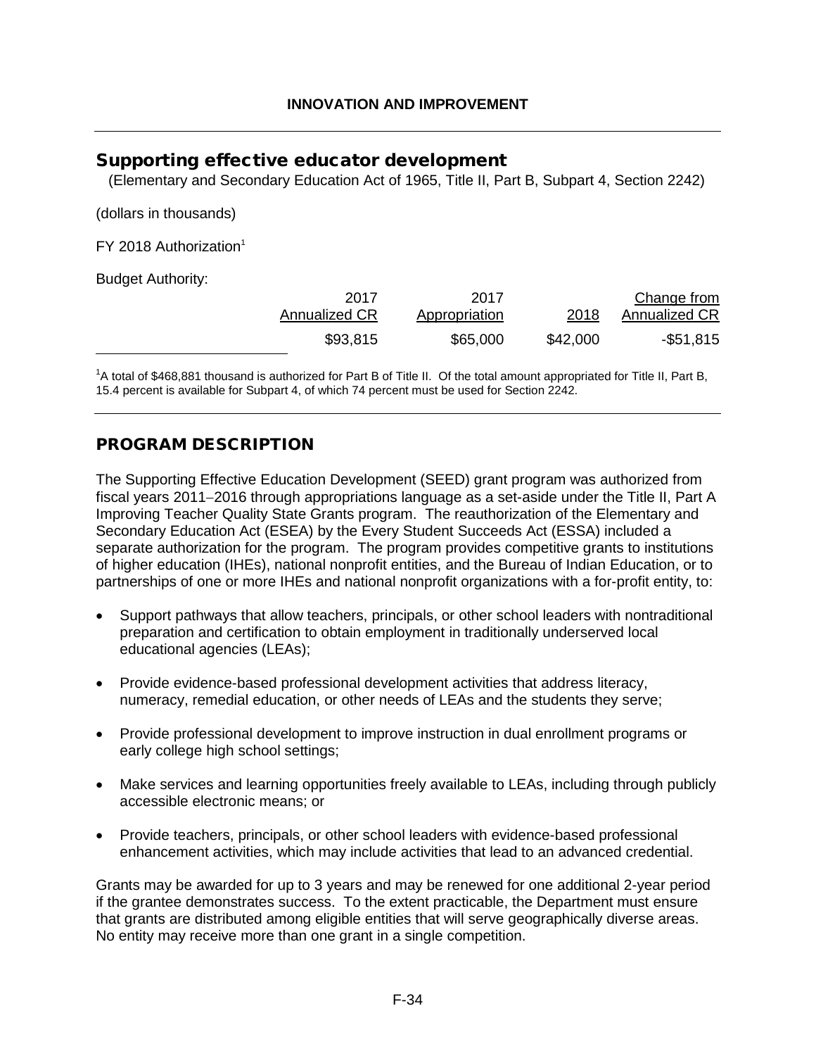## INNOVATION AND IMPROVEMENT

# Supporting effective educator development

(Elementary and Secondary Education Act of 1965, Title II, Part B, Subpart 4, Section 2242)

(dollars in thousands)

FY 2018 Authorization[1]

Budget Authority:

| | 2017 Annualized CR | 2017 Appropriation | 2018 | Change from Annualized CR |
|---|---|---|---|---|
| | $93,815 | $65,000 | $42,000 | -$51,815 |

[1]A total of $468,881 thousand is authorized for Part B of Title II. Of the total amount appropriated for Title II, Part B, 15.4 percent is available for Subpart 4, of which 74 percent must be used for Section 2242.

## PROGRAM DESCRIPTION

The Supporting Effective Education Development (SEED) grant program was authorized from fiscal years 2011–2016 through appropriations language as a set-aside under the Title II, Part A Improving Teacher Quality State Grants program. The reauthorization of the Elementary and Secondary Education Act (ESEA) by the Every Student Succeeds Act (ESSA) included a separate authorization for the program. The program provides competitive grants to institutions of higher education (IHEs), national nonprofit entities, and the Bureau of Indian Education, or to partnerships of one or more IHEs and national nonprofit organizations with a for-profit entity, to:

- Support pathways that allow teachers, principals, or other school leaders with nontraditional preparation and certification to obtain employment in traditionally underserved local educational agencies (LEAs);
- Provide evidence-based professional development activities that address literacy, numeracy, remedial education, or other needs of LEAs and the students they serve;
- Provide professional development to improve instruction in dual enrollment programs or early college high school settings;
- Make services and learning opportunities freely available to LEAs, including through publicly accessible electronic means; or
- Provide teachers, principals, or other school leaders with evidence-based professional enhancement activities, which may include activities that lead to an advanced credential.

Grants may be awarded for up to 3 years and may be renewed for one additional 2-year period if the grantee demonstrates success. To the extent practicable, the Department must ensure that grants are distributed among eligible entities that will serve geographically diverse areas. No entity may receive more than one grant in a single competition.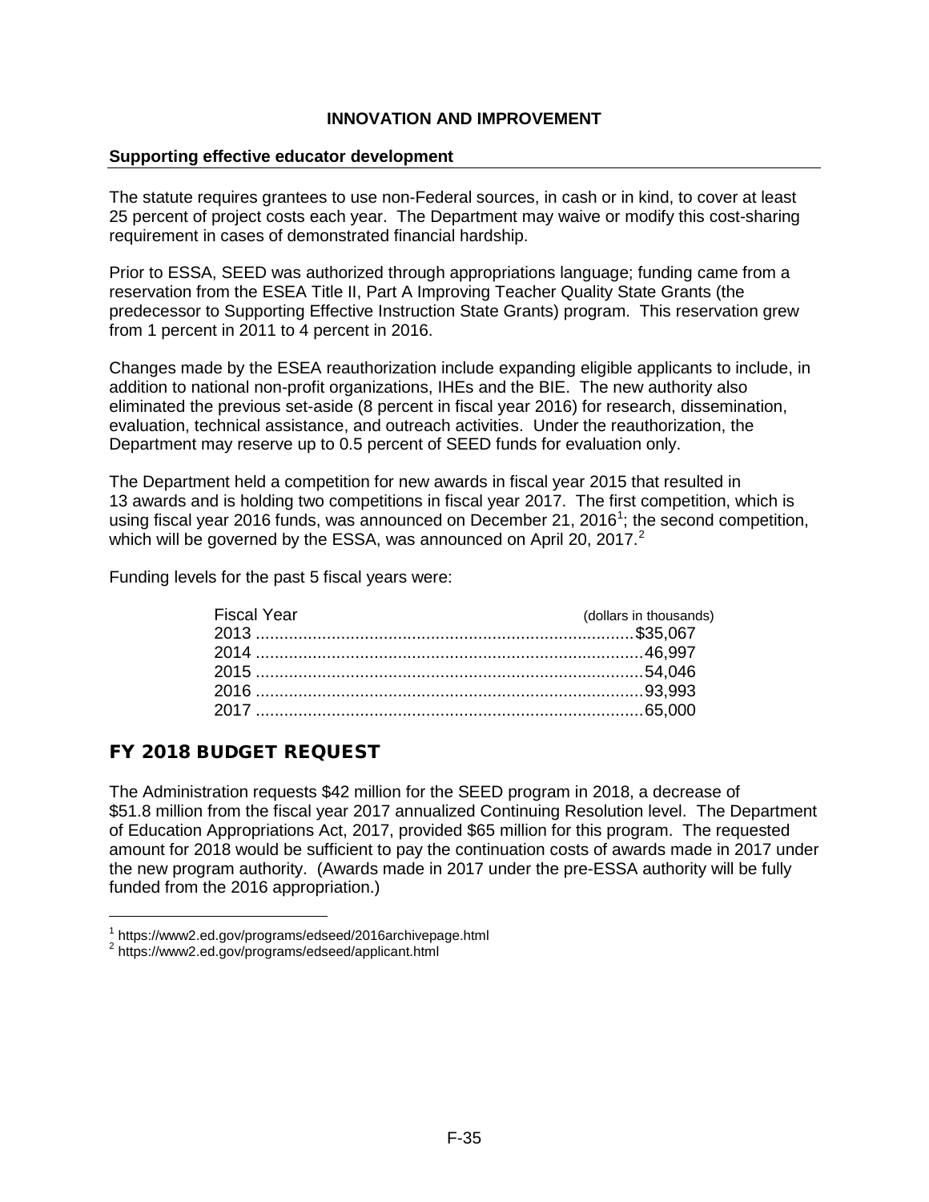**INNOVATION AND IMPROVEMENT**

**Supporting effective educator development**

The statute requires grantees to use non-Federal sources, in cash or in kind, to cover at least 25 percent of project costs each year. The Department may waive or modify this cost-sharing requirement in cases of demonstrated financial hardship.

Prior to ESSA, SEED was authorized through appropriations language; funding came from a reservation from the ESEA Title II, Part A Improving Teacher Quality State Grants (the predecessor to Supporting Effective Instruction State Grants) program. This reservation grew from 1 percent in 2011 to 4 percent in 2016.

Changes made by the ESEA reauthorization include expanding eligible applicants to include, in addition to national non-profit organizations, IHEs and the BIE. The new authority also eliminated the previous set-aside (8 percent in fiscal year 2016) for research, dissemination, evaluation, technical assistance, and outreach activities. Under the reauthorization, the Department may reserve up to 0.5 percent of SEED funds for evaluation only.

The Department held a competition for new awards in fiscal year 2015 that resulted in 13 awards and is holding two competitions in fiscal year 2017. The first competition, which is using fiscal year 2016 funds, was announced on December 21, 2016[1]; the second competition, which will be governed by the ESSA, was announced on April 20, 2017.[2]

Funding levels for the past 5 fiscal years were:

| Fiscal Year | (dollars in thousands) |
|---|---|
| 2013 | $35,067 |
| 2014 | 46,997 |
| 2015 | 54,046 |
| 2016 | 93,993 |
| 2017 | 65,000 |

## FY 2018 BUDGET REQUEST

The Administration requests $42 million for the SEED program in 2018, a decrease of $51.8 million from the fiscal year 2017 annualized Continuing Resolution level. The Department of Education Appropriations Act, 2017, provided $65 million for this program. The requested amount for 2018 would be sufficient to pay the continuation costs of awards made in 2017 under the new program authority. (Awards made in 2017 under the pre-ESSA authority will be fully funded from the 2016 appropriation.)

---

[1] https://www2.ed.gov/programs/edseed/2016archivepage.html
[2] https://www2.ed.gov/programs/edseed/applicant.html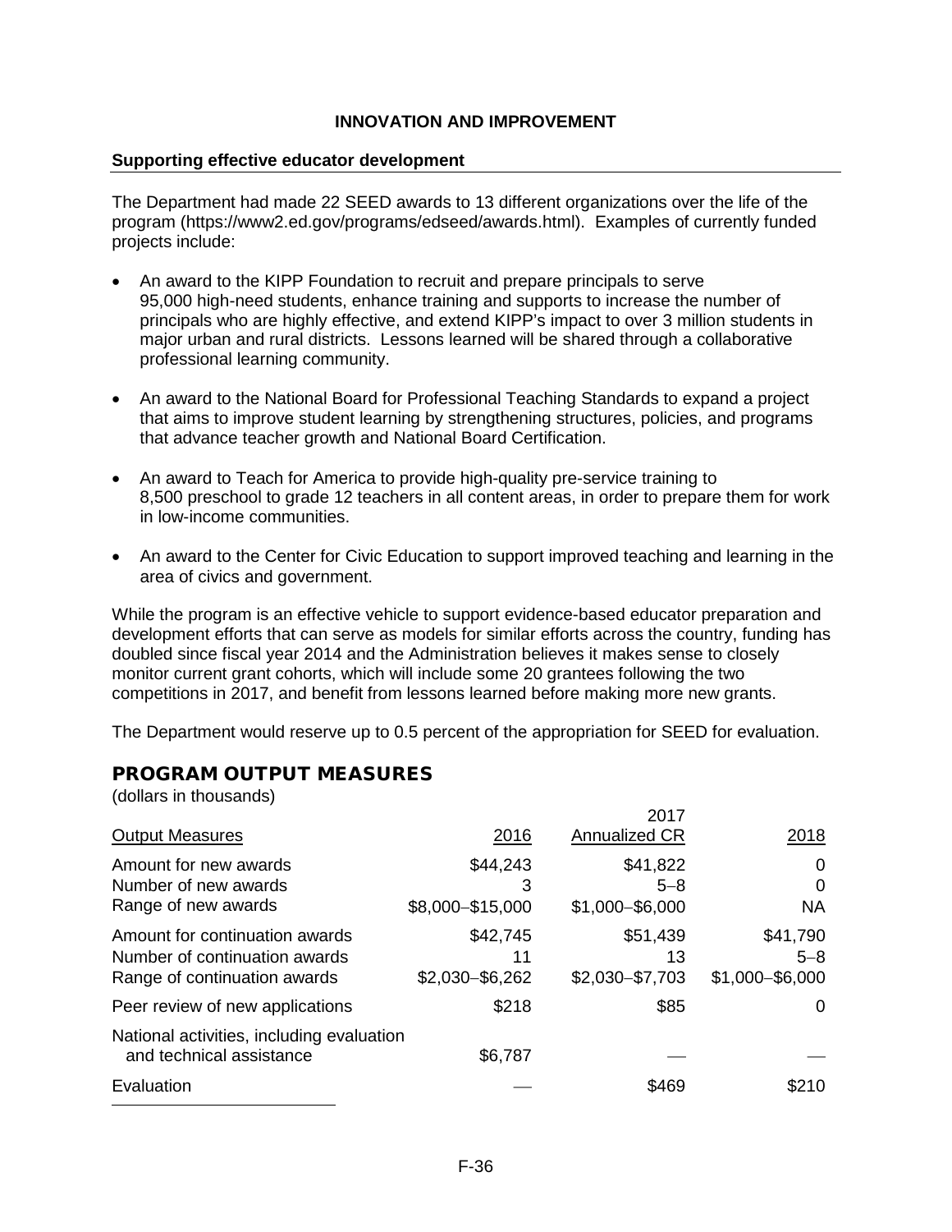**INNOVATION AND IMPROVEMENT**

**Supporting effective educator development**

The Department had made 22 SEED awards to 13 different organizations over the life of the program (https://www2.ed.gov/programs/edseed/awards.html). Examples of currently funded projects include:

- An award to the KIPP Foundation to recruit and prepare principals to serve 95,000 high-need students, enhance training and supports to increase the number of principals who are highly effective, and extend KIPP's impact to over 3 million students in major urban and rural districts. Lessons learned will be shared through a collaborative professional learning community.
- An award to the National Board for Professional Teaching Standards to expand a project that aims to improve student learning by strengthening structures, policies, and programs that advance teacher growth and National Board Certification.
- An award to Teach for America to provide high-quality pre-service training to 8,500 preschool to grade 12 teachers in all content areas, in order to prepare them for work in low-income communities.
- An award to the Center for Civic Education to support improved teaching and learning in the area of civics and government.

While the program is an effective vehicle to support evidence-based educator preparation and development efforts that can serve as models for similar efforts across the country, funding has doubled since fiscal year 2014 and the Administration believes it makes sense to closely monitor current grant cohorts, which will include some 20 grantees following the two competitions in 2017, and benefit from lessons learned before making more new grants.

The Department would reserve up to 0.5 percent of the appropriation for SEED for evaluation.

## PROGRAM OUTPUT MEASURES

(dollars in thousands)

| Output Measures | 2016 | 2017 Annualized CR | 2018 |
|---|---|---|---|
| Amount for new awards | $44,243 | $41,822 | 0 |
| Number of new awards | 3 | 5–8 | 0 |
| Range of new awards | $8,000–$15,000 | $1,000–$6,000 | NA |
| Amount for continuation awards | $42,745 | $51,439 | $41,790 |
| Number of continuation awards | 11 | 13 | 5–8 |
| Range of continuation awards | $2,030–$6,262 | $2,030–$7,703 | $1,000–$6,000 |
| Peer review of new applications | $218 | $85 | 0 |
| National activities, including evaluation and technical assistance | $6,787 | — | — |
| Evaluation | — | $469 | $210 |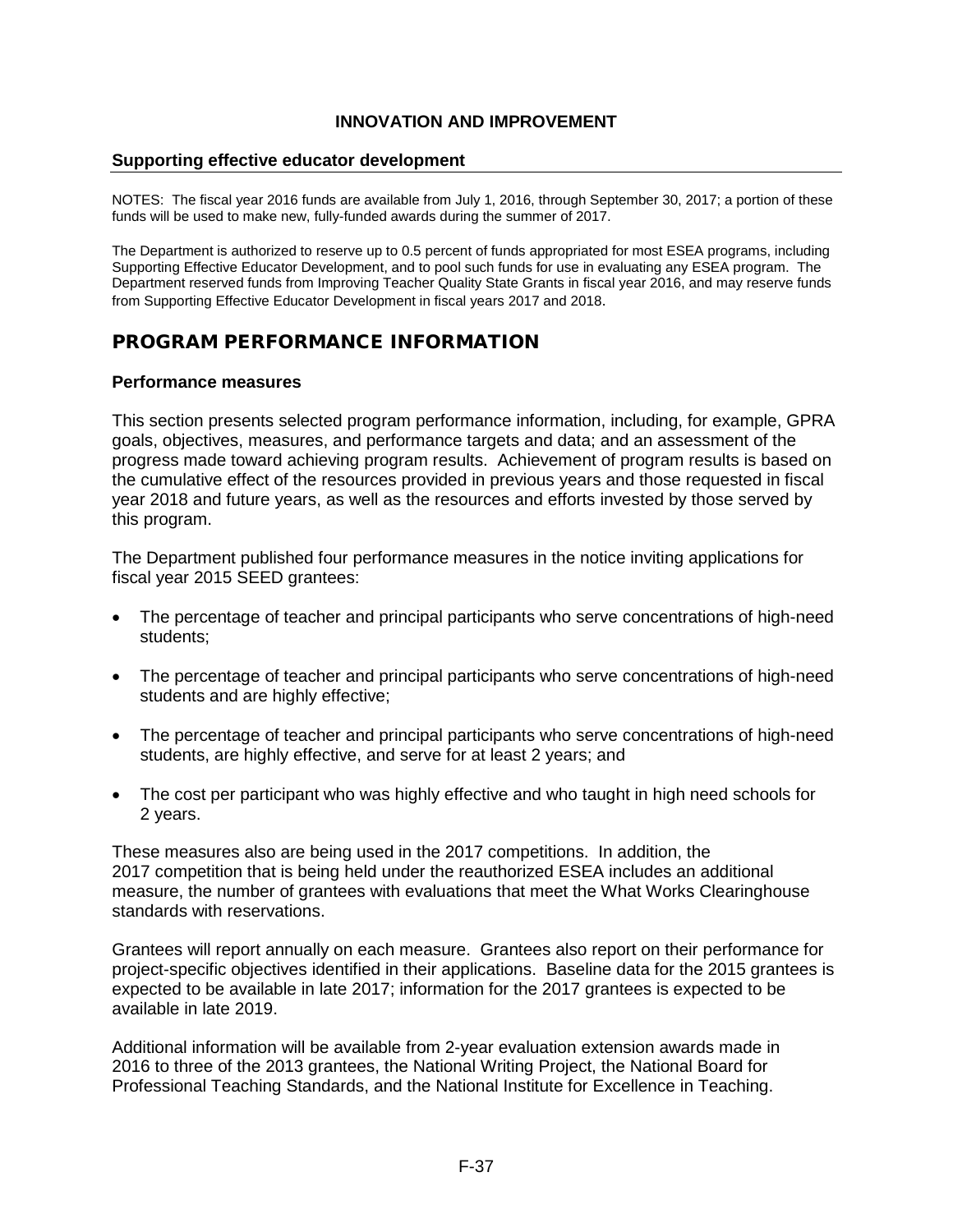**INNOVATION AND IMPROVEMENT**

## Supporting effective educator development

NOTES: The fiscal year 2016 funds are available from July 1, 2016, through September 30, 2017; a portion of these funds will be used to make new, fully-funded awards during the summer of 2017.

The Department is authorized to reserve up to 0.5 percent of funds appropriated for most ESEA programs, including Supporting Effective Educator Development, and to pool such funds for use in evaluating any ESEA program. The Department reserved funds from Improving Teacher Quality State Grants in fiscal year 2016, and may reserve funds from Supporting Effective Educator Development in fiscal years 2017 and 2018.

# PROGRAM PERFORMANCE INFORMATION

### Performance measures

This section presents selected program performance information, including, for example, GPRA goals, objectives, measures, and performance targets and data; and an assessment of the progress made toward achieving program results. Achievement of program results is based on the cumulative effect of the resources provided in previous years and those requested in fiscal year 2018 and future years, as well as the resources and efforts invested by those served by this program.

The Department published four performance measures in the notice inviting applications for fiscal year 2015 SEED grantees:

- The percentage of teacher and principal participants who serve concentrations of high-need students;
- The percentage of teacher and principal participants who serve concentrations of high-need students and are highly effective;
- The percentage of teacher and principal participants who serve concentrations of high-need students, are highly effective, and serve for at least 2 years; and
- The cost per participant who was highly effective and who taught in high need schools for 2 years.

These measures also are being used in the 2017 competitions. In addition, the 2017 competition that is being held under the reauthorized ESEA includes an additional measure, the number of grantees with evaluations that meet the What Works Clearinghouse standards with reservations.

Grantees will report annually on each measure. Grantees also report on their performance for project-specific objectives identified in their applications. Baseline data for the 2015 grantees is expected to be available in late 2017; information for the 2017 grantees is expected to be available in late 2019.

Additional information will be available from 2-year evaluation extension awards made in 2016 to three of the 2013 grantees, the National Writing Project, the National Board for Professional Teaching Standards, and the National Institute for Excellence in Teaching.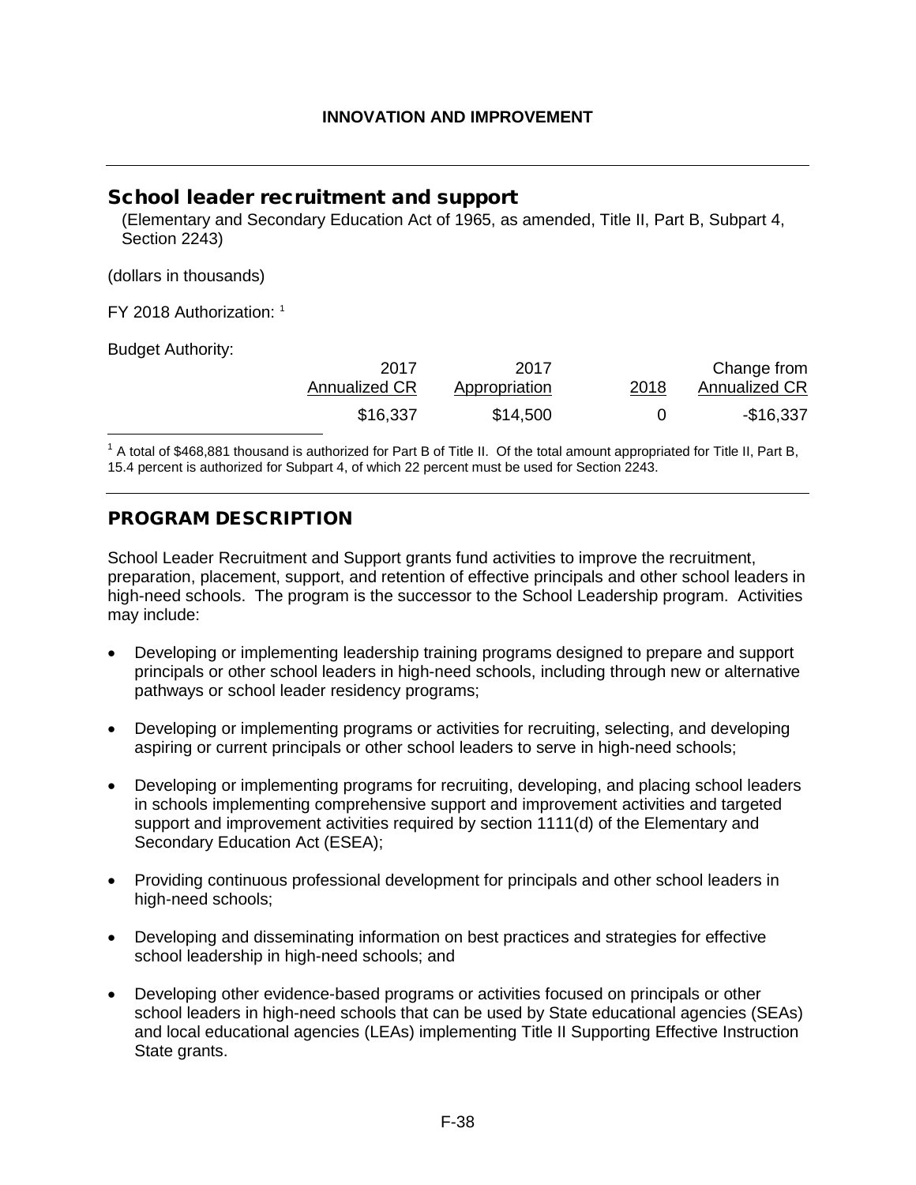## School leader recruitment and support

(Elementary and Secondary Education Act of 1965, as amended, Title II, Part B, Subpart 4, Section 2243)

(dollars in thousands)

FY 2018 Authorization: [1]

Budget Authority:

| | 2017 Annualized CR | 2017 Appropriation | 2018 | Change from Annualized CR |
|---|---|---|---|---|
| | $16,337 | $14,500 | 0 | -$16,337 |

[1] A total of $468,881 thousand is authorized for Part B of Title II. Of the total amount appropriated for Title II, Part B, 15.4 percent is authorized for Subpart 4, of which 22 percent must be used for Section 2243.

## PROGRAM DESCRIPTION

School Leader Recruitment and Support grants fund activities to improve the recruitment, preparation, placement, support, and retention of effective principals and other school leaders in high-need schools. The program is the successor to the School Leadership program. Activities may include:

- Developing or implementing leadership training programs designed to prepare and support principals or other school leaders in high-need schools, including through new or alternative pathways or school leader residency programs;
- Developing or implementing programs or activities for recruiting, selecting, and developing aspiring or current principals or other school leaders to serve in high-need schools;
- Developing or implementing programs for recruiting, developing, and placing school leaders in schools implementing comprehensive support and improvement activities and targeted support and improvement activities required by section 1111(d) of the Elementary and Secondary Education Act (ESEA);
- Providing continuous professional development for principals and other school leaders in high-need schools;
- Developing and disseminating information on best practices and strategies for effective school leadership in high-need schools; and
- Developing other evidence-based programs or activities focused on principals or other school leaders in high-need schools that can be used by State educational agencies (SEAs) and local educational agencies (LEAs) implementing Title II Supporting Effective Instruction State grants.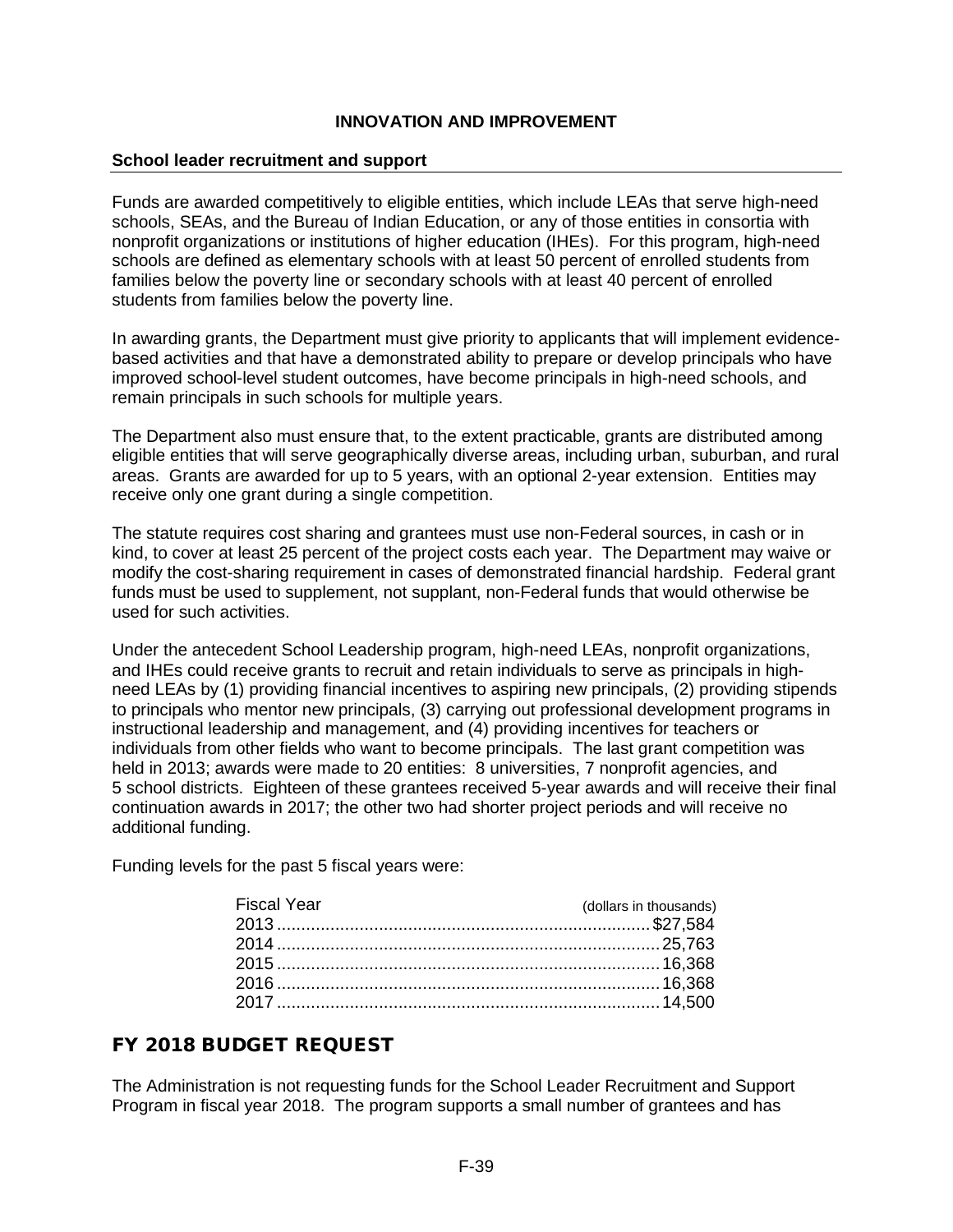## INNOVATION AND IMPROVEMENT

### School leader recruitment and support

Funds are awarded competitively to eligible entities, which include LEAs that serve high-need schools, SEAs, and the Bureau of Indian Education, or any of those entities in consortia with nonprofit organizations or institutions of higher education (IHEs). For this program, high-need schools are defined as elementary schools with at least 50 percent of enrolled students from families below the poverty line or secondary schools with at least 40 percent of enrolled students from families below the poverty line.

In awarding grants, the Department must give priority to applicants that will implement evidence-based activities and that have a demonstrated ability to prepare or develop principals who have improved school-level student outcomes, have become principals in high-need schools, and remain principals in such schools for multiple years.

The Department also must ensure that, to the extent practicable, grants are distributed among eligible entities that will serve geographically diverse areas, including urban, suburban, and rural areas. Grants are awarded for up to 5 years, with an optional 2-year extension. Entities may receive only one grant during a single competition.

The statute requires cost sharing and grantees must use non-Federal sources, in cash or in kind, to cover at least 25 percent of the project costs each year. The Department may waive or modify the cost-sharing requirement in cases of demonstrated financial hardship. Federal grant funds must be used to supplement, not supplant, non-Federal funds that would otherwise be used for such activities.

Under the antecedent School Leadership program, high-need LEAs, nonprofit organizations, and IHEs could receive grants to recruit and retain individuals to serve as principals in high-need LEAs by (1) providing financial incentives to aspiring new principals, (2) providing stipends to principals who mentor new principals, (3) carrying out professional development programs in instructional leadership and management, and (4) providing incentives for teachers or individuals from other fields who want to become principals. The last grant competition was held in 2013; awards were made to 20 entities: 8 universities, 7 nonprofit agencies, and 5 school districts. Eighteen of these grantees received 5-year awards and will receive their final continuation awards in 2017; the other two had shorter project periods and will receive no additional funding.

Funding levels for the past 5 fiscal years were:

| Fiscal Year | (dollars in thousands) |
|---|---|
| 2013 | $27,584 |
| 2014 | 25,763 |
| 2015 | 16,368 |
| 2016 | 16,368 |
| 2017 | 14,500 |

## FY 2018 BUDGET REQUEST

The Administration is not requesting funds for the School Leader Recruitment and Support Program in fiscal year 2018. The program supports a small number of grantees and has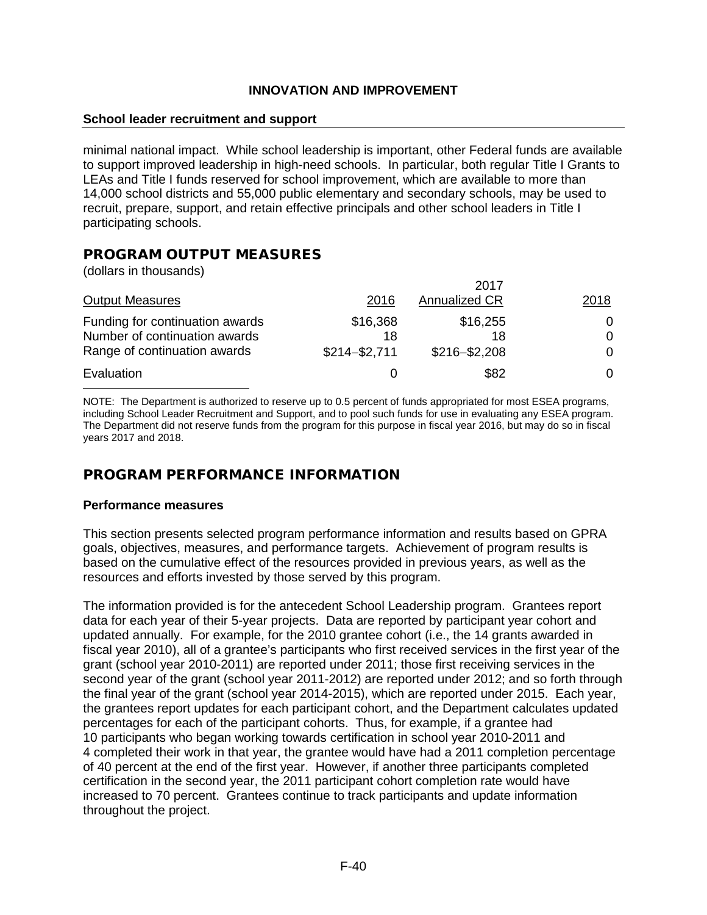**INNOVATION AND IMPROVEMENT**

**School leader recruitment and support**

minimal national impact. While school leadership is important, other Federal funds are available to support improved leadership in high-need schools. In particular, both regular Title I Grants to LEAs and Title I funds reserved for school improvement, which are available to more than 14,000 school districts and 55,000 public elementary and secondary schools, may be used to recruit, prepare, support, and retain effective principals and other school leaders in Title I participating schools.

## PROGRAM OUTPUT MEASURES

(dollars in thousands)

| Output Measures | 2016 | 2017 Annualized CR | 2018 |
|---|---|---|---|
| Funding for continuation awards | $16,368 | $16,255 | 0 |
| Number of continuation awards | 18 | 18 | 0 |
| Range of continuation awards | $214–$2,711 | $216–$2,208 | 0 |
| Evaluation | 0 | $82 | 0 |

NOTE: The Department is authorized to reserve up to 0.5 percent of funds appropriated for most ESEA programs, including School Leader Recruitment and Support, and to pool such funds for use in evaluating any ESEA program. The Department did not reserve funds from the program for this purpose in fiscal year 2016, but may do so in fiscal years 2017 and 2018.

## PROGRAM PERFORMANCE INFORMATION

### Performance measures

This section presents selected program performance information and results based on GPRA goals, objectives, measures, and performance targets. Achievement of program results is based on the cumulative effect of the resources provided in previous years, as well as the resources and efforts invested by those served by this program.

The information provided is for the antecedent School Leadership program. Grantees report data for each year of their 5-year projects. Data are reported by participant year cohort and updated annually. For example, for the 2010 grantee cohort (i.e., the 14 grants awarded in fiscal year 2010), all of a grantee's participants who first received services in the first year of the grant (school year 2010-2011) are reported under 2011; those first receiving services in the second year of the grant (school year 2011-2012) are reported under 2012; and so forth through the final year of the grant (school year 2014-2015), which are reported under 2015. Each year, the grantees report updates for each participant cohort, and the Department calculates updated percentages for each of the participant cohorts. Thus, for example, if a grantee had 10 participants who began working towards certification in school year 2010-2011 and 4 completed their work in that year, the grantee would have had a 2011 completion percentage of 40 percent at the end of the first year. However, if another three participants completed certification in the second year, the 2011 participant cohort completion rate would have increased to 70 percent. Grantees continue to track participants and update information throughout the project.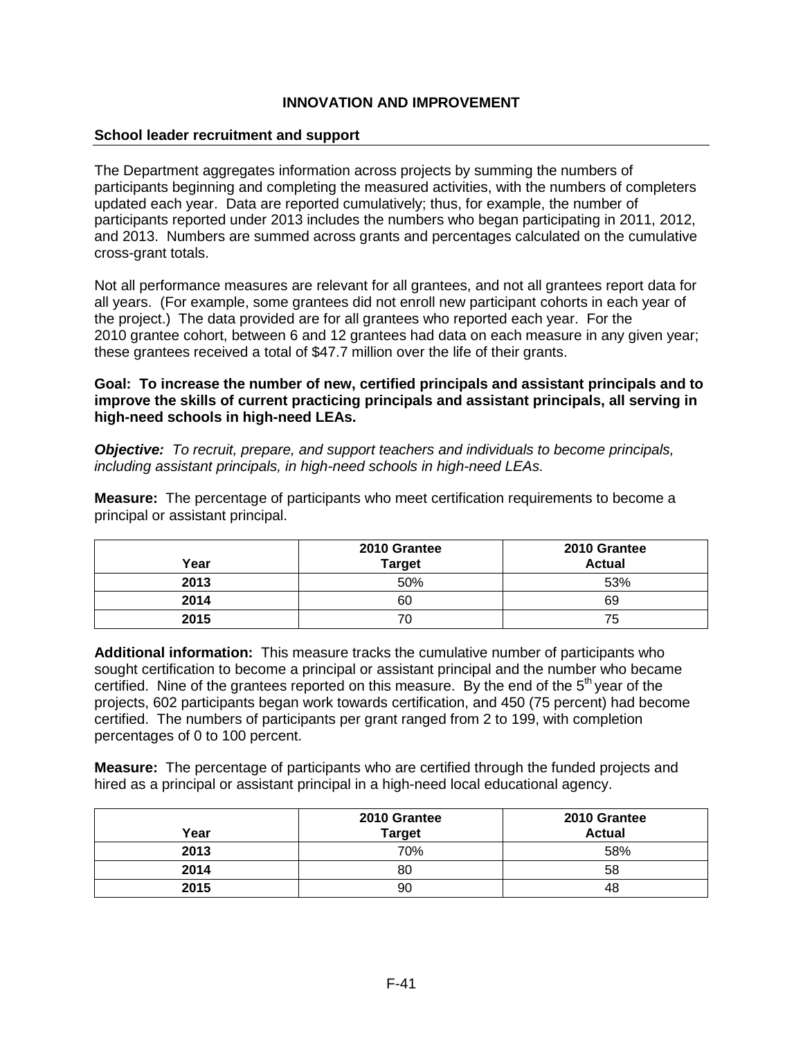## INNOVATION AND IMPROVEMENT

### School leader recruitment and support

The Department aggregates information across projects by summing the numbers of participants beginning and completing the measured activities, with the numbers of completers updated each year. Data are reported cumulatively; thus, for example, the number of participants reported under 2013 includes the numbers who began participating in 2011, 2012, and 2013. Numbers are summed across grants and percentages calculated on the cumulative cross-grant totals.

Not all performance measures are relevant for all grantees, and not all grantees report data for all years. (For example, some grantees did not enroll new participant cohorts in each year of the project.) The data provided are for all grantees who reported each year. For the 2010 grantee cohort, between 6 and 12 grantees had data on each measure in any given year; these grantees received a total of $47.7 million over the life of their grants.

**Goal: To increase the number of new, certified principals and assistant principals and to improve the skills of current practicing principals and assistant principals, all serving in high-need schools in high-need LEAs.**

***Objective:*** *To recruit, prepare, and support teachers and individuals to become principals, including assistant principals, in high-need schools in high-need LEAs.*

**Measure:** The percentage of participants who meet certification requirements to become a principal or assistant principal.

| Year | 2010 Grantee Target | 2010 Grantee Actual |
|---|---|---|
| **2013** | 50% | 53% |
| **2014** | 60 | 69 |
| **2015** | 70 | 75 |

**Additional information:** This measure tracks the cumulative number of participants who sought certification to become a principal or assistant principal and the number who became certified. Nine of the grantees reported on this measure. By the end of the 5th year of the projects, 602 participants began work towards certification, and 450 (75 percent) had become certified. The numbers of participants per grant ranged from 2 to 199, with completion percentages of 0 to 100 percent.

**Measure:** The percentage of participants who are certified through the funded projects and hired as a principal or assistant principal in a high-need local educational agency.

| Year | 2010 Grantee Target | 2010 Grantee Actual |
|---|---|---|
| **2013** | 70% | 58% |
| **2014** | 80 | 58 |
| **2015** | 90 | 48 |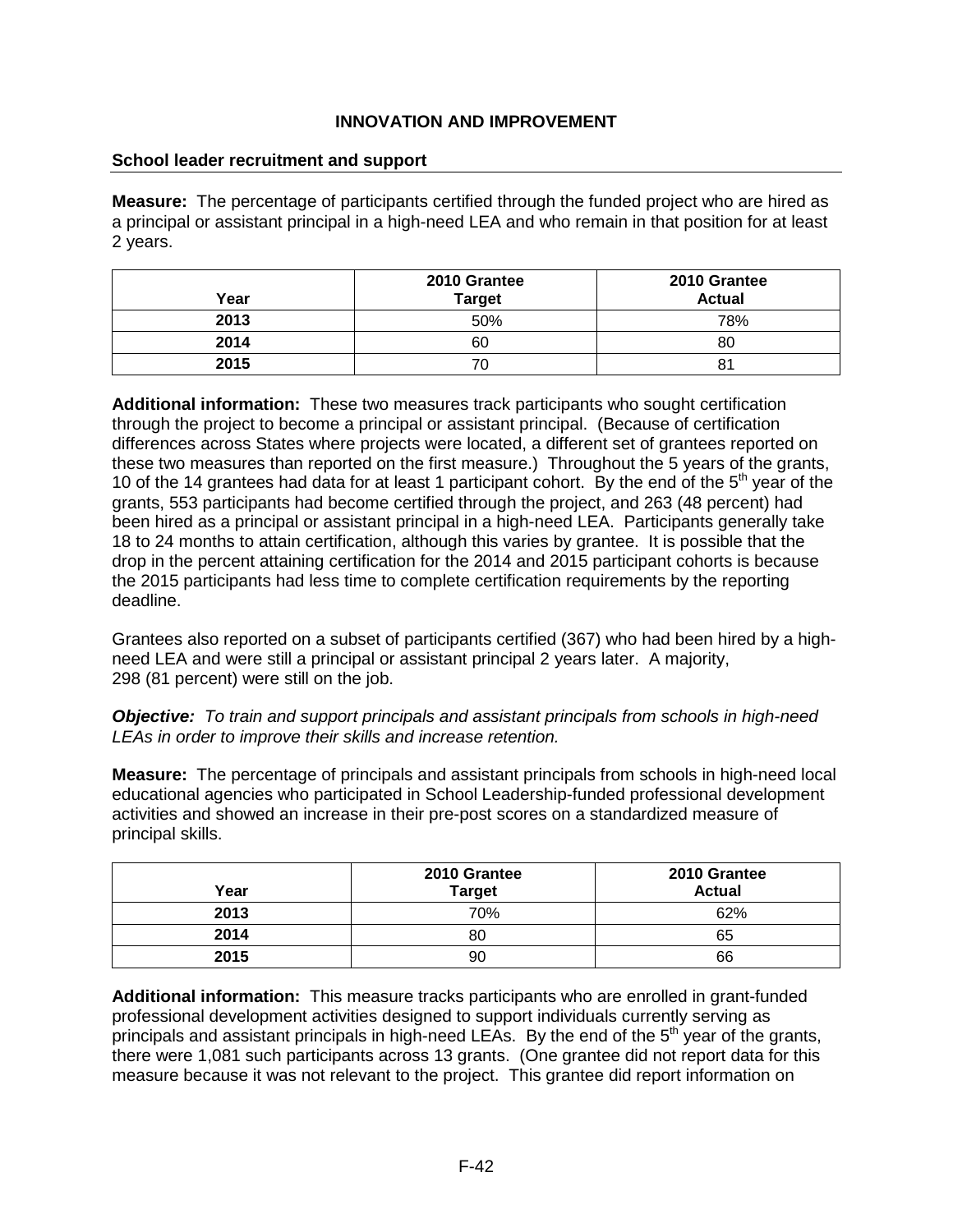## INNOVATION AND IMPROVEMENT

### School leader recruitment and support

**Measure:** The percentage of participants certified through the funded project who are hired as a principal or assistant principal in a high-need LEA and who remain in that position for at least 2 years.

| Year | 2010 Grantee Target | 2010 Grantee Actual |
|---|---|---|
| **2013** | 50% | 78% |
| **2014** | 60 | 80 |
| **2015** | 70 | 81 |

**Additional information:** These two measures track participants who sought certification through the project to become a principal or assistant principal. (Because of certification differences across States where projects were located, a different set of grantees reported on these two measures than reported on the first measure.) Throughout the 5 years of the grants, 10 of the 14 grantees had data for at least 1 participant cohort. By the end of the 5th year of the grants, 553 participants had become certified through the project, and 263 (48 percent) had been hired as a principal or assistant principal in a high-need LEA. Participants generally take 18 to 24 months to attain certification, although this varies by grantee. It is possible that the drop in the percent attaining certification for the 2014 and 2015 participant cohorts is because the 2015 participants had less time to complete certification requirements by the reporting deadline.

Grantees also reported on a subset of participants certified (367) who had been hired by a high-need LEA and were still a principal or assistant principal 2 years later. A majority, 298 (81 percent) were still on the job.

***Objective:*** *To train and support principals and assistant principals from schools in high-need LEAs in order to improve their skills and increase retention.*

**Measure:** The percentage of principals and assistant principals from schools in high-need local educational agencies who participated in School Leadership-funded professional development activities and showed an increase in their pre-post scores on a standardized measure of principal skills.

| Year | 2010 Grantee Target | 2010 Grantee Actual |
|---|---|---|
| **2013** | 70% | 62% |
| **2014** | 80 | 65 |
| **2015** | 90 | 66 |

**Additional information:** This measure tracks participants who are enrolled in grant-funded professional development activities designed to support individuals currently serving as principals and assistant principals in high-need LEAs. By the end of the 5th year of the grants, there were 1,081 such participants across 13 grants. (One grantee did not report data for this measure because it was not relevant to the project. This grantee did report information on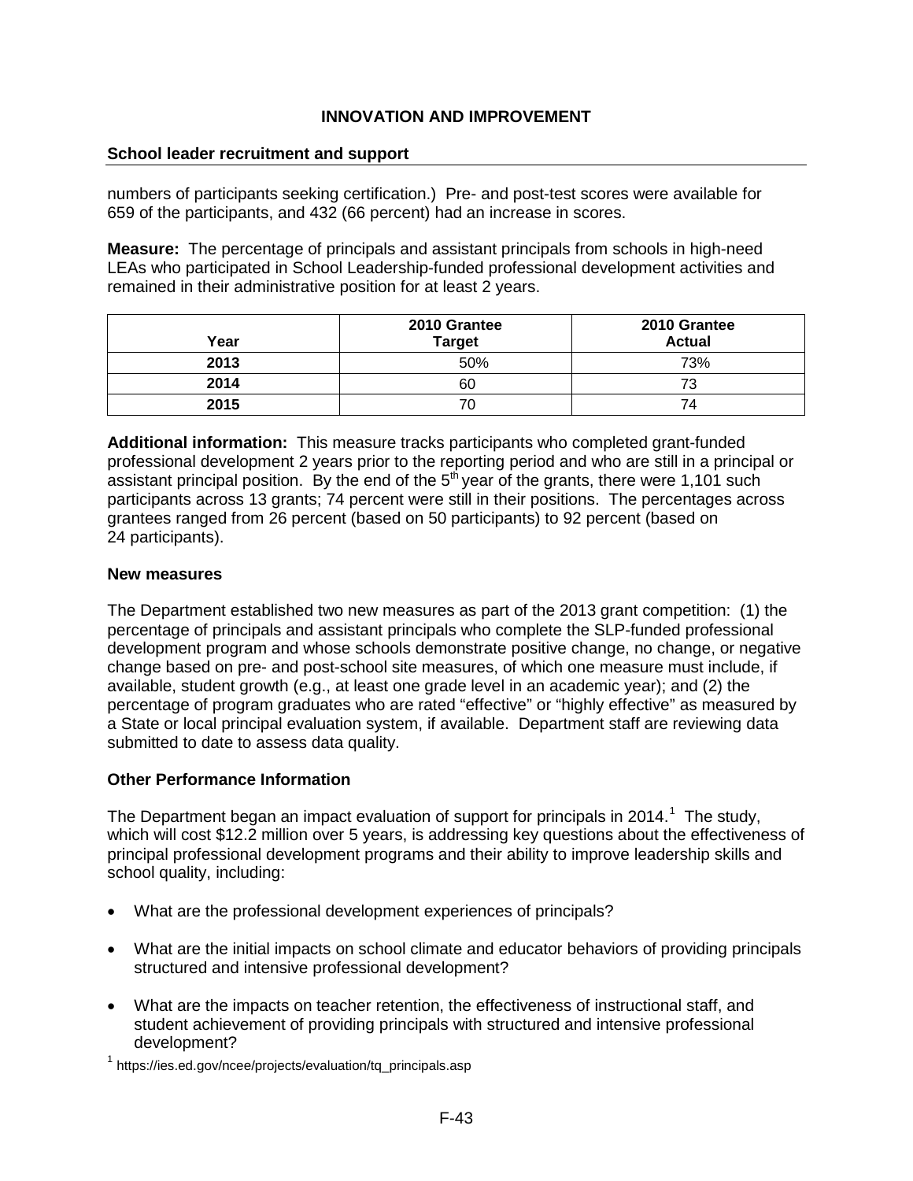numbers of participants seeking certification.) Pre- and post-test scores were available for 659 of the participants, and 432 (66 percent) had an increase in scores.

**Measure:** The percentage of principals and assistant principals from schools in high-need LEAs who participated in School Leadership-funded professional development activities and remained in their administrative position for at least 2 years.

| Year | 2010 Grantee Target | 2010 Grantee Actual |
|---|---|---|
| **2013** | 50% | 73% |
| **2014** | 60 | 73 |
| **2015** | 70 | 74 |

**Additional information:** This measure tracks participants who completed grant-funded professional development 2 years prior to the reporting period and who are still in a principal or assistant principal position. By the end of the 5th year of the grants, there were 1,101 such participants across 13 grants; 74 percent were still in their positions. The percentages across grantees ranged from 26 percent (based on 50 participants) to 92 percent (based on 24 participants).

### New measures

The Department established two new measures as part of the 2013 grant competition: (1) the percentage of principals and assistant principals who complete the SLP-funded professional development program and whose schools demonstrate positive change, no change, or negative change based on pre- and post-school site measures, of which one measure must include, if available, student growth (e.g., at least one grade level in an academic year); and (2) the percentage of program graduates who are rated "effective" or "highly effective" as measured by a State or local principal evaluation system, if available. Department staff are reviewing data submitted to date to assess data quality.

### Other Performance Information

The Department began an impact evaluation of support for principals in 2014.[1] The study, which will cost $12.2 million over 5 years, is addressing key questions about the effectiveness of principal professional development programs and their ability to improve leadership skills and school quality, including:

- What are the professional development experiences of principals?
- What are the initial impacts on school climate and educator behaviors of providing principals structured and intensive professional development?
- What are the impacts on teacher retention, the effectiveness of instructional staff, and student achievement of providing principals with structured and intensive professional development?

[1] https://ies.ed.gov/ncee/projects/evaluation/tq_principals.asp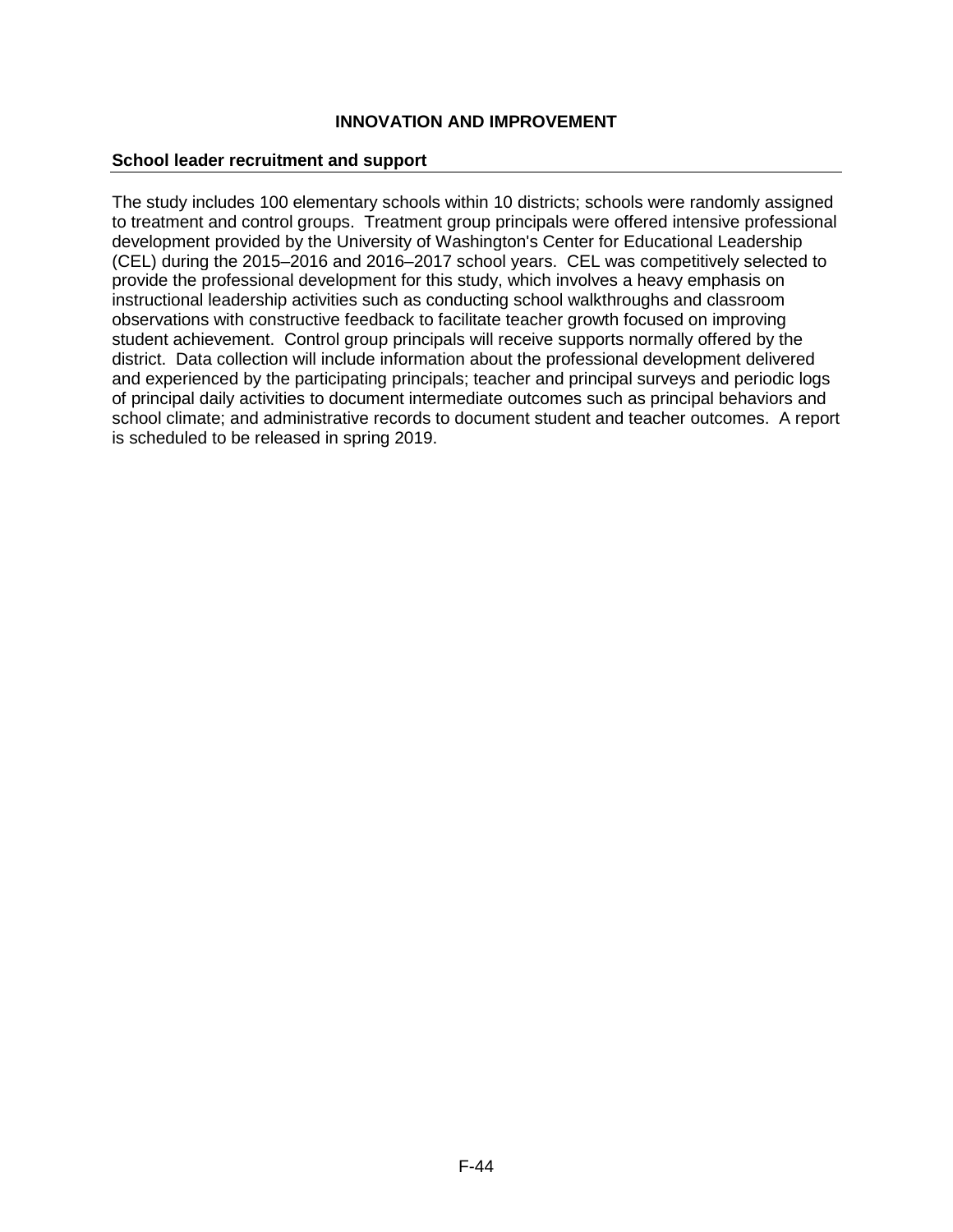# INNOVATION AND IMPROVEMENT

## School leader recruitment and support

The study includes 100 elementary schools within 10 districts; schools were randomly assigned to treatment and control groups. Treatment group principals were offered intensive professional development provided by the University of Washington's Center for Educational Leadership (CEL) during the 2015–2016 and 2016–2017 school years. CEL was competitively selected to provide the professional development for this study, which involves a heavy emphasis on instructional leadership activities such as conducting school walkthroughs and classroom observations with constructive feedback to facilitate teacher growth focused on improving student achievement. Control group principals will receive supports normally offered by the district. Data collection will include information about the professional development delivered and experienced by the participating principals; teacher and principal surveys and periodic logs of principal daily activities to document intermediate outcomes such as principal behaviors and school climate; and administrative records to document student and teacher outcomes. A report is scheduled to be released in spring 2019.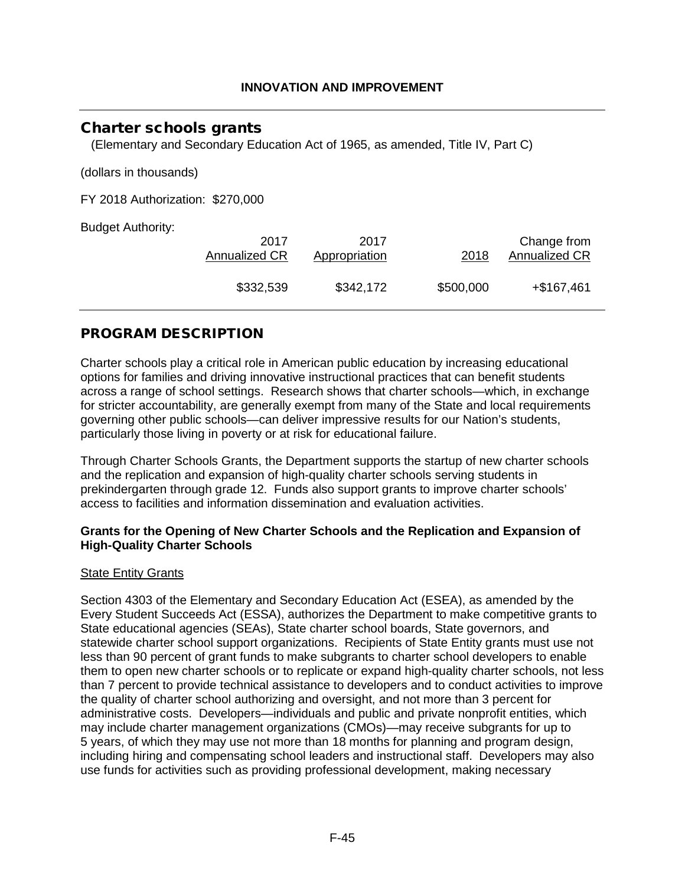## Charter schools grants

(Elementary and Secondary Education Act of 1965, as amended, Title IV, Part C)

(dollars in thousands)

FY 2018 Authorization: $270,000

Budget Authority:

| 2017 Annualized CR | 2017 Appropriation | 2018 | Change from Annualized CR |
|---|---|---|---|
| $332,539 | $342,172 | $500,000 | +$167,461 |

## PROGRAM DESCRIPTION

Charter schools play a critical role in American public education by increasing educational options for families and driving innovative instructional practices that can benefit students across a range of school settings. Research shows that charter schools—which, in exchange for stricter accountability, are generally exempt from many of the State and local requirements governing other public schools—can deliver impressive results for our Nation's students, particularly those living in poverty or at risk for educational failure.

Through Charter Schools Grants, the Department supports the startup of new charter schools and the replication and expansion of high-quality charter schools serving students in prekindergarten through grade 12. Funds also support grants to improve charter schools' access to facilities and information dissemination and evaluation activities.

**Grants for the Opening of New Charter Schools and the Replication and Expansion of High-Quality Charter Schools**

State Entity Grants

Section 4303 of the Elementary and Secondary Education Act (ESEA), as amended by the Every Student Succeeds Act (ESSA), authorizes the Department to make competitive grants to State educational agencies (SEAs), State charter school boards, State governors, and statewide charter school support organizations. Recipients of State Entity grants must use not less than 90 percent of grant funds to make subgrants to charter school developers to enable them to open new charter schools or to replicate or expand high-quality charter schools, not less than 7 percent to provide technical assistance to developers and to conduct activities to improve the quality of charter school authorizing and oversight, and not more than 3 percent for administrative costs. Developers—individuals and public and private nonprofit entities, which may include charter management organizations (CMOs)—may receive subgrants for up to 5 years, of which they may use not more than 18 months for planning and program design, including hiring and compensating school leaders and instructional staff. Developers may also use funds for activities such as providing professional development, making necessary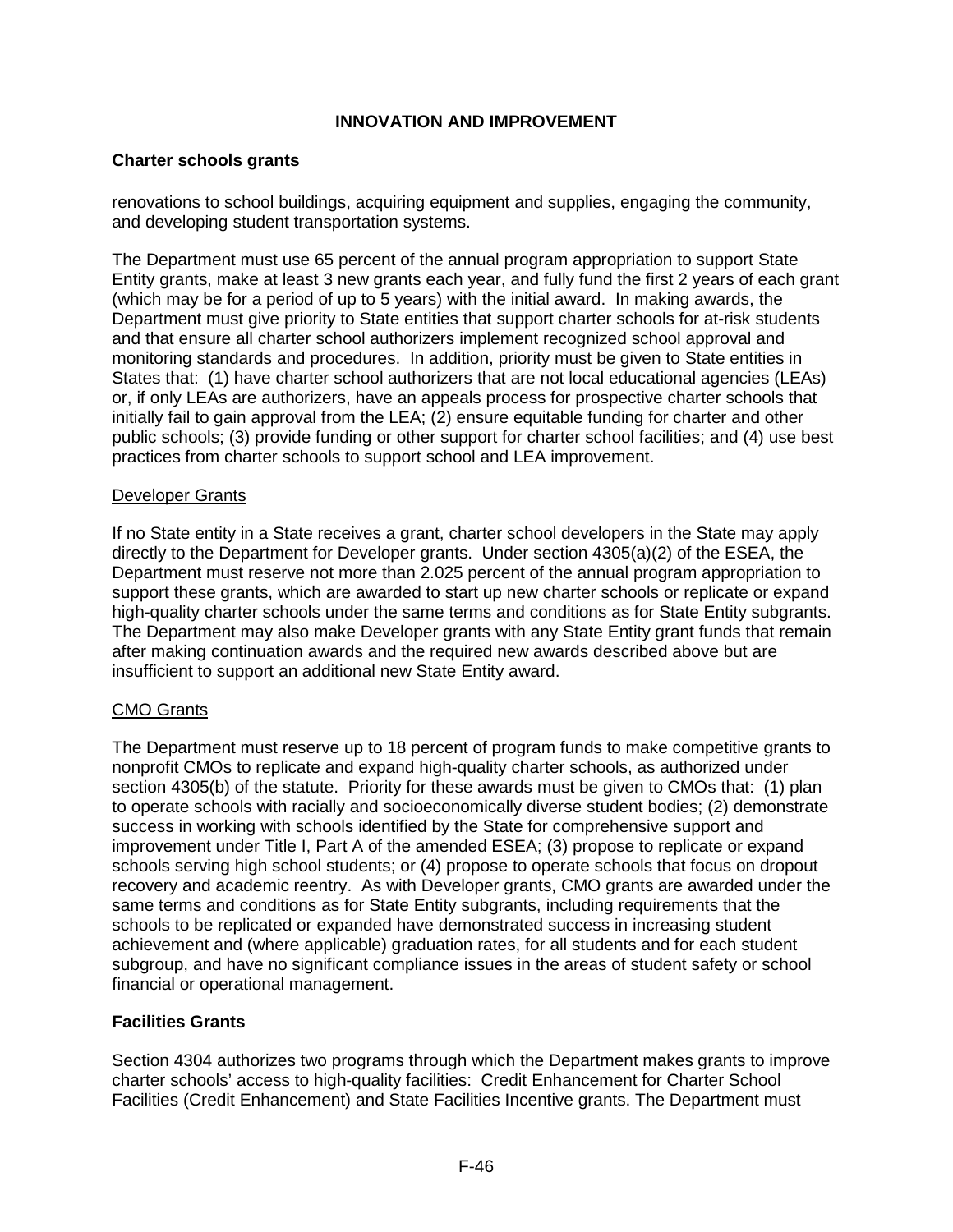renovations to school buildings, acquiring equipment and supplies, engaging the community, and developing student transportation systems.

The Department must use 65 percent of the annual program appropriation to support State Entity grants, make at least 3 new grants each year, and fully fund the first 2 years of each grant (which may be for a period of up to 5 years) with the initial award. In making awards, the Department must give priority to State entities that support charter schools for at-risk students and that ensure all charter school authorizers implement recognized school approval and monitoring standards and procedures. In addition, priority must be given to State entities in States that: (1) have charter school authorizers that are not local educational agencies (LEAs) or, if only LEAs are authorizers, have an appeals process for prospective charter schools that initially fail to gain approval from the LEA; (2) ensure equitable funding for charter and other public schools; (3) provide funding or other support for charter school facilities; and (4) use best practices from charter schools to support school and LEA improvement.

Developer Grants

If no State entity in a State receives a grant, charter school developers in the State may apply directly to the Department for Developer grants. Under section 4305(a)(2) of the ESEA, the Department must reserve not more than 2.025 percent of the annual program appropriation to support these grants, which are awarded to start up new charter schools or replicate or expand high-quality charter schools under the same terms and conditions as for State Entity subgrants. The Department may also make Developer grants with any State Entity grant funds that remain after making continuation awards and the required new awards described above but are insufficient to support an additional new State Entity award.

CMO Grants

The Department must reserve up to 18 percent of program funds to make competitive grants to nonprofit CMOs to replicate and expand high-quality charter schools, as authorized under section 4305(b) of the statute. Priority for these awards must be given to CMOs that: (1) plan to operate schools with racially and socioeconomically diverse student bodies; (2) demonstrate success in working with schools identified by the State for comprehensive support and improvement under Title I, Part A of the amended ESEA; (3) propose to replicate or expand schools serving high school students; or (4) propose to operate schools that focus on dropout recovery and academic reentry. As with Developer grants, CMO grants are awarded under the same terms and conditions as for State Entity subgrants, including requirements that the schools to be replicated or expanded have demonstrated success in increasing student achievement and (where applicable) graduation rates, for all students and for each student subgroup, and have no significant compliance issues in the areas of student safety or school financial or operational management.

**Facilities Grants**

Section 4304 authorizes two programs through which the Department makes grants to improve charter schools' access to high-quality facilities: Credit Enhancement for Charter School Facilities (Credit Enhancement) and State Facilities Incentive grants. The Department must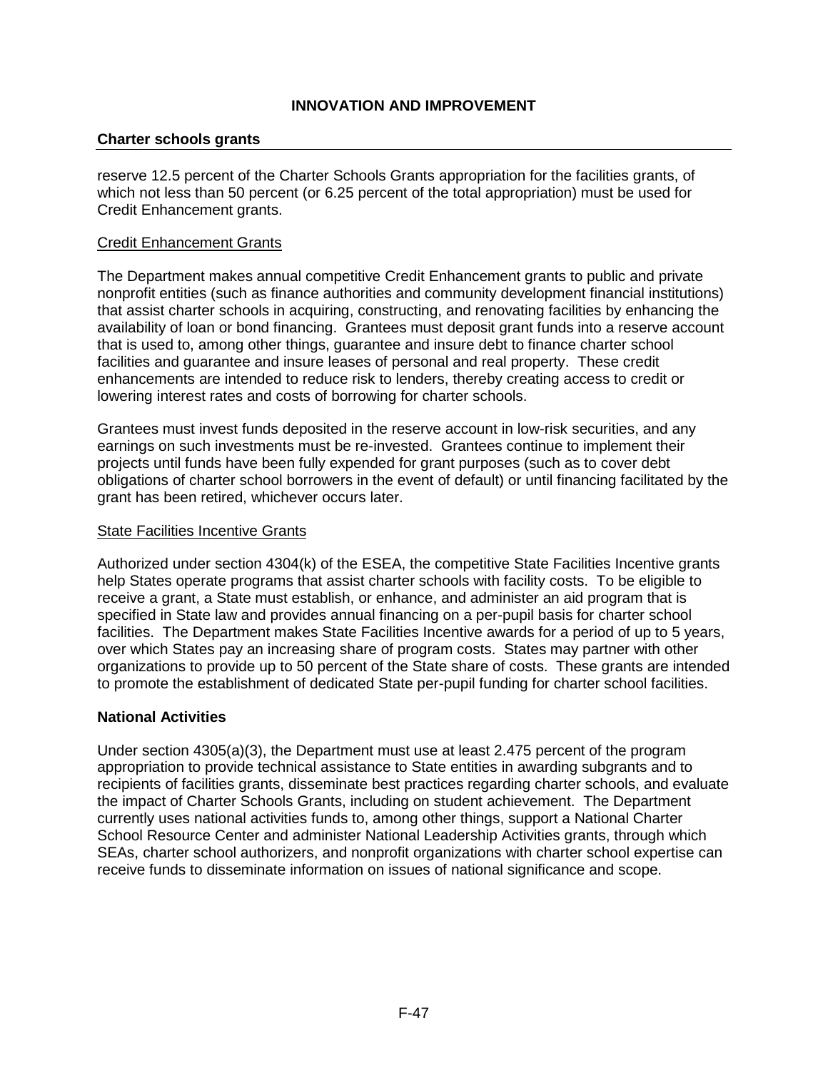reserve 12.5 percent of the Charter Schools Grants appropriation for the facilities grants, of which not less than 50 percent (or 6.25 percent of the total appropriation) must be used for Credit Enhancement grants.

Credit Enhancement Grants

The Department makes annual competitive Credit Enhancement grants to public and private nonprofit entities (such as finance authorities and community development financial institutions) that assist charter schools in acquiring, constructing, and renovating facilities by enhancing the availability of loan or bond financing. Grantees must deposit grant funds into a reserve account that is used to, among other things, guarantee and insure debt to finance charter school facilities and guarantee and insure leases of personal and real property. These credit enhancements are intended to reduce risk to lenders, thereby creating access to credit or lowering interest rates and costs of borrowing for charter schools.

Grantees must invest funds deposited in the reserve account in low-risk securities, and any earnings on such investments must be re-invested. Grantees continue to implement their projects until funds have been fully expended for grant purposes (such as to cover debt obligations of charter school borrowers in the event of default) or until financing facilitated by the grant has been retired, whichever occurs later.

State Facilities Incentive Grants

Authorized under section 4304(k) of the ESEA, the competitive State Facilities Incentive grants help States operate programs that assist charter schools with facility costs. To be eligible to receive a grant, a State must establish, or enhance, and administer an aid program that is specified in State law and provides annual financing on a per-pupil basis for charter school facilities. The Department makes State Facilities Incentive awards for a period of up to 5 years, over which States pay an increasing share of program costs. States may partner with other organizations to provide up to 50 percent of the State share of costs. These grants are intended to promote the establishment of dedicated State per-pupil funding for charter school facilities.

**National Activities**

Under section 4305(a)(3), the Department must use at least 2.475 percent of the program appropriation to provide technical assistance to State entities in awarding subgrants and to recipients of facilities grants, disseminate best practices regarding charter schools, and evaluate the impact of Charter Schools Grants, including on student achievement. The Department currently uses national activities funds to, among other things, support a National Charter School Resource Center and administer National Leadership Activities grants, through which SEAs, charter school authorizers, and nonprofit organizations with charter school expertise can receive funds to disseminate information on issues of national significance and scope.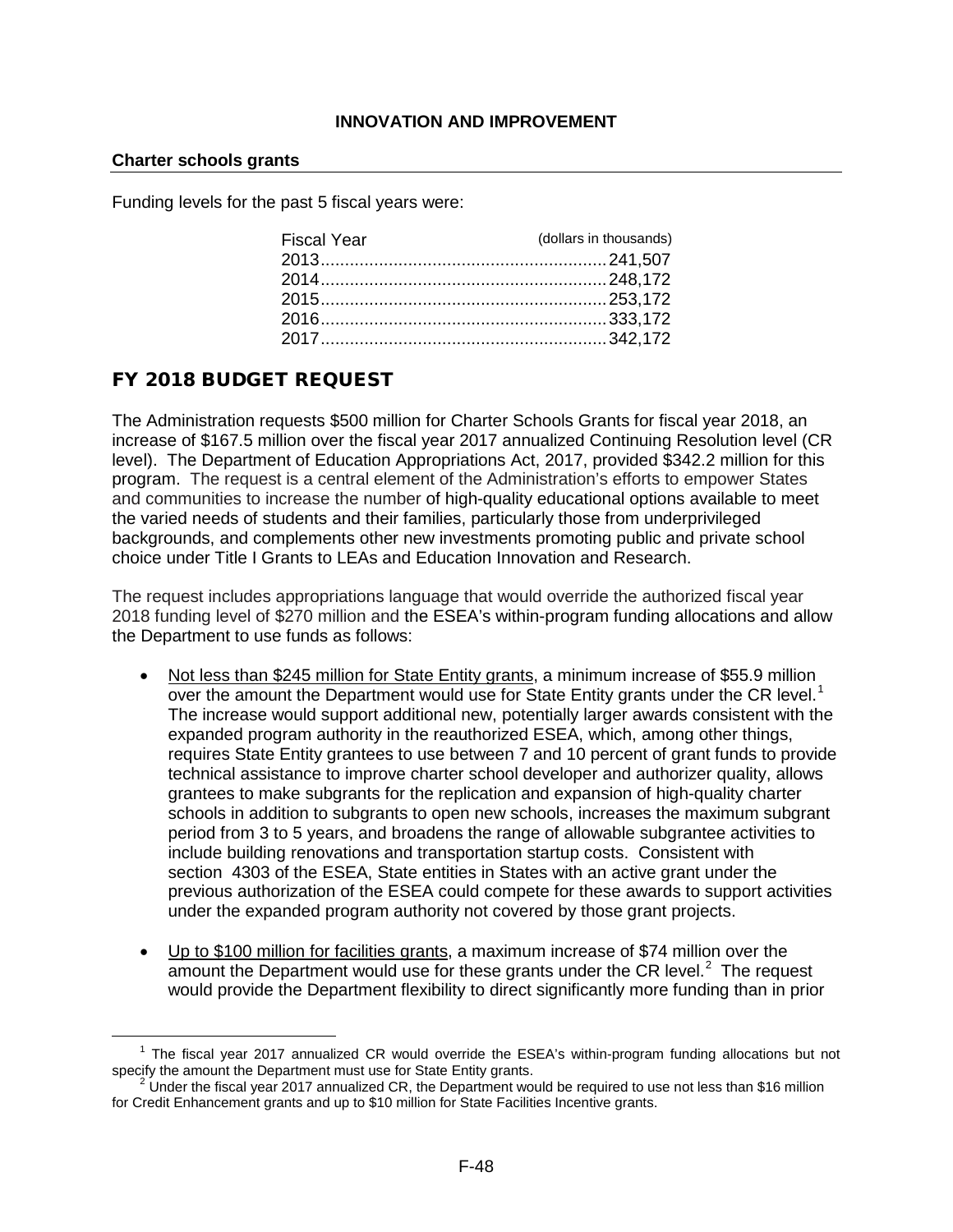## INNOVATION AND IMPROVEMENT

### Charter schools grants

Funding levels for the past 5 fiscal years were:

| Fiscal Year | (dollars in thousands) |
|---|---|
| 2013 | 241,507 |
| 2014 | 248,172 |
| 2015 | 253,172 |
| 2016 | 333,172 |
| 2017 | 342,172 |

## FY 2018 BUDGET REQUEST

The Administration requests $500 million for Charter Schools Grants for fiscal year 2018, an increase of $167.5 million over the fiscal year 2017 annualized Continuing Resolution level (CR level). The Department of Education Appropriations Act, 2017, provided $342.2 million for this program. The request is a central element of the Administration's efforts to empower States and communities to increase the number of high-quality educational options available to meet the varied needs of students and their families, particularly those from underprivileged backgrounds, and complements other new investments promoting public and private school choice under Title I Grants to LEAs and Education Innovation and Research.

The request includes appropriations language that would override the authorized fiscal year 2018 funding level of $270 million and the ESEA's within-program funding allocations and allow the Department to use funds as follows:

- Not less than $245 million for State Entity grants, a minimum increase of $55.9 million over the amount the Department would use for State Entity grants under the CR level.[1] The increase would support additional new, potentially larger awards consistent with the expanded program authority in the reauthorized ESEA, which, among other things, requires State Entity grantees to use between 7 and 10 percent of grant funds to provide technical assistance to improve charter school developer and authorizer quality, allows grantees to make subgrants for the replication and expansion of high-quality charter schools in addition to subgrants to open new schools, increases the maximum subgrant period from 3 to 5 years, and broadens the range of allowable subgrantee activities to include building renovations and transportation startup costs. Consistent with section 4303 of the ESEA, State entities in States with an active grant under the previous authorization of the ESEA could compete for these awards to support activities under the expanded program authority not covered by those grant projects.

- Up to $100 million for facilities grants, a maximum increase of $74 million over the amount the Department would use for these grants under the CR level.[2] The request would provide the Department flexibility to direct significantly more funding than in prior

[1] The fiscal year 2017 annualized CR would override the ESEA's within-program funding allocations but not specify the amount the Department must use for State Entity grants.

[2] Under the fiscal year 2017 annualized CR, the Department would be required to use not less than $16 million for Credit Enhancement grants and up to $10 million for State Facilities Incentive grants.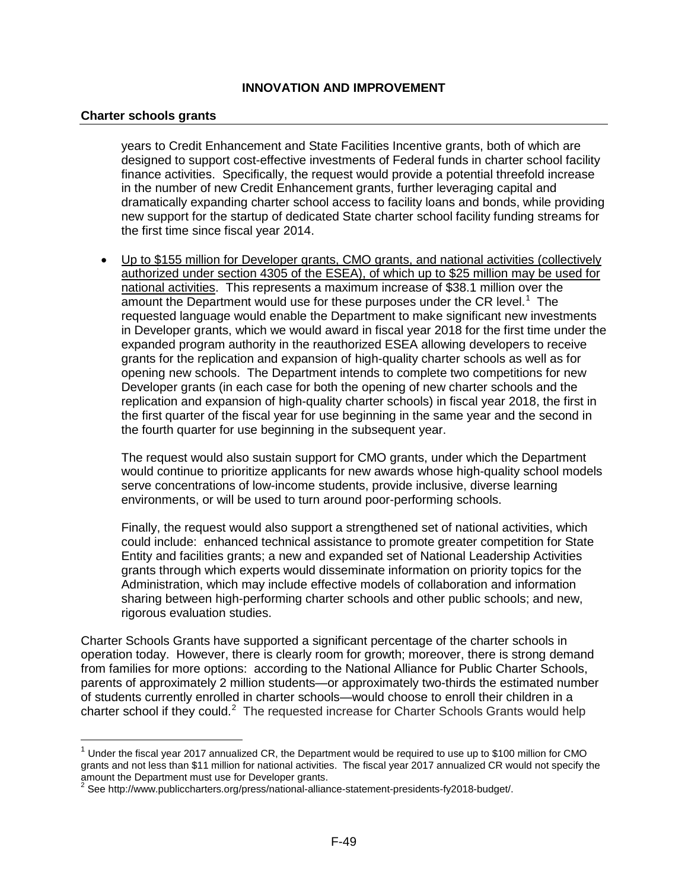**INNOVATION AND IMPROVEMENT**

**Charter schools grants**

years to Credit Enhancement and State Facilities Incentive grants, both of which are designed to support cost-effective investments of Federal funds in charter school facility finance activities. Specifically, the request would provide a potential threefold increase in the number of new Credit Enhancement grants, further leveraging capital and dramatically expanding charter school access to facility loans and bonds, while providing new support for the startup of dedicated State charter school facility funding streams for the first time since fiscal year 2014.

- Up to $155 million for Developer grants, CMO grants, and national activities (collectively authorized under section 4305 of the ESEA), of which up to $25 million may be used for national activities. This represents a maximum increase of $38.1 million over the amount the Department would use for these purposes under the CR level.[1] The requested language would enable the Department to make significant new investments in Developer grants, which we would award in fiscal year 2018 for the first time under the expanded program authority in the reauthorized ESEA allowing developers to receive grants for the replication and expansion of high-quality charter schools as well as for opening new schools. The Department intends to complete two competitions for new Developer grants (in each case for both the opening of new charter schools and the replication and expansion of high-quality charter schools) in fiscal year 2018, the first in the first quarter of the fiscal year for use beginning in the same year and the second in the fourth quarter for use beginning in the subsequent year.

  The request would also sustain support for CMO grants, under which the Department would continue to prioritize applicants for new awards whose high-quality school models serve concentrations of low-income students, provide inclusive, diverse learning environments, or will be used to turn around poor-performing schools.

  Finally, the request would also support a strengthened set of national activities, which could include: enhanced technical assistance to promote greater competition for State Entity and facilities grants; a new and expanded set of National Leadership Activities grants through which experts would disseminate information on priority topics for the Administration, which may include effective models of collaboration and information sharing between high-performing charter schools and other public schools; and new, rigorous evaluation studies.

Charter Schools Grants have supported a significant percentage of the charter schools in operation today. However, there is clearly room for growth; moreover, there is strong demand from families for more options: according to the National Alliance for Public Charter Schools, parents of approximately 2 million students—or approximately two-thirds the estimated number of students currently enrolled in charter schools—would choose to enroll their children in a charter school if they could.[2] The requested increase for Charter Schools Grants would help

---

[1] Under the fiscal year 2017 annualized CR, the Department would be required to use up to $100 million for CMO grants and not less than $11 million for national activities. The fiscal year 2017 annualized CR would not specify the amount the Department must use for Developer grants.

[2] See http://www.publiccharters.org/press/national-alliance-statement-presidents-fy2018-budget/.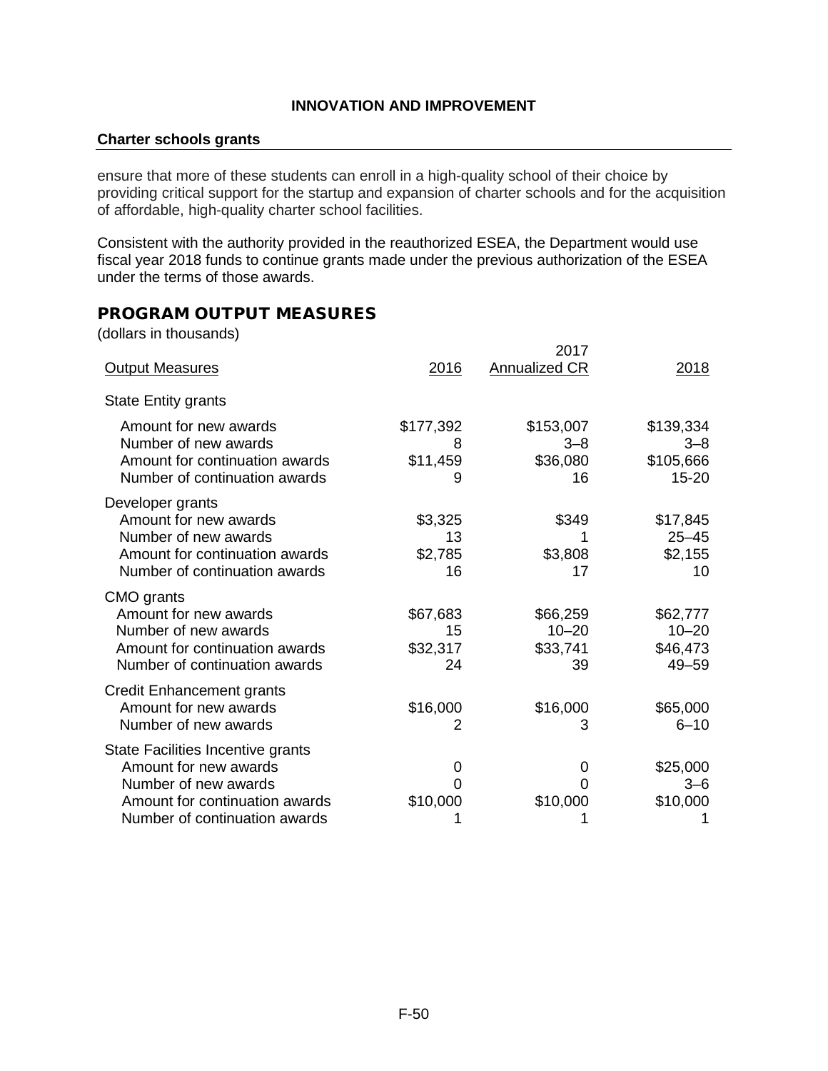## Charter schools grants

ensure that more of these students can enroll in a high-quality school of their choice by providing critical support for the startup and expansion of charter schools and for the acquisition of affordable, high-quality charter school facilities.

Consistent with the authority provided in the reauthorized ESEA, the Department would use fiscal year 2018 funds to continue grants made under the previous authorization of the ESEA under the terms of those awards.

## PROGRAM OUTPUT MEASURES

(dollars in thousands)

| Output Measures | 2016 | 2017 Annualized CR | 2018 |
|---|---|---|---|
| State Entity grants | | | |
| Amount for new awards | $177,392 | $153,007 | $139,334 |
| Number of new awards | 8 | 3–8 | 3–8 |
| Amount for continuation awards | $11,459 | $36,080 | $105,666 |
| Number of continuation awards | 9 | 16 | 15-20 |
| Developer grants | | | |
| Amount for new awards | $3,325 | $349 | $17,845 |
| Number of new awards | 13 | 1 | 25–45 |
| Amount for continuation awards | $2,785 | $3,808 | $2,155 |
| Number of continuation awards | 16 | 17 | 10 |
| CMO grants | | | |
| Amount for new awards | $67,683 | $66,259 | $62,777 |
| Number of new awards | 15 | 10–20 | 10–20 |
| Amount for continuation awards | $32,317 | $33,741 | $46,473 |
| Number of continuation awards | 24 | 39 | 49–59 |
| Credit Enhancement grants | | | |
| Amount for new awards | $16,000 | $16,000 | $65,000 |
| Number of new awards | 2 | 3 | 6–10 |
| State Facilities Incentive grants | | | |
| Amount for new awards | 0 | 0 | $25,000 |
| Number of new awards | 0 | 0 | 3–6 |
| Amount for continuation awards | $10,000 | $10,000 | $10,000 |
| Number of continuation awards | 1 | 1 | 1 |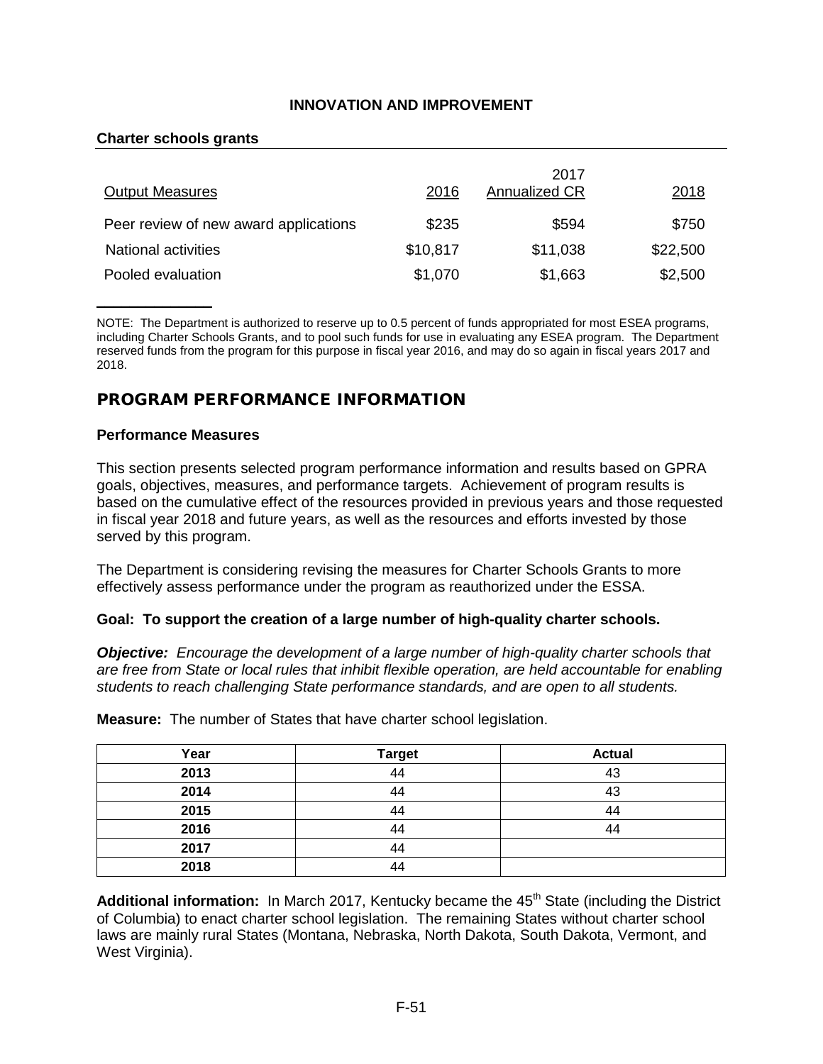**INNOVATION AND IMPROVEMENT**

**Charter schools grants**

| Output Measures | 2016 | 2017 Annualized CR | 2018 |
|---|---|---|---|
| Peer review of new award applications | $235 | $594 | $750 |
| National activities | $10,817 | $11,038 | $22,500 |
| Pooled evaluation | $1,070 | $1,663 | $2,500 |

NOTE: The Department is authorized to reserve up to 0.5 percent of funds appropriated for most ESEA programs, including Charter Schools Grants, and to pool such funds for use in evaluating any ESEA program. The Department reserved funds from the program for this purpose in fiscal year 2016, and may do so again in fiscal years 2017 and 2018.

## PROGRAM PERFORMANCE INFORMATION

**Performance Measures**

This section presents selected program performance information and results based on GPRA goals, objectives, measures, and performance targets. Achievement of program results is based on the cumulative effect of the resources provided in previous years and those requested in fiscal year 2018 and future years, as well as the resources and efforts invested by those served by this program.

The Department is considering revising the measures for Charter Schools Grants to more effectively assess performance under the program as reauthorized under the ESSA.

**Goal: To support the creation of a large number of high-quality charter schools.**

***Objective:*** *Encourage the development of a large number of high-quality charter schools that are free from State or local rules that inhibit flexible operation, are held accountable for enabling students to reach challenging State performance standards, and are open to all students.*

**Measure:** The number of States that have charter school legislation.

| Year | Target | Actual |
|---|---|---|
| **2013** | 44 | 43 |
| **2014** | 44 | 43 |
| **2015** | 44 | 44 |
| **2016** | 44 | 44 |
| **2017** | 44 | |
| **2018** | 44 | |

**Additional information:** In March 2017, Kentucky became the 45th State (including the District of Columbia) to enact charter school legislation. The remaining States without charter school laws are mainly rural States (Montana, Nebraska, North Dakota, South Dakota, Vermont, and West Virginia).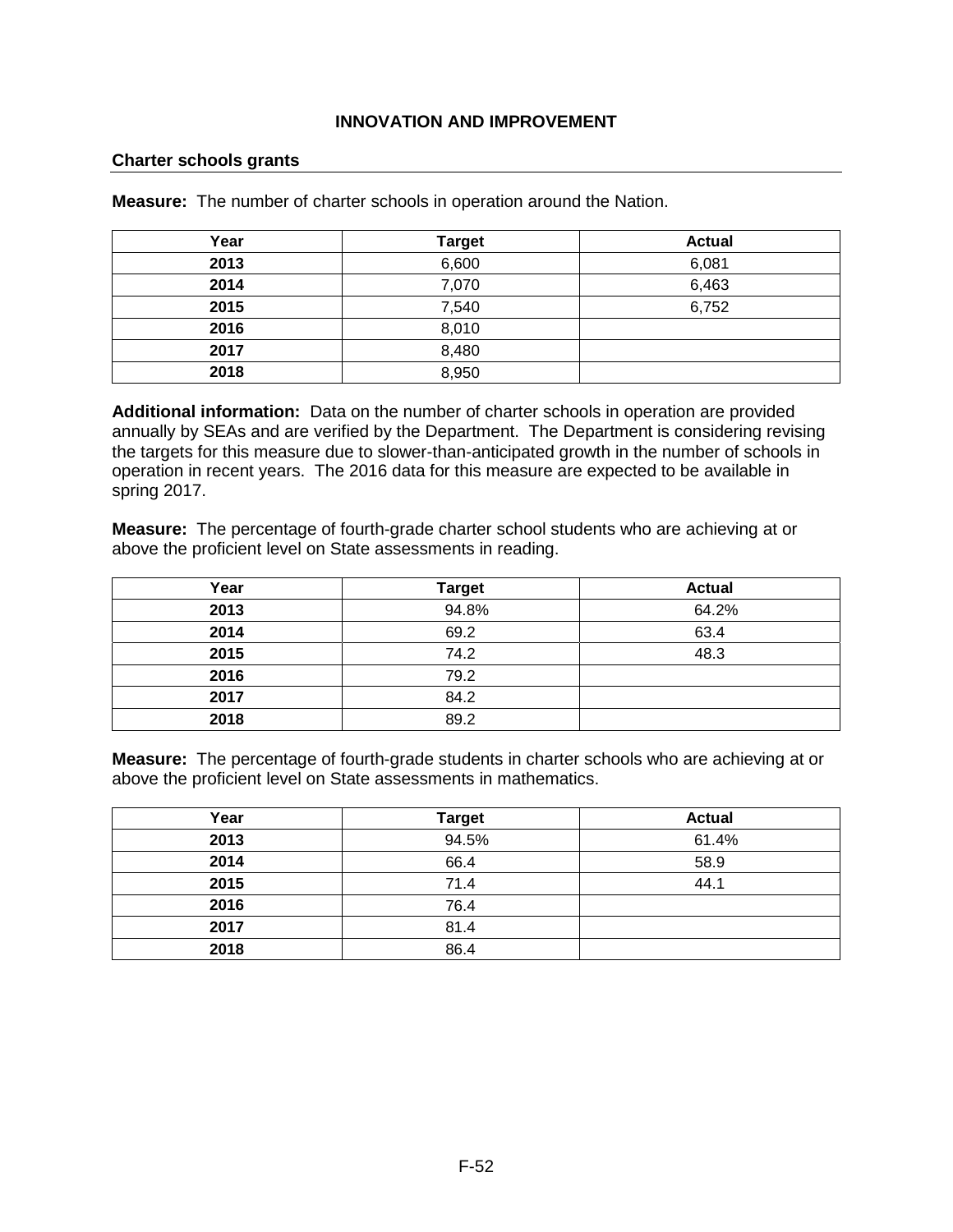## INNOVATION AND IMPROVEMENT

### Charter schools grants

**Measure:** The number of charter schools in operation around the Nation.

| Year | Target | Actual |
|---|---|---|
| **2013** | 6,600 | 6,081 |
| **2014** | 7,070 | 6,463 |
| **2015** | 7,540 | 6,752 |
| **2016** | 8,010 | |
| **2017** | 8,480 | |
| **2018** | 8,950 | |

**Additional information:** Data on the number of charter schools in operation are provided annually by SEAs and are verified by the Department. The Department is considering revising the targets for this measure due to slower-than-anticipated growth in the number of schools in operation in recent years. The 2016 data for this measure are expected to be available in spring 2017.

**Measure:** The percentage of fourth-grade charter school students who are achieving at or above the proficient level on State assessments in reading.

| Year | Target | Actual |
|---|---|---|
| **2013** | 94.8% | 64.2% |
| **2014** | 69.2 | 63.4 |
| **2015** | 74.2 | 48.3 |
| **2016** | 79.2 | |
| **2017** | 84.2 | |
| **2018** | 89.2 | |

**Measure:** The percentage of fourth-grade students in charter schools who are achieving at or above the proficient level on State assessments in mathematics.

| Year | Target | Actual |
|---|---|---|
| **2013** | 94.5% | 61.4% |
| **2014** | 66.4 | 58.9 |
| **2015** | 71.4 | 44.1 |
| **2016** | 76.4 | |
| **2017** | 81.4 | |
| **2018** | 86.4 | |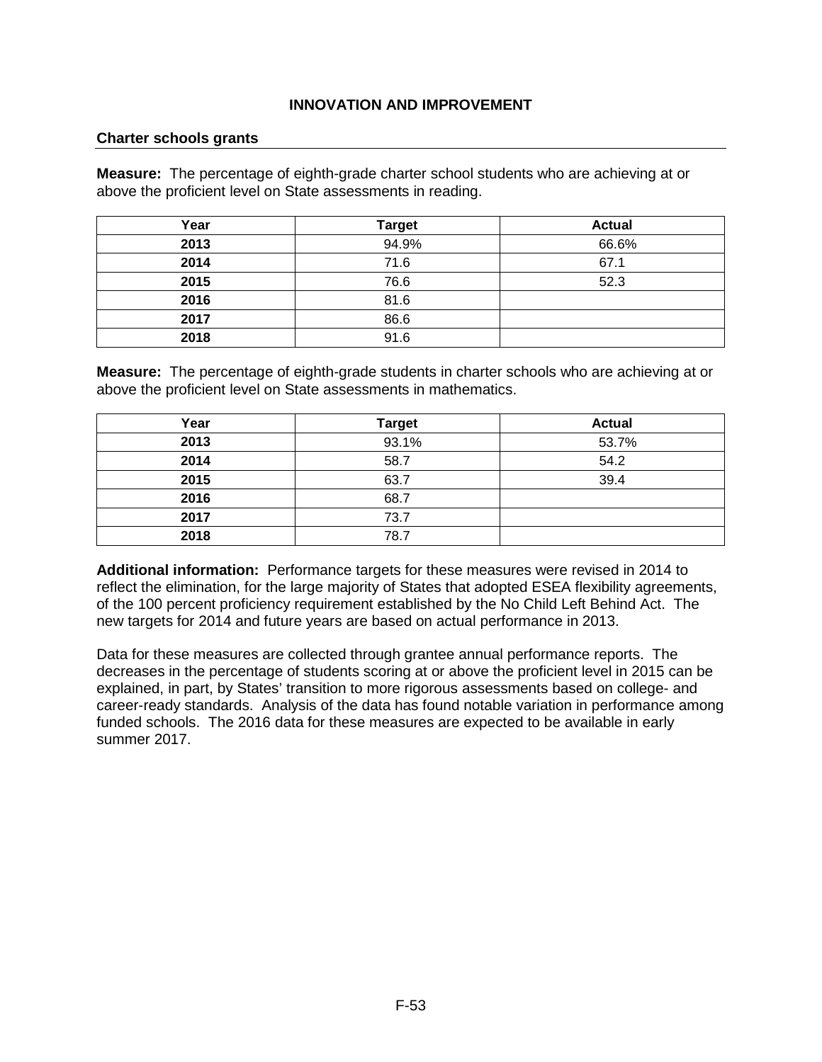## INNOVATION AND IMPROVEMENT

### Charter schools grants

**Measure:** The percentage of eighth-grade charter school students who are achieving at or above the proficient level on State assessments in reading.

| Year | Target | Actual |
|---|---|---|
| **2013** | 94.9% | 66.6% |
| **2014** | 71.6 | 67.1 |
| **2015** | 76.6 | 52.3 |
| **2016** | 81.6 | |
| **2017** | 86.6 | |
| **2018** | 91.6 | |

**Measure:** The percentage of eighth-grade students in charter schools who are achieving at or above the proficient level on State assessments in mathematics.

| Year | Target | Actual |
|---|---|---|
| **2013** | 93.1% | 53.7% |
| **2014** | 58.7 | 54.2 |
| **2015** | 63.7 | 39.4 |
| **2016** | 68.7 | |
| **2017** | 73.7 | |
| **2018** | 78.7 | |

**Additional information:** Performance targets for these measures were revised in 2014 to reflect the elimination, for the large majority of States that adopted ESEA flexibility agreements, of the 100 percent proficiency requirement established by the No Child Left Behind Act. The new targets for 2014 and future years are based on actual performance in 2013.

Data for these measures are collected through grantee annual performance reports. The decreases in the percentage of students scoring at or above the proficient level in 2015 can be explained, in part, by States' transition to more rigorous assessments based on college- and career-ready standards. Analysis of the data has found notable variation in performance among funded schools. The 2016 data for these measures are expected to be available in early summer 2017.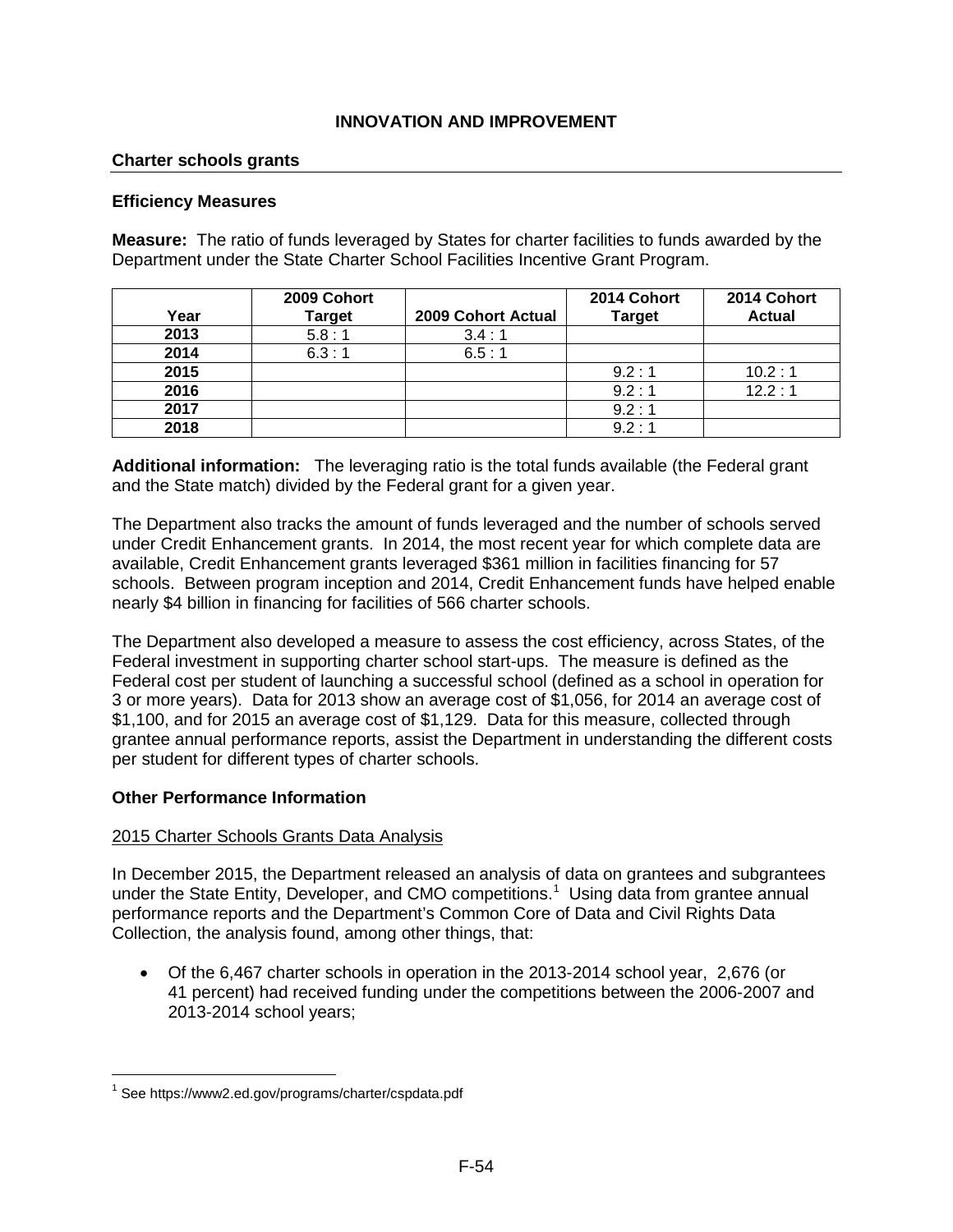## INNOVATION AND IMPROVEMENT

### Charter schools grants

#### Efficiency Measures

**Measure:** The ratio of funds leveraged by States for charter facilities to funds awarded by the Department under the State Charter School Facilities Incentive Grant Program.

| Year | 2009 Cohort Target | 2009 Cohort Actual | 2014 Cohort Target | 2014 Cohort Actual |
|---|---|---|---|---|
| 2013 | 5.8 : 1 | 3.4 : 1 | | |
| 2014 | 6.3 : 1 | 6.5 : 1 | | |
| 2015 | | | 9.2 : 1 | 10.2 : 1 |
| 2016 | | | 9.2 : 1 | 12.2 : 1 |
| 2017 | | | 9.2 : 1 | |
| 2018 | | | 9.2 : 1 | |

**Additional information:** The leveraging ratio is the total funds available (the Federal grant and the State match) divided by the Federal grant for a given year.

The Department also tracks the amount of funds leveraged and the number of schools served under Credit Enhancement grants. In 2014, the most recent year for which complete data are available, Credit Enhancement grants leveraged $361 million in facilities financing for 57 schools. Between program inception and 2014, Credit Enhancement funds have helped enable nearly $4 billion in financing for facilities of 566 charter schools.

The Department also developed a measure to assess the cost efficiency, across States, of the Federal investment in supporting charter school start-ups. The measure is defined as the Federal cost per student of launching a successful school (defined as a school in operation for 3 or more years). Data for 2013 show an average cost of $1,056, for 2014 an average cost of $1,100, and for 2015 an average cost of $1,129. Data for this measure, collected through grantee annual performance reports, assist the Department in understanding the different costs per student for different types of charter schools.

#### Other Performance Information

<u>2015 Charter Schools Grants Data Analysis</u>

In December 2015, the Department released an analysis of data on grantees and subgrantees under the State Entity, Developer, and CMO competitions.[1] Using data from grantee annual performance reports and the Department's Common Core of Data and Civil Rights Data Collection, the analysis found, among other things, that:

- Of the 6,467 charter schools in operation in the 2013-2014 school year, 2,676 (or 41 percent) had received funding under the competitions between the 2006-2007 and 2013-2014 school years;

[1] See https://www2.ed.gov/programs/charter/cspdata.pdf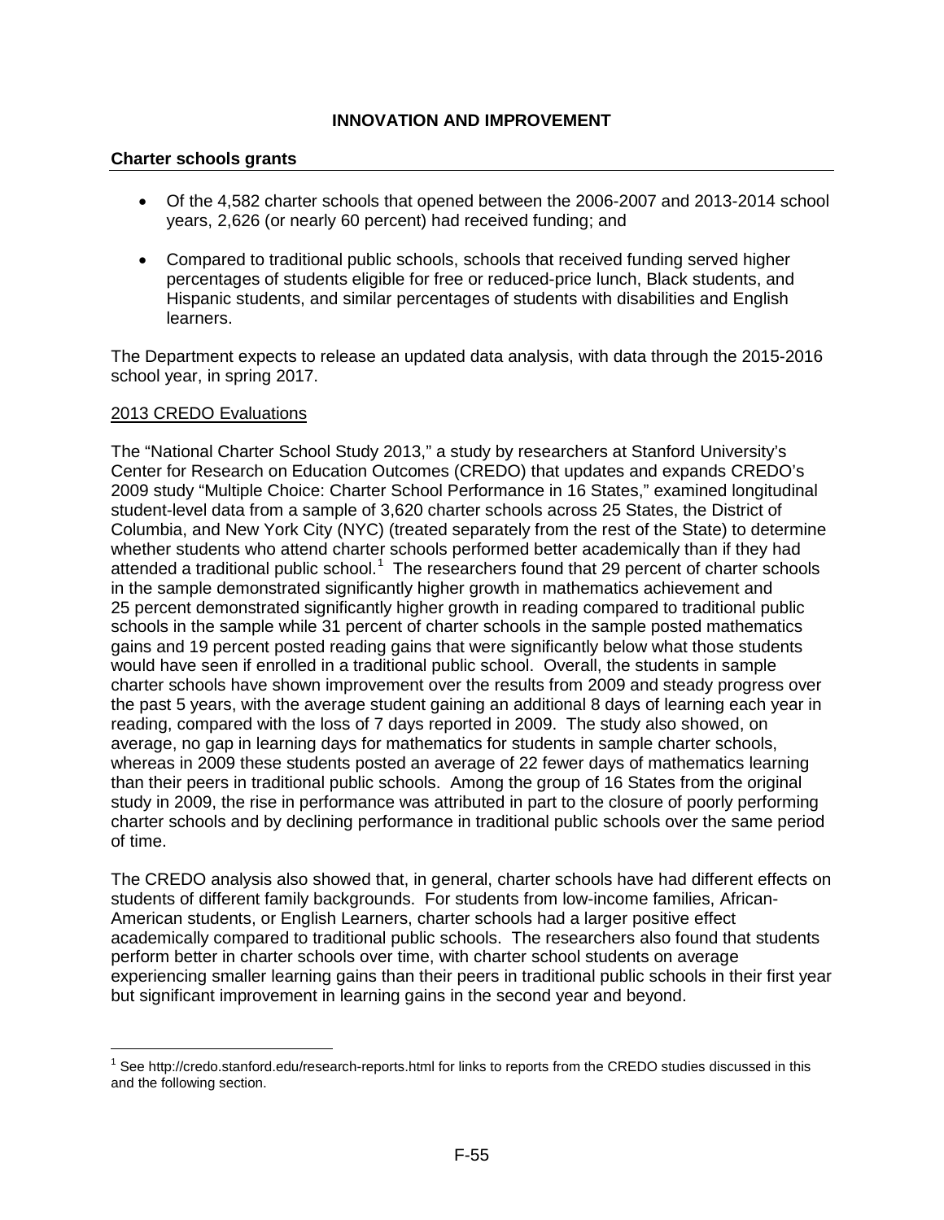## INNOVATION AND IMPROVEMENT

**Charter schools grants**

- Of the 4,582 charter schools that opened between the 2006-2007 and 2013-2014 school years, 2,626 (or nearly 60 percent) had received funding; and
- Compared to traditional public schools, schools that received funding served higher percentages of students eligible for free or reduced-price lunch, Black students, and Hispanic students, and similar percentages of students with disabilities and English learners.

The Department expects to release an updated data analysis, with data through the 2015-2016 school year, in spring 2017.

2013 CREDO Evaluations

The "National Charter School Study 2013," a study by researchers at Stanford University's Center for Research on Education Outcomes (CREDO) that updates and expands CREDO's 2009 study "Multiple Choice: Charter School Performance in 16 States," examined longitudinal student-level data from a sample of 3,620 charter schools across 25 States, the District of Columbia, and New York City (NYC) (treated separately from the rest of the State) to determine whether students who attend charter schools performed better academically than if they had attended a traditional public school.[1] The researchers found that 29 percent of charter schools in the sample demonstrated significantly higher growth in mathematics achievement and 25 percent demonstrated significantly higher growth in reading compared to traditional public schools in the sample while 31 percent of charter schools in the sample posted mathematics gains and 19 percent posted reading gains that were significantly below what those students would have seen if enrolled in a traditional public school. Overall, the students in sample charter schools have shown improvement over the results from 2009 and steady progress over the past 5 years, with the average student gaining an additional 8 days of learning each year in reading, compared with the loss of 7 days reported in 2009. The study also showed, on average, no gap in learning days for mathematics for students in sample charter schools, whereas in 2009 these students posted an average of 22 fewer days of mathematics learning than their peers in traditional public schools. Among the group of 16 States from the original study in 2009, the rise in performance was attributed in part to the closure of poorly performing charter schools and by declining performance in traditional public schools over the same period of time.

The CREDO analysis also showed that, in general, charter schools have had different effects on students of different family backgrounds. For students from low-income families, African-American students, or English Learners, charter schools had a larger positive effect academically compared to traditional public schools. The researchers also found that students perform better in charter schools over time, with charter school students on average experiencing smaller learning gains than their peers in traditional public schools in their first year but significant improvement in learning gains in the second year and beyond.

[1] See http://credo.stanford.edu/research-reports.html for links to reports from the CREDO studies discussed in this and the following section.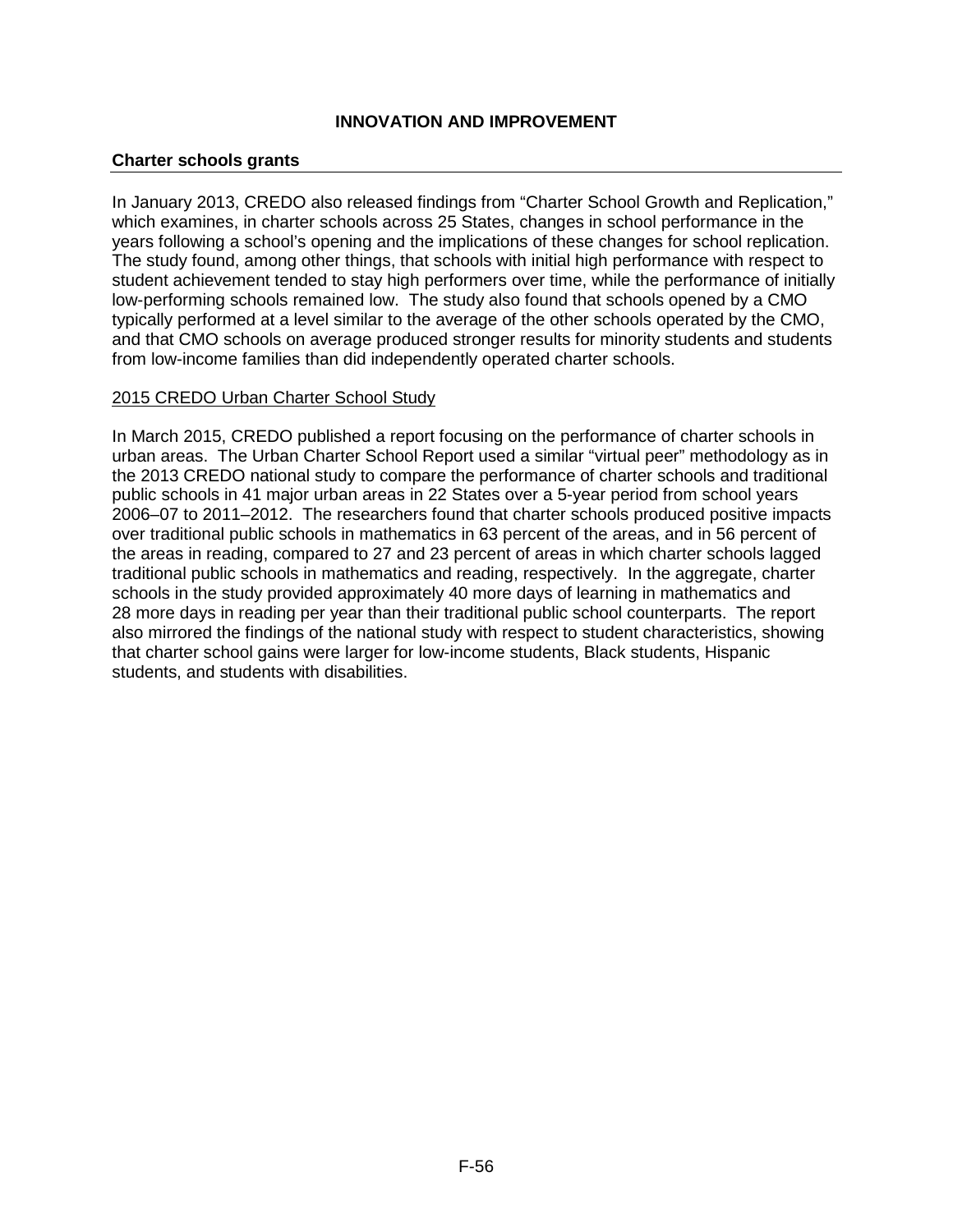## INNOVATION AND IMPROVEMENT

### Charter schools grants

In January 2013, CREDO also released findings from "Charter School Growth and Replication," which examines, in charter schools across 25 States, changes in school performance in the years following a school's opening and the implications of these changes for school replication. The study found, among other things, that schools with initial high performance with respect to student achievement tended to stay high performers over time, while the performance of initially low-performing schools remained low. The study also found that schools opened by a CMO typically performed at a level similar to the average of the other schools operated by the CMO, and that CMO schools on average produced stronger results for minority students and students from low-income families than did independently operated charter schools.

2015 CREDO Urban Charter School Study

In March 2015, CREDO published a report focusing on the performance of charter schools in urban areas. The Urban Charter School Report used a similar "virtual peer" methodology as in the 2013 CREDO national study to compare the performance of charter schools and traditional public schools in 41 major urban areas in 22 States over a 5-year period from school years 2006–07 to 2011–2012. The researchers found that charter schools produced positive impacts over traditional public schools in mathematics in 63 percent of the areas, and in 56 percent of the areas in reading, compared to 27 and 23 percent of areas in which charter schools lagged traditional public schools in mathematics and reading, respectively. In the aggregate, charter schools in the study provided approximately 40 more days of learning in mathematics and 28 more days in reading per year than their traditional public school counterparts. The report also mirrored the findings of the national study with respect to student characteristics, showing that charter school gains were larger for low-income students, Black students, Hispanic students, and students with disabilities.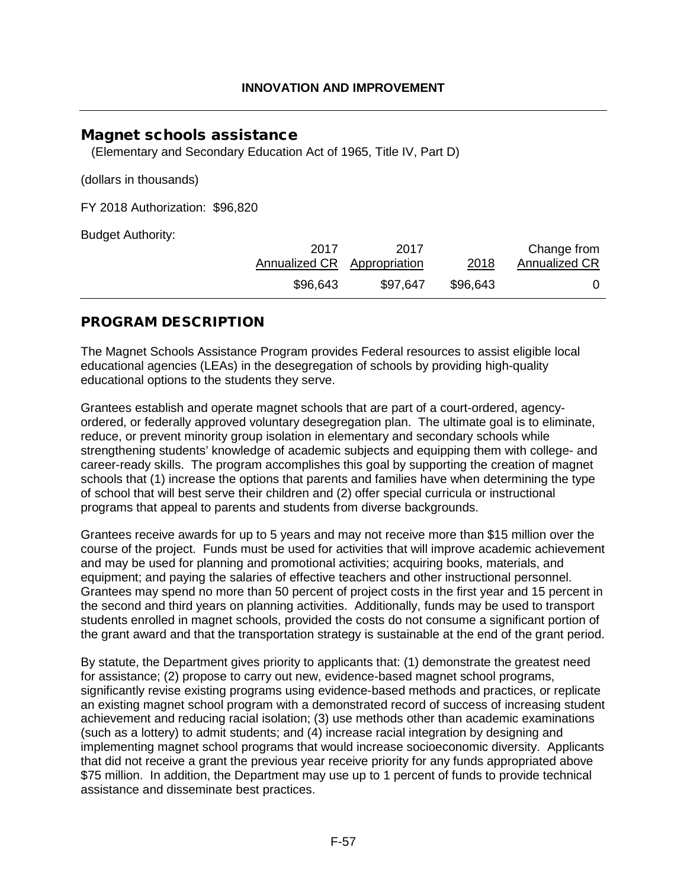## INNOVATION AND IMPROVEMENT

# Magnet schools assistance

(Elementary and Secondary Education Act of 1965, Title IV, Part D)

(dollars in thousands)

FY 2018 Authorization: $96,820

Budget Authority:

| | 2017 Annualized CR | 2017 Appropriation | 2018 | Change from Annualized CR |
|---|---|---|---|---|
| | $96,643 | $97,647 | $96,643 | 0 |

## PROGRAM DESCRIPTION

The Magnet Schools Assistance Program provides Federal resources to assist eligible local educational agencies (LEAs) in the desegregation of schools by providing high-quality educational options to the students they serve.

Grantees establish and operate magnet schools that are part of a court-ordered, agency-ordered, or federally approved voluntary desegregation plan. The ultimate goal is to eliminate, reduce, or prevent minority group isolation in elementary and secondary schools while strengthening students' knowledge of academic subjects and equipping them with college- and career-ready skills. The program accomplishes this goal by supporting the creation of magnet schools that (1) increase the options that parents and families have when determining the type of school that will best serve their children and (2) offer special curricula or instructional programs that appeal to parents and students from diverse backgrounds.

Grantees receive awards for up to 5 years and may not receive more than $15 million over the course of the project. Funds must be used for activities that will improve academic achievement and may be used for planning and promotional activities; acquiring books, materials, and equipment; and paying the salaries of effective teachers and other instructional personnel. Grantees may spend no more than 50 percent of project costs in the first year and 15 percent in the second and third years on planning activities. Additionally, funds may be used to transport students enrolled in magnet schools, provided the costs do not consume a significant portion of the grant award and that the transportation strategy is sustainable at the end of the grant period.

By statute, the Department gives priority to applicants that: (1) demonstrate the greatest need for assistance; (2) propose to carry out new, evidence-based magnet school programs, significantly revise existing programs using evidence-based methods and practices, or replicate an existing magnet school program with a demonstrated record of success of increasing student achievement and reducing racial isolation; (3) use methods other than academic examinations (such as a lottery) to admit students; and (4) increase racial integration by designing and implementing magnet school programs that would increase socioeconomic diversity. Applicants that did not receive a grant the previous year receive priority for any funds appropriated above $75 million. In addition, the Department may use up to 1 percent of funds to provide technical assistance and disseminate best practices.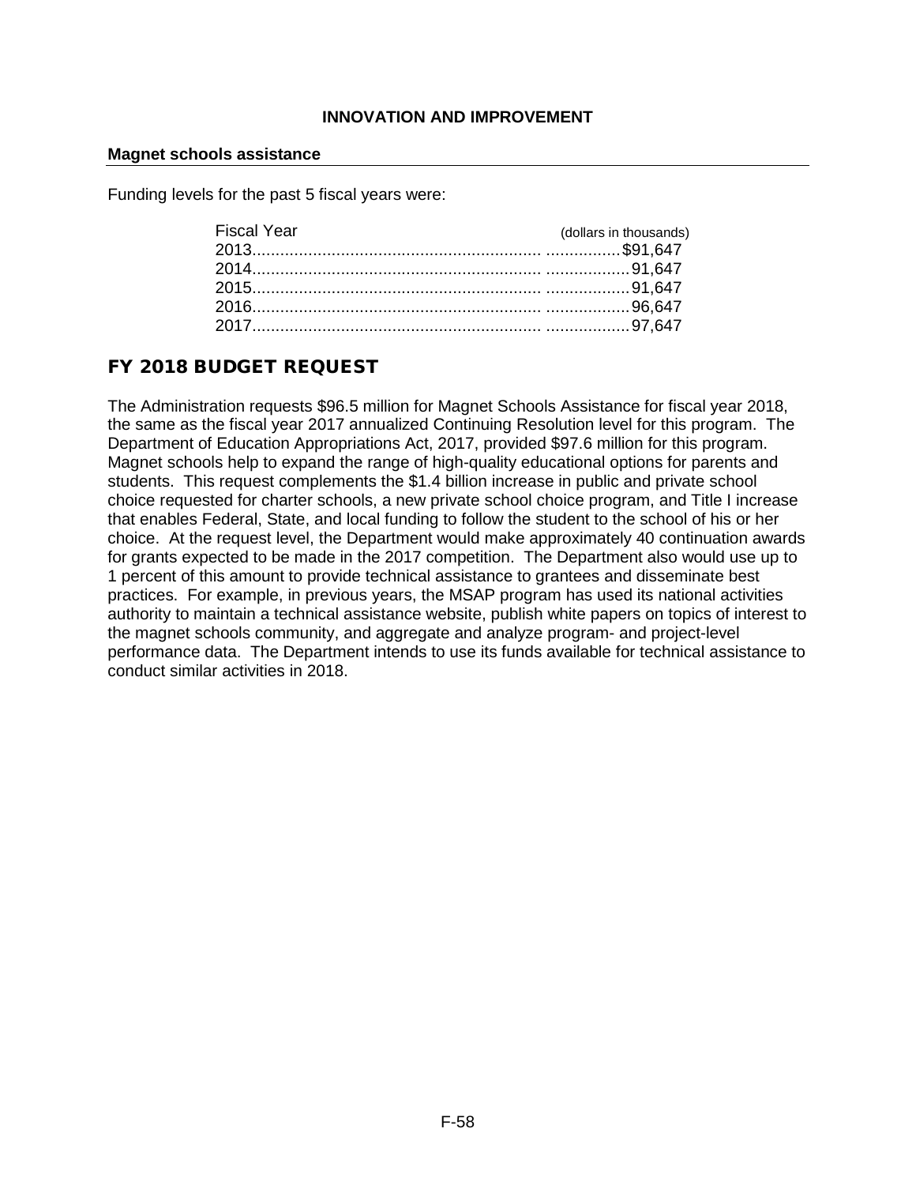## INNOVATION AND IMPROVEMENT

**Magnet schools assistance**

Funding levels for the past 5 fiscal years were:

| Fiscal Year | (dollars in thousands) |
|---|---|
| 2013 | $91,647 |
| 2014 | 91,647 |
| 2015 | 91,647 |
| 2016 | 96,647 |
| 2017 | 97,647 |

## FY 2018 BUDGET REQUEST

The Administration requests $96.5 million for Magnet Schools Assistance for fiscal year 2018, the same as the fiscal year 2017 annualized Continuing Resolution level for this program. The Department of Education Appropriations Act, 2017, provided $97.6 million for this program. Magnet schools help to expand the range of high-quality educational options for parents and students. This request complements the $1.4 billion increase in public and private school choice requested for charter schools, a new private school choice program, and Title I increase that enables Federal, State, and local funding to follow the student to the school of his or her choice. At the request level, the Department would make approximately 40 continuation awards for grants expected to be made in the 2017 competition. The Department also would use up to 1 percent of this amount to provide technical assistance to grantees and disseminate best practices. For example, in previous years, the MSAP program has used its national activities authority to maintain a technical assistance website, publish white papers on topics of interest to the magnet schools community, and aggregate and analyze program- and project-level performance data. The Department intends to use its funds available for technical assistance to conduct similar activities in 2018.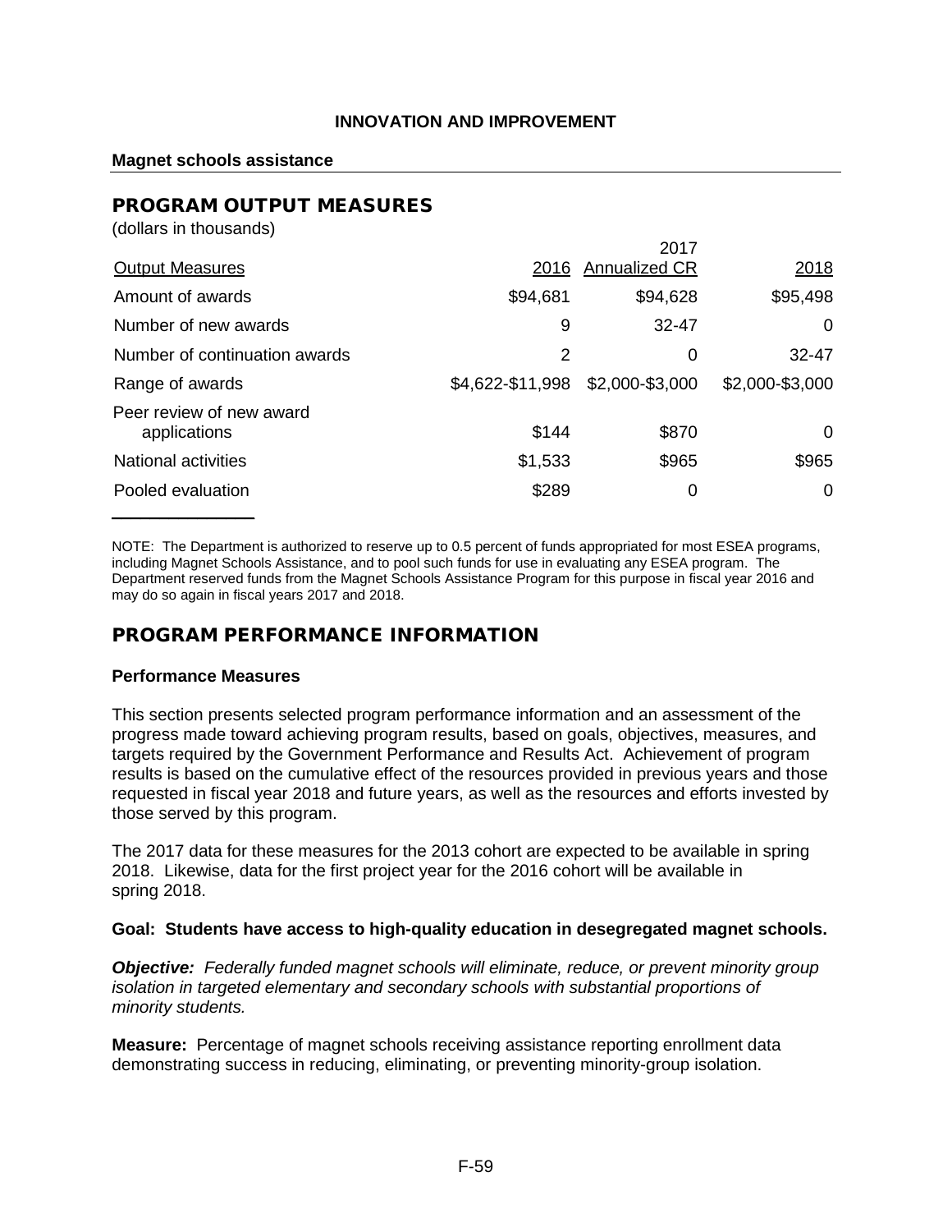**INNOVATION AND IMPROVEMENT**

**Magnet schools assistance**

## PROGRAM OUTPUT MEASURES

(dollars in thousands)

| Output Measures | 2016 | 2017 Annualized CR | 2018 |
|---|---|---|---|
| Amount of awards | $94,681 | $94,628 | $95,498 |
| Number of new awards | 9 | 32-47 | 0 |
| Number of continuation awards | 2 | 0 | 32-47 |
| Range of awards | $4,622-$11,998 | $2,000-$3,000 | $2,000-$3,000 |
| Peer review of new award applications | $144 | $870 | 0 |
| National activities | $1,533 | $965 | $965 |
| Pooled evaluation | $289 | 0 | 0 |

NOTE: The Department is authorized to reserve up to 0.5 percent of funds appropriated for most ESEA programs, including Magnet Schools Assistance, and to pool such funds for use in evaluating any ESEA program. The Department reserved funds from the Magnet Schools Assistance Program for this purpose in fiscal year 2016 and may do so again in fiscal years 2017 and 2018.

## PROGRAM PERFORMANCE INFORMATION

### Performance Measures

This section presents selected program performance information and an assessment of the progress made toward achieving program results, based on goals, objectives, measures, and targets required by the Government Performance and Results Act. Achievement of program results is based on the cumulative effect of the resources provided in previous years and those requested in fiscal year 2018 and future years, as well as the resources and efforts invested by those served by this program.

The 2017 data for these measures for the 2013 cohort are expected to be available in spring 2018. Likewise, data for the first project year for the 2016 cohort will be available in spring 2018.

**Goal: Students have access to high-quality education in desegregated magnet schools.**

***Objective:*** *Federally funded magnet schools will eliminate, reduce, or prevent minority group isolation in targeted elementary and secondary schools with substantial proportions of minority students.*

**Measure:** Percentage of magnet schools receiving assistance reporting enrollment data demonstrating success in reducing, eliminating, or preventing minority-group isolation.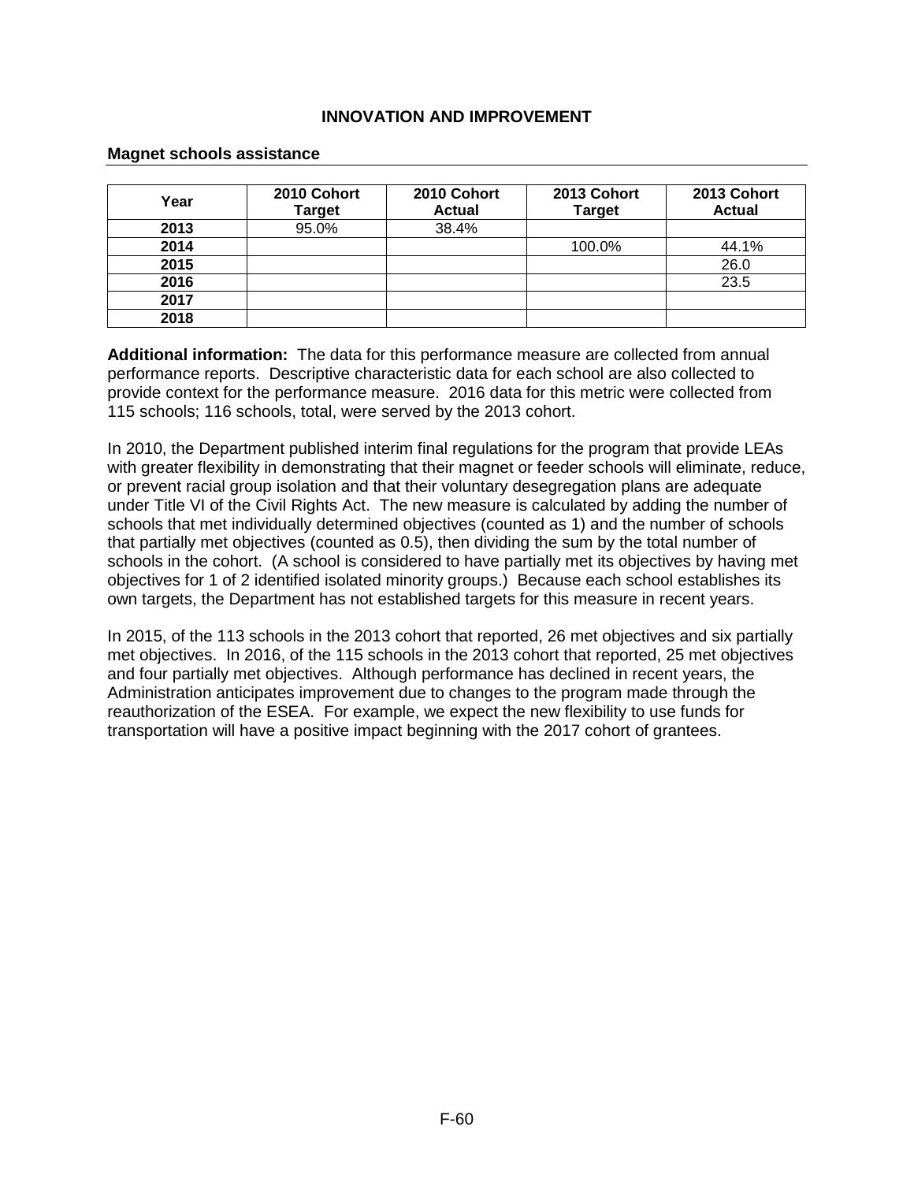# INNOVATION AND IMPROVEMENT

## Magnet schools assistance

| Year | 2010 Cohort Target | 2010 Cohort Actual | 2013 Cohort Target | 2013 Cohort Actual |
|---|---|---|---|---|
| **2013** | 95.0% | 38.4% | | |
| **2014** | | | 100.0% | 44.1% |
| **2015** | | | | 26.0 |
| **2016** | | | | 23.5 |
| **2017** | | | | |
| **2018** | | | | |

**Additional information:** The data for this performance measure are collected from annual performance reports. Descriptive characteristic data for each school are also collected to provide context for the performance measure. 2016 data for this metric were collected from 115 schools; 116 schools, total, were served by the 2013 cohort.

In 2010, the Department published interim final regulations for the program that provide LEAs with greater flexibility in demonstrating that their magnet or feeder schools will eliminate, reduce, or prevent racial group isolation and that their voluntary desegregation plans are adequate under Title VI of the Civil Rights Act. The new measure is calculated by adding the number of schools that met individually determined objectives (counted as 1) and the number of schools that partially met objectives (counted as 0.5), then dividing the sum by the total number of schools in the cohort. (A school is considered to have partially met its objectives by having met objectives for 1 of 2 identified isolated minority groups.) Because each school establishes its own targets, the Department has not established targets for this measure in recent years.

In 2015, of the 113 schools in the 2013 cohort that reported, 26 met objectives and six partially met objectives. In 2016, of the 115 schools in the 2013 cohort that reported, 25 met objectives and four partially met objectives. Although performance has declined in recent years, the Administration anticipates improvement due to changes to the program made through the reauthorization of the ESEA. For example, we expect the new flexibility to use funds for transportation will have a positive impact beginning with the 2017 cohort of grantees.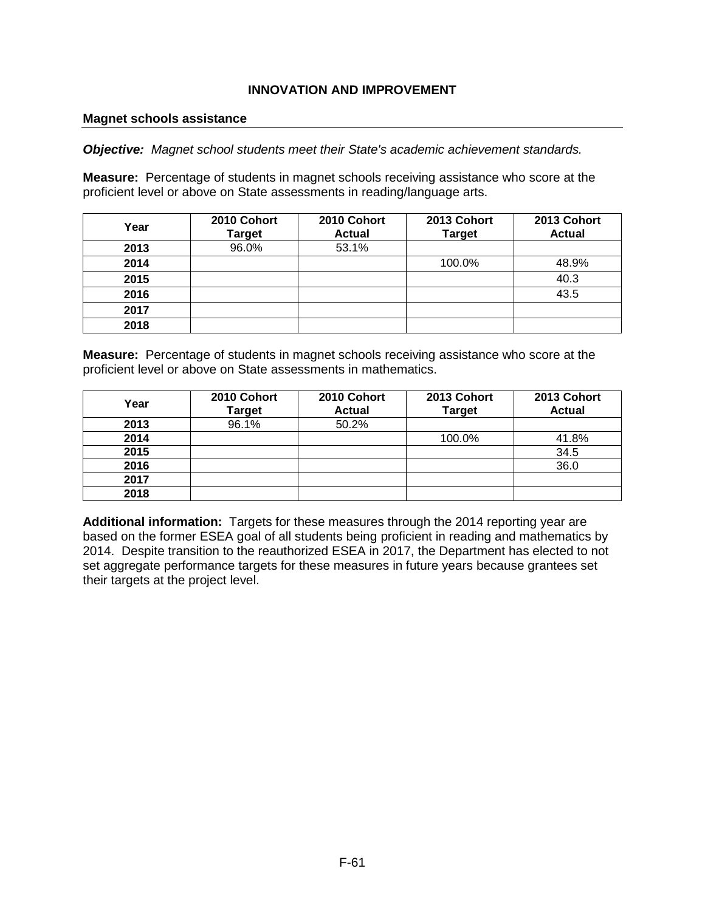## INNOVATION AND IMPROVEMENT

### Magnet schools assistance

***Objective:*** *Magnet school students meet their State's academic achievement standards.*

**Measure:** Percentage of students in magnet schools receiving assistance who score at the proficient level or above on State assessments in reading/language arts.

| Year | 2010 Cohort Target | 2010 Cohort Actual | 2013 Cohort Target | 2013 Cohort Actual |
|---|---|---|---|---|
| 2013 | 96.0% | 53.1% | | |
| 2014 | | | 100.0% | 48.9% |
| 2015 | | | | 40.3 |
| 2016 | | | | 43.5 |
| 2017 | | | | |
| 2018 | | | | |

**Measure:** Percentage of students in magnet schools receiving assistance who score at the proficient level or above on State assessments in mathematics.

| Year | 2010 Cohort Target | 2010 Cohort Actual | 2013 Cohort Target | 2013 Cohort Actual |
|---|---|---|---|---|
| 2013 | 96.1% | 50.2% | | |
| 2014 | | | 100.0% | 41.8% |
| 2015 | | | | 34.5 |
| 2016 | | | | 36.0 |
| 2017 | | | | |
| 2018 | | | | |

**Additional information:** Targets for these measures through the 2014 reporting year are based on the former ESEA goal of all students being proficient in reading and mathematics by 2014. Despite transition to the reauthorized ESEA in 2017, the Department has elected to not set aggregate performance targets for these measures in future years because grantees set their targets at the project level.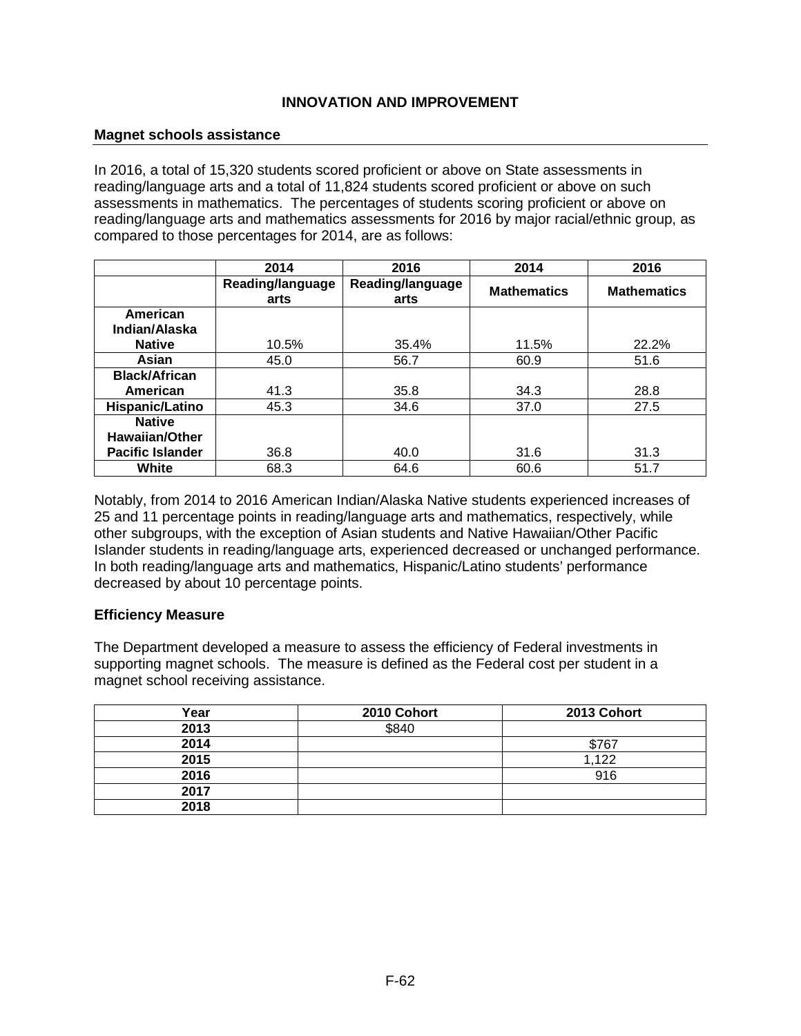### INNOVATION AND IMPROVEMENT

#### Magnet schools assistance

In 2016, a total of 15,320 students scored proficient or above on State assessments in reading/language arts and a total of 11,824 students scored proficient or above on such assessments in mathematics. The percentages of students scoring proficient or above on reading/language arts and mathematics assessments for 2016 by major racial/ethnic group, as compared to those percentages for 2014, are as follows:

| | 2014 | 2016 | 2014 | 2016 |
|---|---|---|---|---|
| | Reading/language arts | Reading/language arts | Mathematics | Mathematics |
| **American Indian/Alaska Native** | 10.5% | 35.4% | 11.5% | 22.2% |
| **Asian** | 45.0 | 56.7 | 60.9 | 51.6 |
| **Black/African American** | 41.3 | 35.8 | 34.3 | 28.8 |
| **Hispanic/Latino** | 45.3 | 34.6 | 37.0 | 27.5 |
| **Native Hawaiian/Other Pacific Islander** | 36.8 | 40.0 | 31.6 | 31.3 |
| **White** | 68.3 | 64.6 | 60.6 | 51.7 |

Notably, from 2014 to 2016 American Indian/Alaska Native students experienced increases of 25 and 11 percentage points in reading/language arts and mathematics, respectively, while other subgroups, with the exception of Asian students and Native Hawaiian/Other Pacific Islander students in reading/language arts, experienced decreased or unchanged performance. In both reading/language arts and mathematics, Hispanic/Latino students' performance decreased by about 10 percentage points.

#### Efficiency Measure

The Department developed a measure to assess the efficiency of Federal investments in supporting magnet schools. The measure is defined as the Federal cost per student in a magnet school receiving assistance.

| Year | 2010 Cohort | 2013 Cohort |
|---|---|---|
| 2013 | $840 | |
| 2014 | | $767 |
| 2015 | | 1,122 |
| 2016 | | 916 |
| 2017 | | |
| 2018 | | |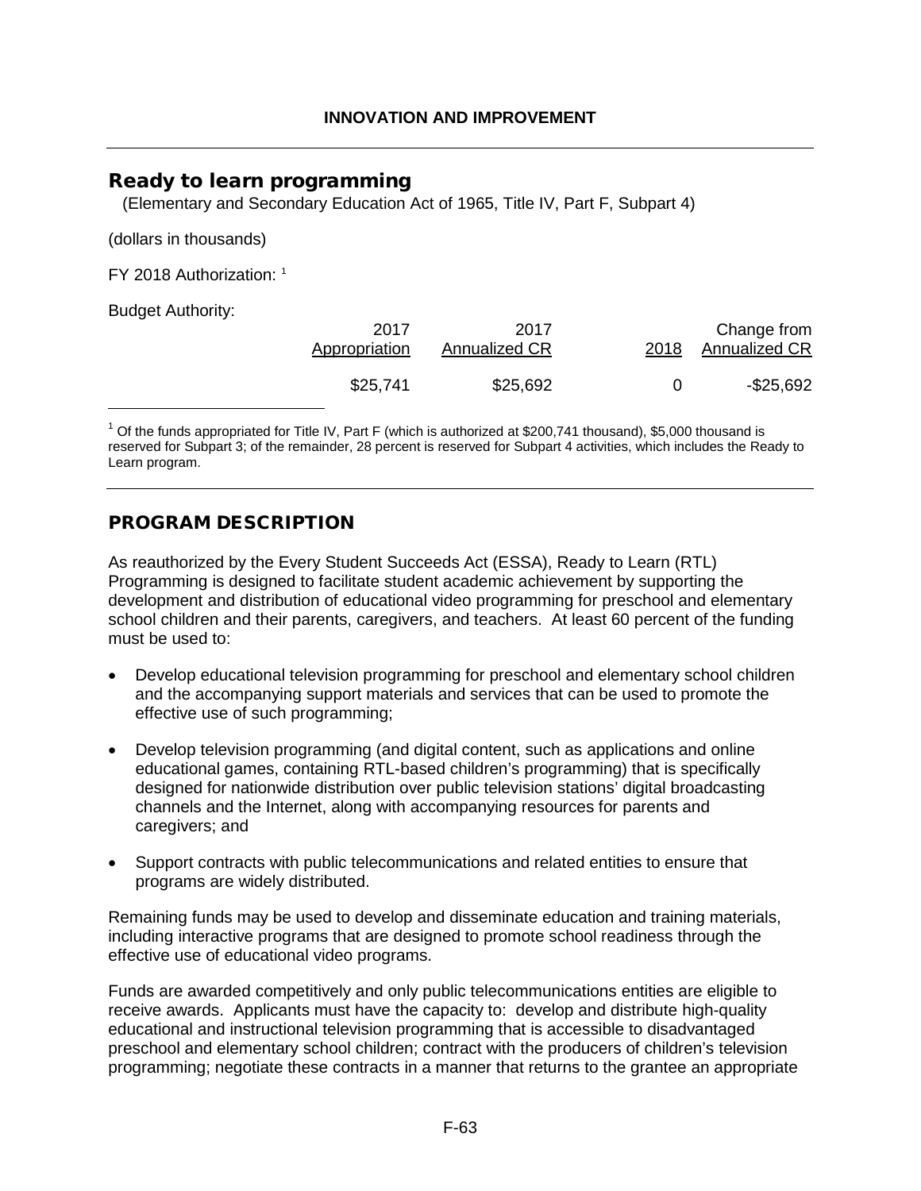**INNOVATION AND IMPROVEMENT**

## Ready to learn programming

(Elementary and Secondary Education Act of 1965, Title IV, Part F, Subpart 4)

(dollars in thousands)

FY 2018 Authorization: [1]

Budget Authority:

| 2017 Appropriation | 2017 Annualized CR | 2018 | Change from Annualized CR |
|---|---|---|---|
| $25,741 | $25,692 | 0 | -$25,692 |

[1] Of the funds appropriated for Title IV, Part F (which is authorized at $200,741 thousand), $5,000 thousand is reserved for Subpart 3; of the remainder, 28 percent is reserved for Subpart 4 activities, which includes the Ready to Learn program.

## PROGRAM DESCRIPTION

As reauthorized by the Every Student Succeeds Act (ESSA), Ready to Learn (RTL) Programming is designed to facilitate student academic achievement by supporting the development and distribution of educational video programming for preschool and elementary school children and their parents, caregivers, and teachers. At least 60 percent of the funding must be used to:

- Develop educational television programming for preschool and elementary school children and the accompanying support materials and services that can be used to promote the effective use of such programming;
- Develop television programming (and digital content, such as applications and online educational games, containing RTL-based children's programming) that is specifically designed for nationwide distribution over public television stations' digital broadcasting channels and the Internet, along with accompanying resources for parents and caregivers; and
- Support contracts with public telecommunications and related entities to ensure that programs are widely distributed.

Remaining funds may be used to develop and disseminate education and training materials, including interactive programs that are designed to promote school readiness through the effective use of educational video programs.

Funds are awarded competitively and only public telecommunications entities are eligible to receive awards. Applicants must have the capacity to: develop and distribute high-quality educational and instructional television programming that is accessible to disadvantaged preschool and elementary school children; contract with the producers of children's television programming; negotiate these contracts in a manner that returns to the grantee an appropriate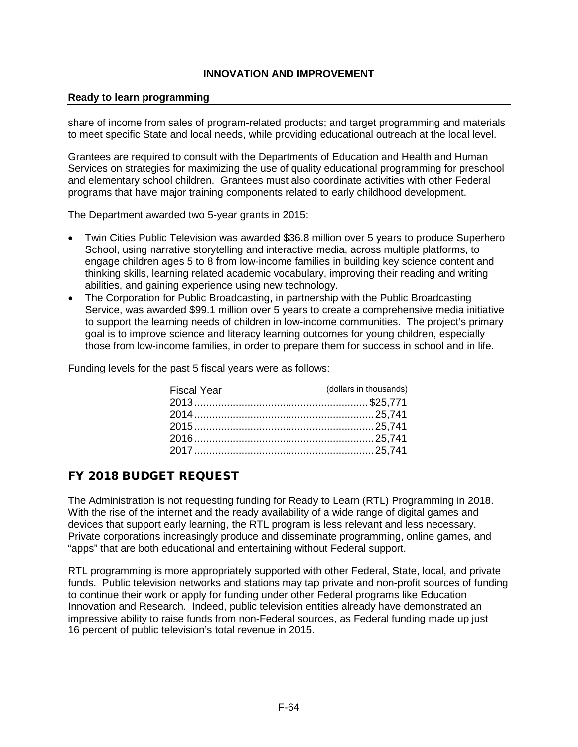**Ready to learn programming**

share of income from sales of program-related products; and target programming and materials to meet specific State and local needs, while providing educational outreach at the local level.

Grantees are required to consult with the Departments of Education and Health and Human Services on strategies for maximizing the use of quality educational programming for preschool and elementary school children. Grantees must also coordinate activities with other Federal programs that have major training components related to early childhood development.

The Department awarded two 5-year grants in 2015:

- Twin Cities Public Television was awarded $36.8 million over 5 years to produce Superhero School, using narrative storytelling and interactive media, across multiple platforms, to engage children ages 5 to 8 from low-income families in building key science content and thinking skills, learning related academic vocabulary, improving their reading and writing abilities, and gaining experience using new technology.
- The Corporation for Public Broadcasting, in partnership with the Public Broadcasting Service, was awarded $99.1 million over 5 years to create a comprehensive media initiative to support the learning needs of children in low-income communities. The project's primary goal is to improve science and literacy learning outcomes for young children, especially those from low-income families, in order to prepare them for success in school and in life.

Funding levels for the past 5 fiscal years were as follows:

| Fiscal Year | (dollars in thousands) |
|---|---|
| 2013 | $25,771 |
| 2014 | 25,741 |
| 2015 | 25,741 |
| 2016 | 25,741 |
| 2017 | 25,741 |

## FY 2018 BUDGET REQUEST

The Administration is not requesting funding for Ready to Learn (RTL) Programming in 2018. With the rise of the internet and the ready availability of a wide range of digital games and devices that support early learning, the RTL program is less relevant and less necessary. Private corporations increasingly produce and disseminate programming, online games, and "apps" that are both educational and entertaining without Federal support.

RTL programming is more appropriately supported with other Federal, State, local, and private funds. Public television networks and stations may tap private and non-profit sources of funding to continue their work or apply for funding under other Federal programs like Education Innovation and Research. Indeed, public television entities already have demonstrated an impressive ability to raise funds from non-Federal sources, as Federal funding made up just 16 percent of public television's total revenue in 2015.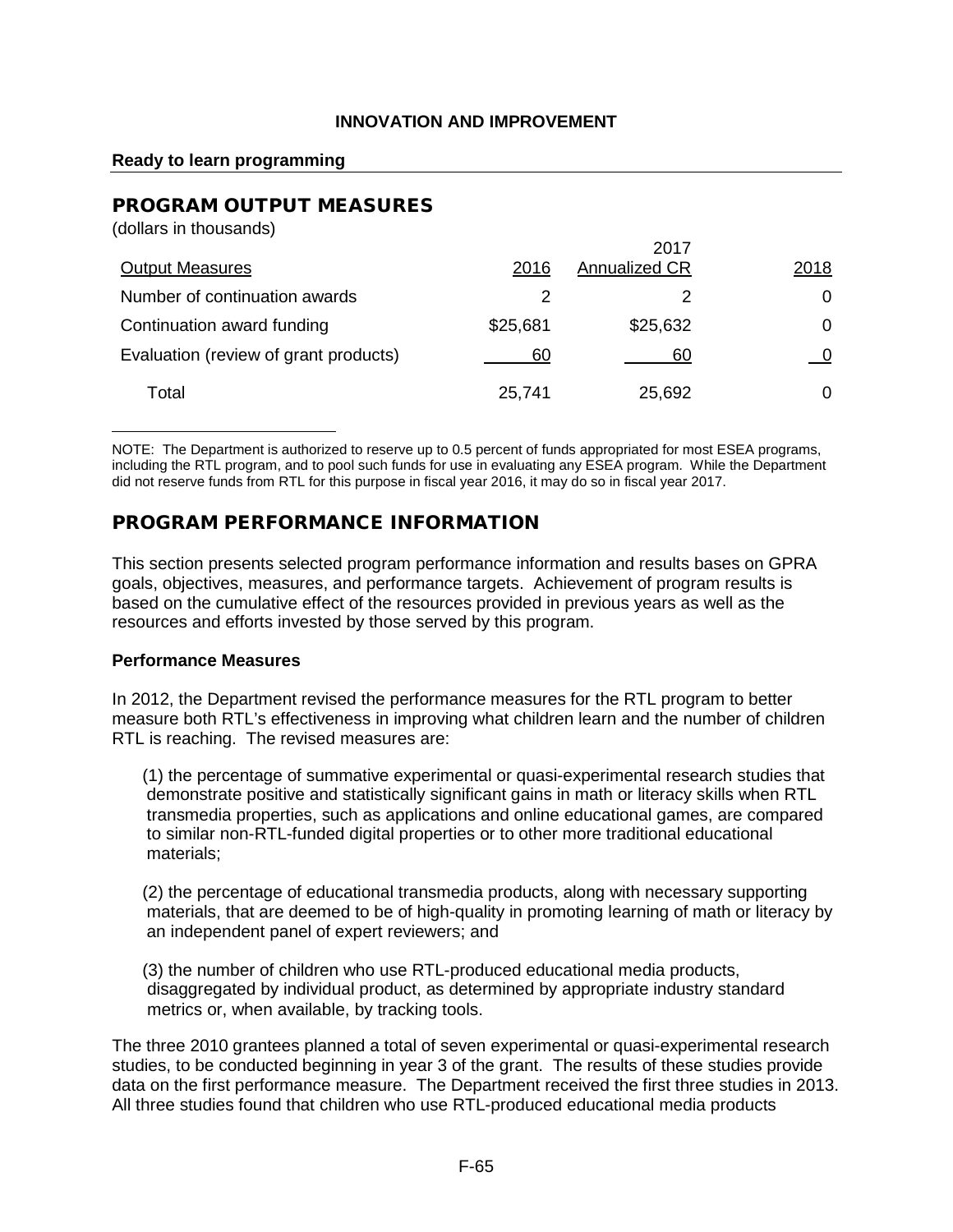**INNOVATION AND IMPROVEMENT**

**Ready to learn programming**

## PROGRAM OUTPUT MEASURES

(dollars in thousands)

| Output Measures | 2016 | 2017 Annualized CR | 2018 |
|---|---|---|---|
| Number of continuation awards | 2 | 2 | 0 |
| Continuation award funding | $25,681 | $25,632 | 0 |
| Evaluation (review of grant products) | 60 | 60 | 0 |
| Total | 25,741 | 25,692 | 0 |

NOTE: The Department is authorized to reserve up to 0.5 percent of funds appropriated for most ESEA programs, including the RTL program, and to pool such funds for use in evaluating any ESEA program. While the Department did not reserve funds from RTL for this purpose in fiscal year 2016, it may do so in fiscal year 2017.

## PROGRAM PERFORMANCE INFORMATION

This section presents selected program performance information and results bases on GPRA goals, objectives, measures, and performance targets. Achievement of program results is based on the cumulative effect of the resources provided in previous years as well as the resources and efforts invested by those served by this program.

### Performance Measures

In 2012, the Department revised the performance measures for the RTL program to better measure both RTL's effectiveness in improving what children learn and the number of children RTL is reaching. The revised measures are:

(1) the percentage of summative experimental or quasi-experimental research studies that demonstrate positive and statistically significant gains in math or literacy skills when RTL transmedia properties, such as applications and online educational games, are compared to similar non-RTL-funded digital properties or to other more traditional educational materials;

(2) the percentage of educational transmedia products, along with necessary supporting materials, that are deemed to be of high-quality in promoting learning of math or literacy by an independent panel of expert reviewers; and

(3) the number of children who use RTL-produced educational media products, disaggregated by individual product, as determined by appropriate industry standard metrics or, when available, by tracking tools.

The three 2010 grantees planned a total of seven experimental or quasi-experimental research studies, to be conducted beginning in year 3 of the grant. The results of these studies provide data on the first performance measure. The Department received the first three studies in 2013. All three studies found that children who use RTL-produced educational media products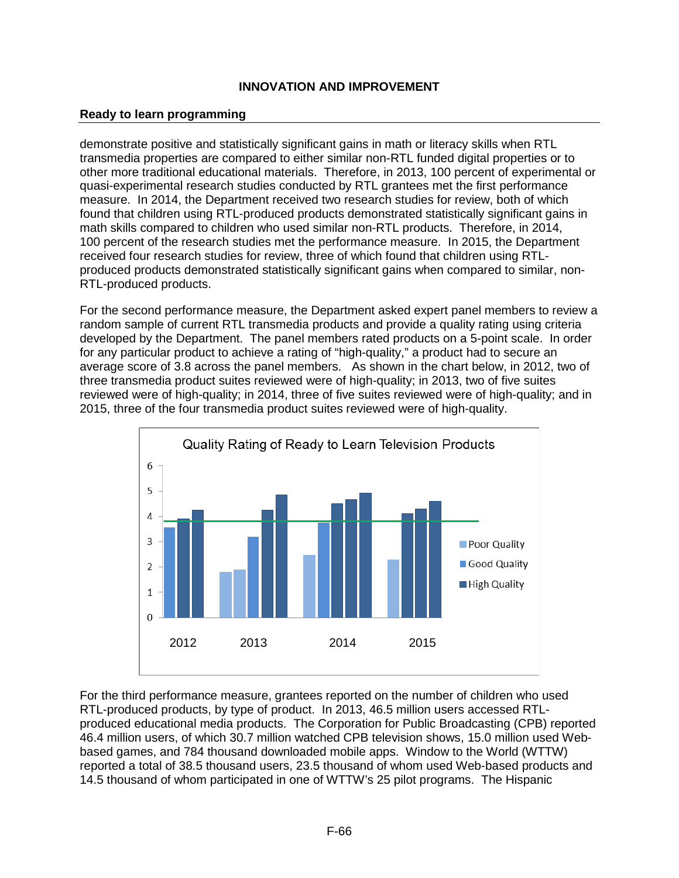## INNOVATION AND IMPROVEMENT

### Ready to learn programming

demonstrate positive and statistically significant gains in math or literacy skills when RTL transmedia properties are compared to either similar non-RTL funded digital properties or to other more traditional educational materials. Therefore, in 2013, 100 percent of experimental or quasi-experimental research studies conducted by RTL grantees met the first performance measure. In 2014, the Department received two research studies for review, both of which found that children using RTL-produced products demonstrated statistically significant gains in math skills compared to children who used similar non-RTL products. Therefore, in 2014, 100 percent of the research studies met the performance measure. In 2015, the Department received four research studies for review, three of which found that children using RTL-produced products demonstrated statistically significant gains when compared to similar, non-RTL-produced products.

For the second performance measure, the Department asked expert panel members to review a random sample of current RTL transmedia products and provide a quality rating using criteria developed by the Department. The panel members rated products on a 5-point scale. In order for any particular product to achieve a rating of "high-quality," a product had to secure an average score of 3.8 across the panel members. As shown in the chart below, in 2012, two of three transmedia product suites reviewed were of high-quality; in 2013, two of five suites reviewed were of high-quality; in 2014, three of five suites reviewed were of high-quality; and in 2015, three of the four transmedia product suites reviewed were of high-quality.

**Quality Rating of Ready to Learn Television Products**

Legend: Poor Quality, Good Quality, High Quality

For the third performance measure, grantees reported on the number of children who used RTL-produced products, by type of product. In 2013, 46.5 million users accessed RTL-produced educational media products. The Corporation for Public Broadcasting (CPB) reported 46.4 million users, of which 30.7 million watched CPB television shows, 15.0 million used Web-based games, and 784 thousand downloaded mobile apps. Window to the World (WTTW) reported a total of 38.5 thousand users, 23.5 thousand of whom used Web-based products and 14.5 thousand of whom participated in one of WTTW's 25 pilot programs. The Hispanic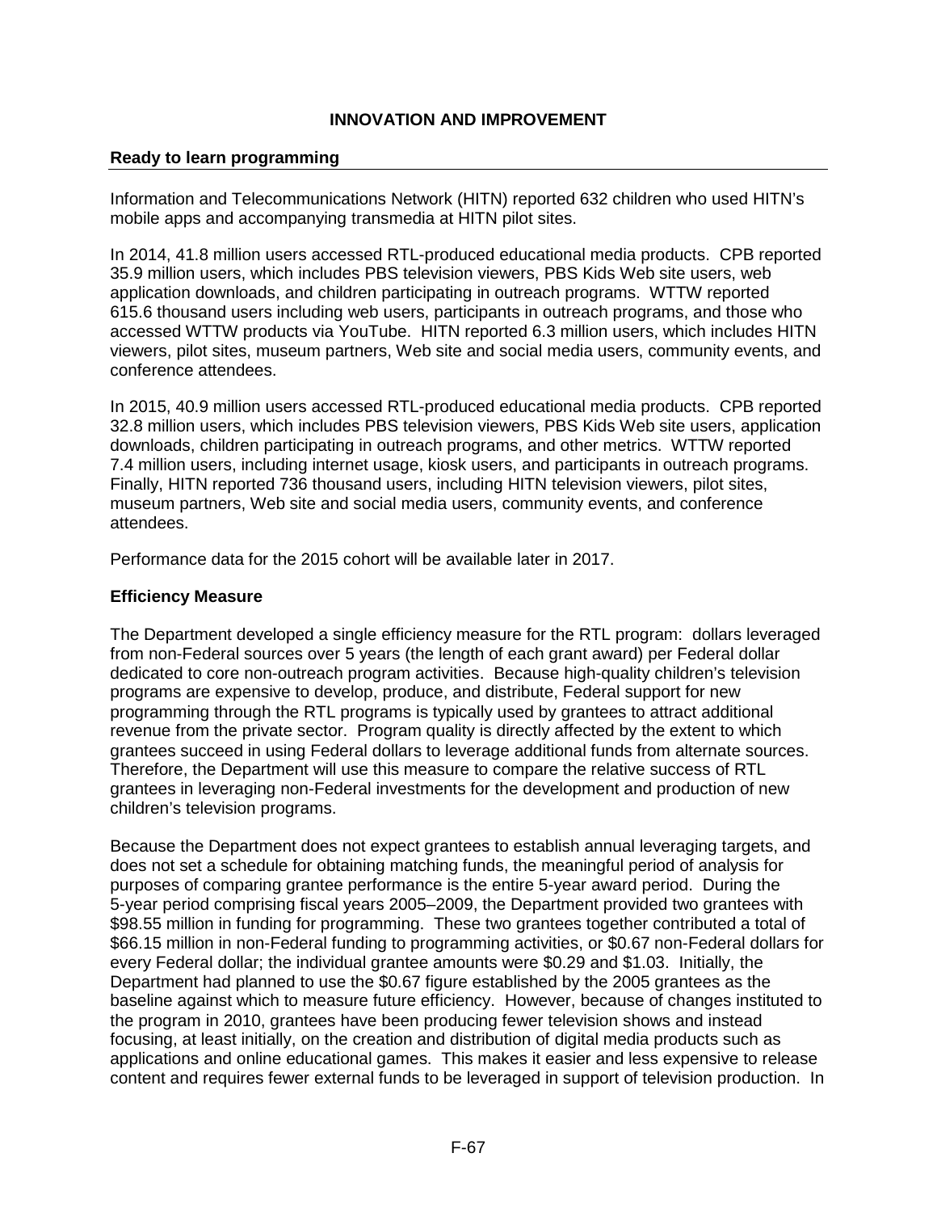# INNOVATION AND IMPROVEMENT

## Ready to learn programming

Information and Telecommunications Network (HITN) reported 632 children who used HITN's mobile apps and accompanying transmedia at HITN pilot sites.

In 2014, 41.8 million users accessed RTL-produced educational media products. CPB reported 35.9 million users, which includes PBS television viewers, PBS Kids Web site users, web application downloads, and children participating in outreach programs. WTTW reported 615.6 thousand users including web users, participants in outreach programs, and those who accessed WTTW products via YouTube. HITN reported 6.3 million users, which includes HITN viewers, pilot sites, museum partners, Web site and social media users, community events, and conference attendees.

In 2015, 40.9 million users accessed RTL-produced educational media products. CPB reported 32.8 million users, which includes PBS television viewers, PBS Kids Web site users, application downloads, children participating in outreach programs, and other metrics. WTTW reported 7.4 million users, including internet usage, kiosk users, and participants in outreach programs. Finally, HITN reported 736 thousand users, including HITN television viewers, pilot sites, museum partners, Web site and social media users, community events, and conference attendees.

Performance data for the 2015 cohort will be available later in 2017.

### Efficiency Measure

The Department developed a single efficiency measure for the RTL program: dollars leveraged from non-Federal sources over 5 years (the length of each grant award) per Federal dollar dedicated to core non-outreach program activities. Because high-quality children's television programs are expensive to develop, produce, and distribute, Federal support for new programming through the RTL programs is typically used by grantees to attract additional revenue from the private sector. Program quality is directly affected by the extent to which grantees succeed in using Federal dollars to leverage additional funds from alternate sources. Therefore, the Department will use this measure to compare the relative success of RTL grantees in leveraging non-Federal investments for the development and production of new children's television programs.

Because the Department does not expect grantees to establish annual leveraging targets, and does not set a schedule for obtaining matching funds, the meaningful period of analysis for purposes of comparing grantee performance is the entire 5-year award period. During the 5-year period comprising fiscal years 2005–2009, the Department provided two grantees with $98.55 million in funding for programming. These two grantees together contributed a total of $66.15 million in non-Federal funding to programming activities, or $0.67 non-Federal dollars for every Federal dollar; the individual grantee amounts were $0.29 and $1.03. Initially, the Department had planned to use the $0.67 figure established by the 2005 grantees as the baseline against which to measure future efficiency. However, because of changes instituted to the program in 2010, grantees have been producing fewer television shows and instead focusing, at least initially, on the creation and distribution of digital media products such as applications and online educational games. This makes it easier and less expensive to release content and requires fewer external funds to be leveraged in support of television production. In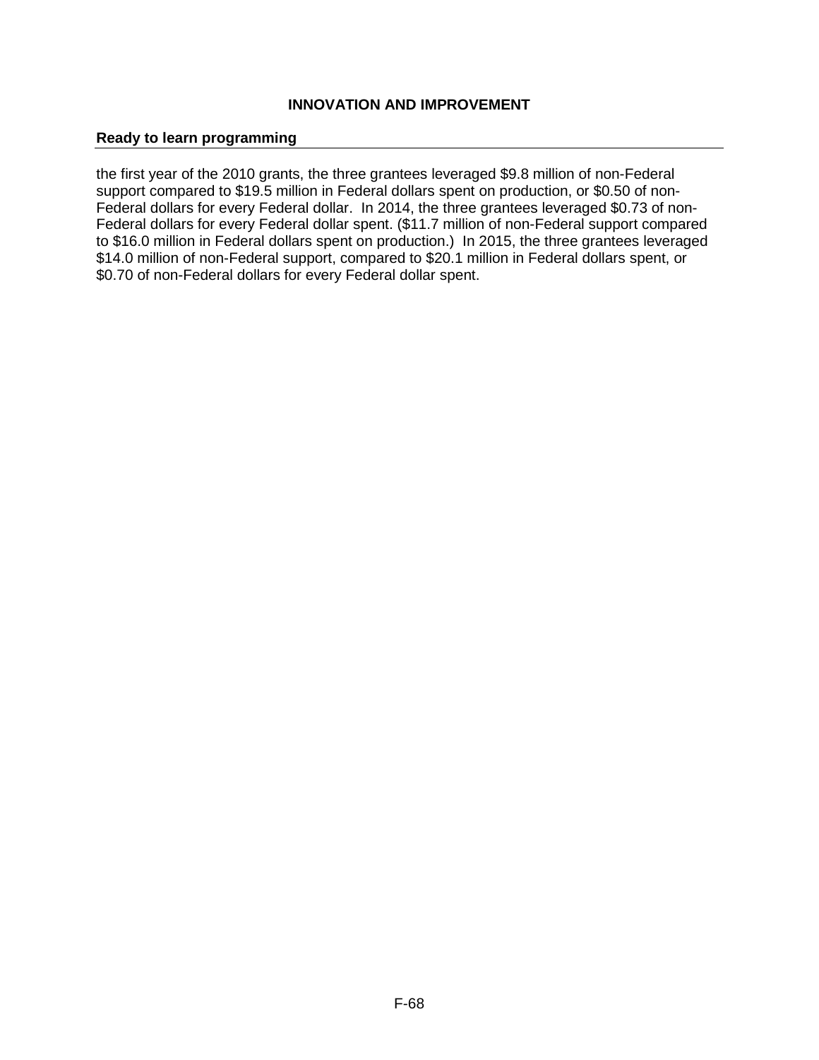## Ready to learn programming

the first year of the 2010 grants, the three grantees leveraged $9.8 million of non-Federal support compared to $19.5 million in Federal dollars spent on production, or $0.50 of non-Federal dollars for every Federal dollar. In 2014, the three grantees leveraged $0.73 of non-Federal dollars for every Federal dollar spent. ($11.7 million of non-Federal support compared to $16.0 million in Federal dollars spent on production.) In 2015, the three grantees leveraged $14.0 million of non-Federal support, compared to $20.1 million in Federal dollars spent, or $0.70 of non-Federal dollars for every Federal dollar spent.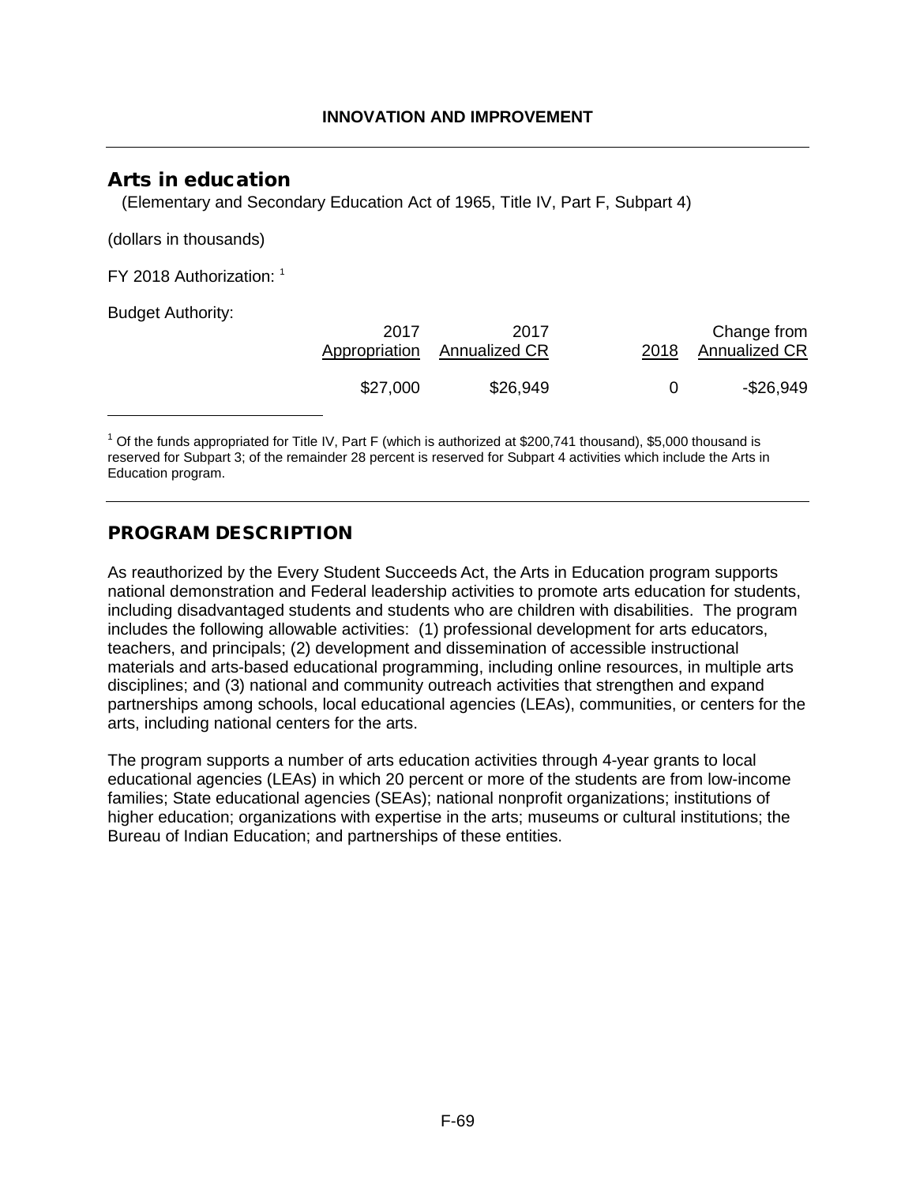**INNOVATION AND IMPROVEMENT**

## Ars in education

(Elementary and Secondary Education Act of 1965, Title IV, Part F, Subpart 4)

(dollars in thousands)

FY 2018 Authorization: [1]

Budget Authority:

| | 2017 Appropriation | 2017 Annualized CR | 2018 | Change from Annualized CR |
|---|---|---|---|---|
| | $27,000 | $26,949 | 0 | -$26,949 |

[1] Of the funds appropriated for Title IV, Part F (which is authorized at $200,741 thousand), $5,000 thousand is reserved for Subpart 3; of the remainder 28 percent is reserved for Subpart 4 activities which include the Arts in Education program.

## PROGRAM DESCRIPTION

As reauthorized by the Every Student Succeeds Act, the Arts in Education program supports national demonstration and Federal leadership activities to promote arts education for students, including disadvantaged students and students who are children with disabilities. The program includes the following allowable activities: (1) professional development for arts educators, teachers, and principals; (2) development and dissemination of accessible instructional materials and arts-based educational programming, including online resources, in multiple arts disciplines; and (3) national and community outreach activities that strengthen and expand partnerships among schools, local educational agencies (LEAs), communities, or centers for the arts, including national centers for the arts.

The program supports a number of arts education activities through 4-year grants to local educational agencies (LEAs) in which 20 percent or more of the students are from low-income families; State educational agencies (SEAs); national nonprofit organizations; institutions of higher education; organizations with expertise in the arts; museums or cultural institutions; the Bureau of Indian Education; and partnerships of these entities.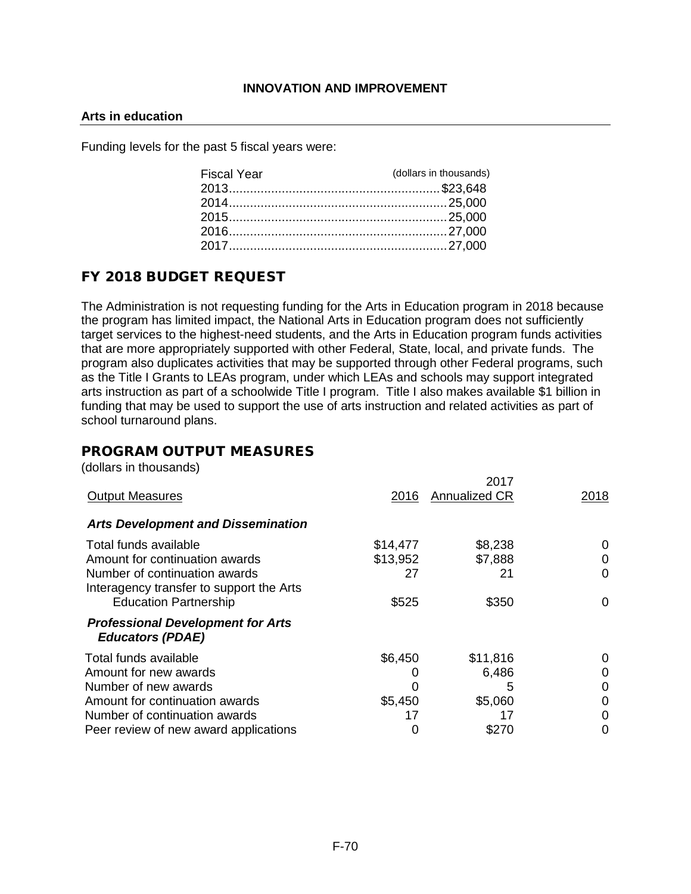## Arts in education

Funding levels for the past 5 fiscal years were:

| Fiscal Year | (dollars in thousands) |
|---|---|
| 2013 | $23,648 |
| 2014 | 25,000 |
| 2015 | 25,000 |
| 2016 | 27,000 |
| 2017 | 27,000 |

## FY 2018 BUDGET REQUEST

The Administration is not requesting funding for the Arts in Education program in 2018 because the program has limited impact, the National Arts in Education program does not sufficiently target services to the highest-need students, and the Arts in Education program funds activities that are more appropriately supported with other Federal, State, local, and private funds. The program also duplicates activities that may be supported through other Federal programs, such as the Title I Grants to LEAs program, under which LEAs and schools may support integrated arts instruction as part of a schoolwide Title I program. Title I also makes available $1 billion in funding that may be used to support the use of arts instruction and related activities as part of school turnaround plans.

## PROGRAM OUTPUT MEASURES

(dollars in thousands)

| Output Measures | 2016 | 2017 Annualized CR | 2018 |
|---|---|---|---|
| ***Arts Development and Dissemination*** | | | |
| Total funds available | $14,477 | $8,238 | 0 |
| Amount for continuation awards | $13,952 | $7,888 | 0 |
| Number of continuation awards | 27 | 21 | 0 |
| Interagency transfer to support the Arts Education Partnership | $525 | $350 | 0 |
| ***Professional Development for Arts Educators (PDAE)*** | | | |
| Total funds available | $6,450 | $11,816 | 0 |
| Amount for new awards | 0 | 6,486 | 0 |
| Number of new awards | 0 | 5 | 0 |
| Amount for continuation awards | $5,450 | $5,060 | 0 |
| Number of continuation awards | 17 | 17 | 0 |
| Peer review of new award applications | 0 | $270 | 0 |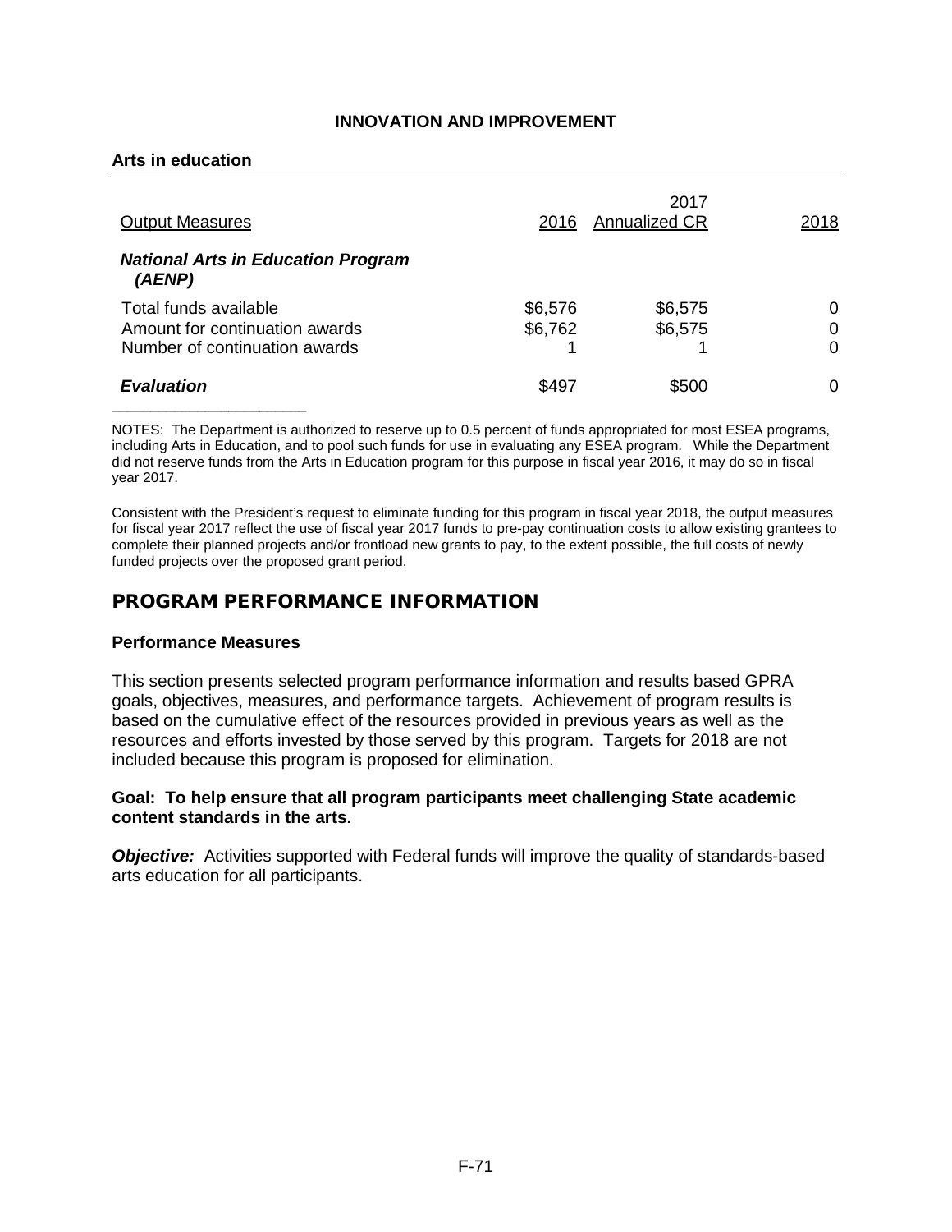**INNOVATION AND IMPROVEMENT**

**Arts in education**

| Output Measures | 2016 | 2017 Annualized CR | 2018 |
|---|---|---|---|
| ***National Arts in Education Program (AENP)*** | | | |
| Total funds available | $6,576 | $6,575 | 0 |
| Amount for continuation awards | $6,762 | $6,575 | 0 |
| Number of continuation awards | 1 | 1 | 0 |
| ***Evaluation*** | $497 | $500 | 0 |

NOTES: The Department is authorized to reserve up to 0.5 percent of funds appropriated for most ESEA programs, including Arts in Education, and to pool such funds for use in evaluating any ESEA program. While the Department did not reserve funds from the Arts in Education program for this purpose in fiscal year 2016, it may do so in fiscal year 2017.

Consistent with the President's request to eliminate funding for this program in fiscal year 2018, the output measures for fiscal year 2017 reflect the use of fiscal year 2017 funds to pre-pay continuation costs to allow existing grantees to complete their planned projects and/or frontload new grants to pay, to the extent possible, the full costs of newly funded projects over the proposed grant period.

## PROGRAM PERFORMANCE INFORMATION

### Performance Measures

This section presents selected program performance information and results based GPRA goals, objectives, measures, and performance targets. Achievement of program results is based on the cumulative effect of the resources provided in previous years as well as the resources and efforts invested by those served by this program. Targets for 2018 are not included because this program is proposed for elimination.

**Goal: To help ensure that all program participants meet challenging State academic content standards in the arts.**

***Objective:*** Activities supported with Federal funds will improve the quality of standards-based arts education for all participants.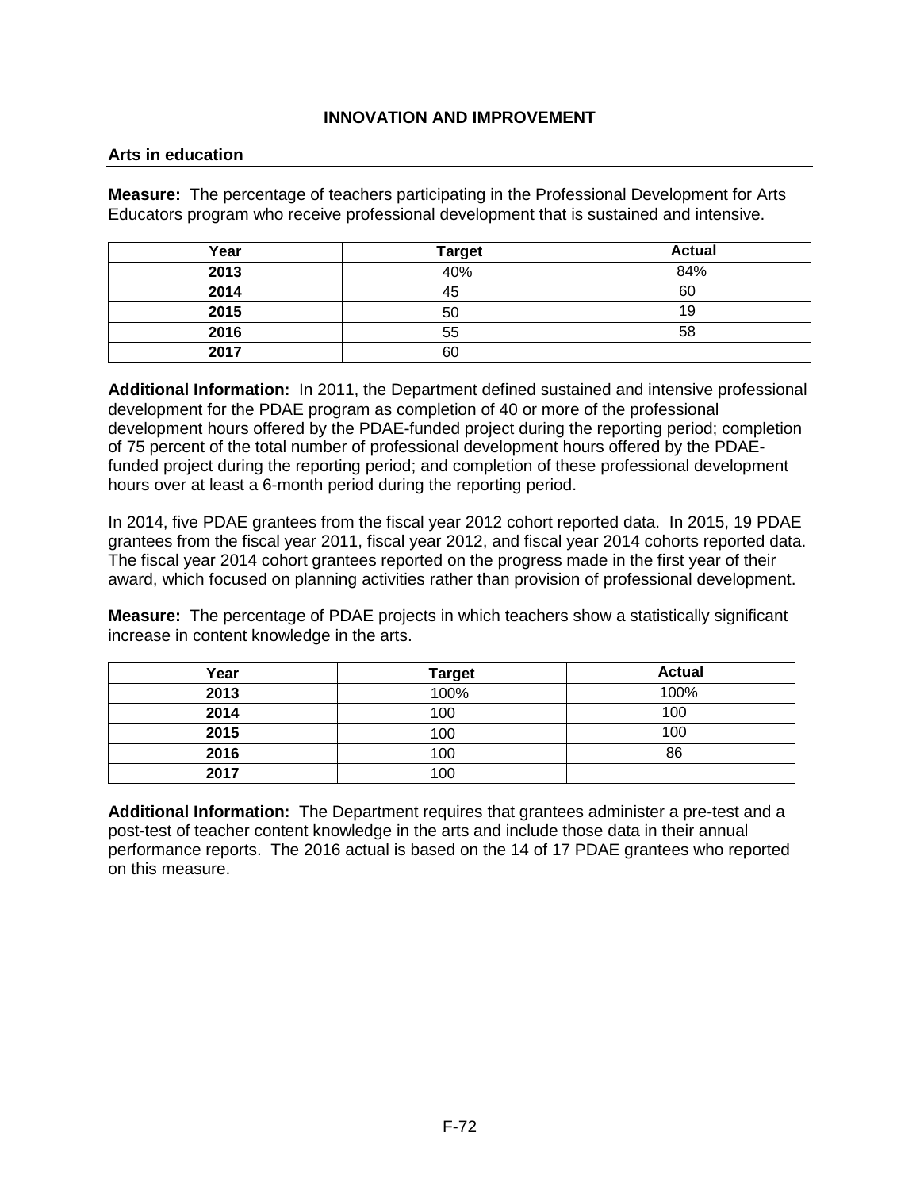# INNOVATION AND IMPROVEMENT

## Arts in education

**Measure:** The percentage of teachers participating in the Professional Development for Arts Educators program who receive professional development that is sustained and intensive.

| Year | Target | Actual |
|---|---|---|
| 2013 | 40% | 84% |
| 2014 | 45 | 60 |
| 2015 | 50 | 19 |
| 2016 | 55 | 58 |
| 2017 | 60 | |

**Additional Information:** In 2011, the Department defined sustained and intensive professional development for the PDAE program as completion of 40 or more of the professional development hours offered by the PDAE-funded project during the reporting period; completion of 75 percent of the total number of professional development hours offered by the PDAE-funded project during the reporting period; and completion of these professional development hours over at least a 6-month period during the reporting period.

In 2014, five PDAE grantees from the fiscal year 2012 cohort reported data. In 2015, 19 PDAE grantees from the fiscal year 2011, fiscal year 2012, and fiscal year 2014 cohorts reported data. The fiscal year 2014 cohort grantees reported on the progress made in the first year of their award, which focused on planning activities rather than provision of professional development.

**Measure:** The percentage of PDAE projects in which teachers show a statistically significant increase in content knowledge in the arts.

| Year | Target | Actual |
|---|---|---|
| 2013 | 100% | 100% |
| 2014 | 100 | 100 |
| 2015 | 100 | 100 |
| 2016 | 100 | 86 |
| 2017 | 100 | |

**Additional Information:** The Department requires that grantees administer a pre-test and a post-test of teacher content knowledge in the arts and include those data in their annual performance reports. The 2016 actual is based on the 14 of 17 PDAE grantees who reported on this measure.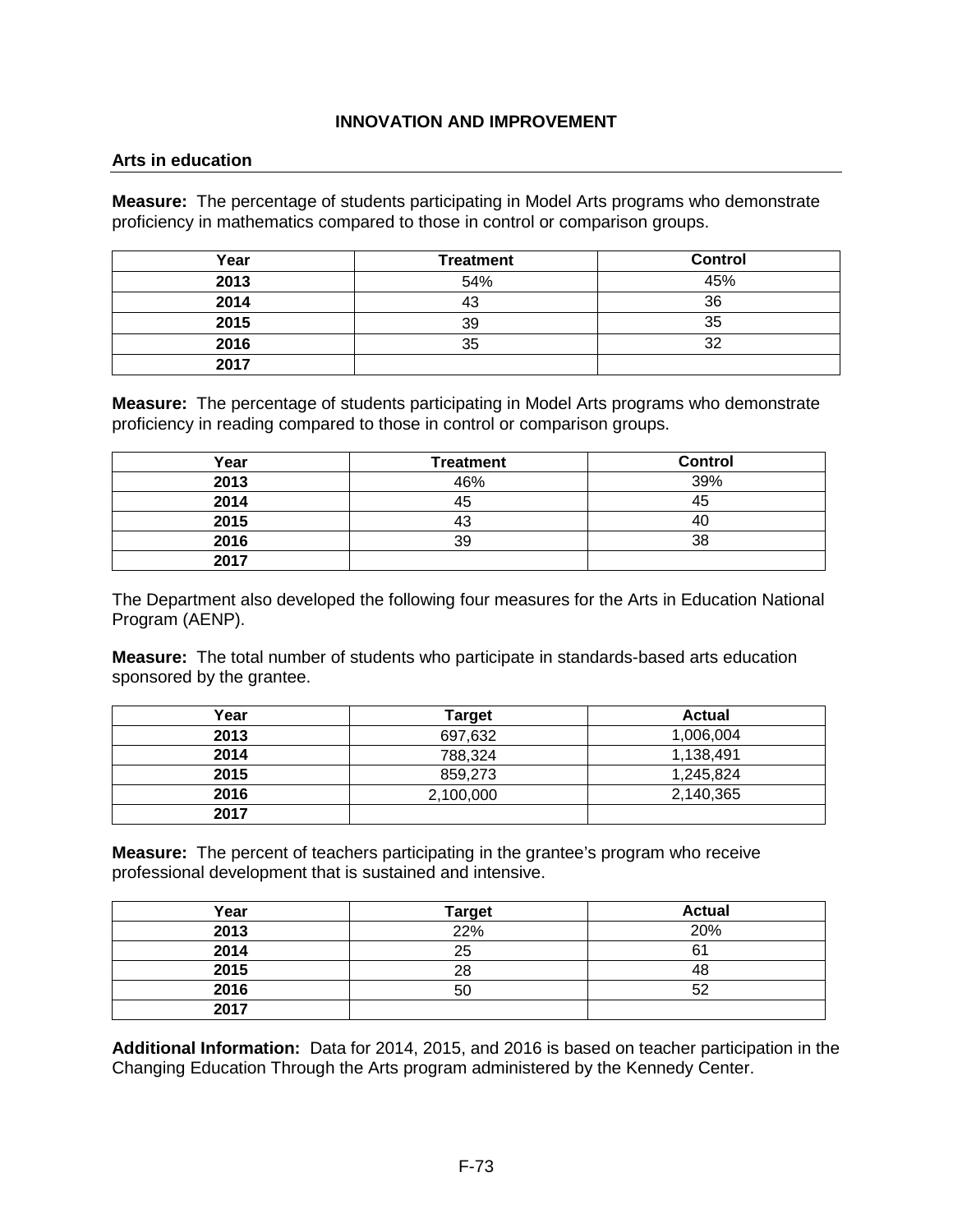## INNOVATION AND IMPROVEMENT

### Arts in education

**Measure:** The percentage of students participating in Model Arts programs who demonstrate proficiency in mathematics compared to those in control or comparison groups.

| Year | Treatment | Control |
|---|---|---|
| **2013** | 54% | 45% |
| **2014** | 43 | 36 |
| **2015** | 39 | 35 |
| **2016** | 35 | 32 |
| **2017** | | |

**Measure:** The percentage of students participating in Model Arts programs who demonstrate proficiency in reading compared to those in control or comparison groups.

| Year | Treatment | Control |
|---|---|---|
| **2013** | 46% | 39% |
| **2014** | 45 | 45 |
| **2015** | 43 | 40 |
| **2016** | 39 | 38 |
| **2017** | | |

The Department also developed the following four measures for the Arts in Education National Program (AENP).

**Measure:** The total number of students who participate in standards-based arts education sponsored by the grantee.

| Year | Target | Actual |
|---|---|---|
| **2013** | 697,632 | 1,006,004 |
| **2014** | 788,324 | 1,138,491 |
| **2015** | 859,273 | 1,245,824 |
| **2016** | 2,100,000 | 2,140,365 |
| **2017** | | |

**Measure:** The percent of teachers participating in the grantee's program who receive professional development that is sustained and intensive.

| Year | Target | Actual |
|---|---|---|
| **2013** | 22% | 20% |
| **2014** | 25 | 61 |
| **2015** | 28 | 48 |
| **2016** | 50 | 52 |
| **2017** | | |

**Additional Information:** Data for 2014, 2015, and 2016 is based on teacher participation in the Changing Education Through the Arts program administered by the Kennedy Center.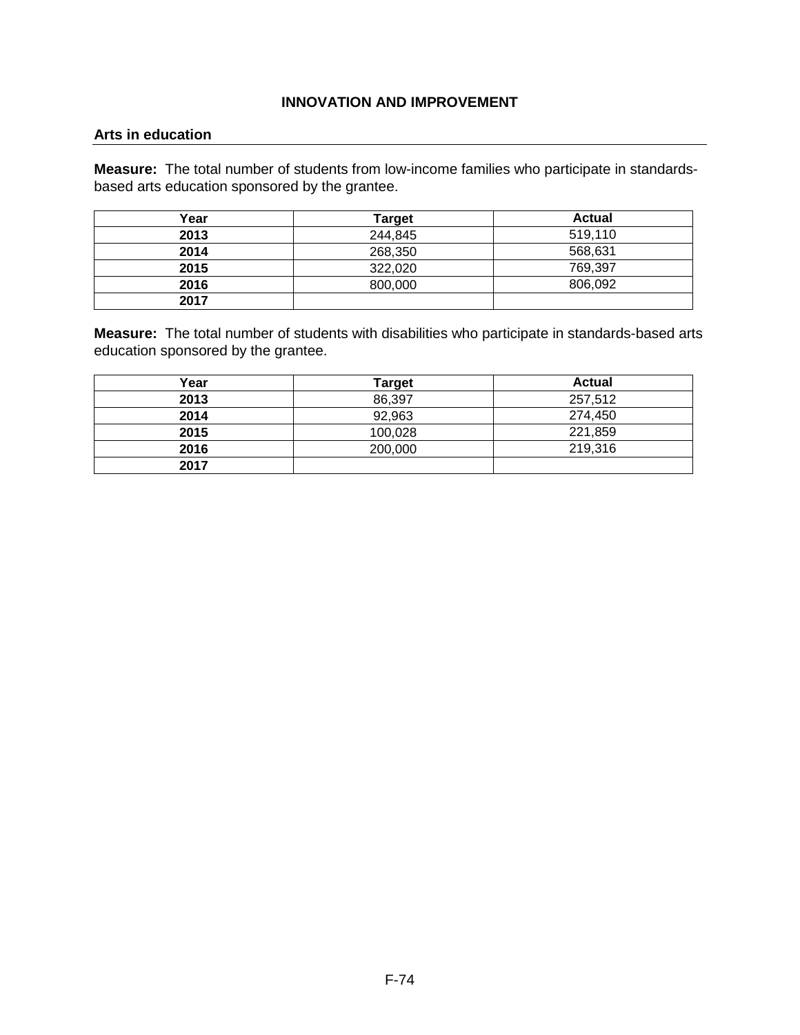## INNOVATION AND IMPROVEMENT

### Arts in education

**Measure:** The total number of students from low-income families who participate in standards-based arts education sponsored by the grantee.

| Year | Target | Actual |
|---|---|---|
| **2013** | 244,845 | 519,110 |
| **2014** | 268,350 | 568,631 |
| **2015** | 322,020 | 769,397 |
| **2016** | 800,000 | 806,092 |
| **2017** | | |

**Measure:** The total number of students with disabilities who participate in standards-based arts education sponsored by the grantee.

| Year | Target | Actual |
|---|---|---|
| **2013** | 86,397 | 257,512 |
| **2014** | 92,963 | 274,450 |
| **2015** | 100,028 | 221,859 |
| **2016** | 200,000 | 219,316 |
| **2017** | | |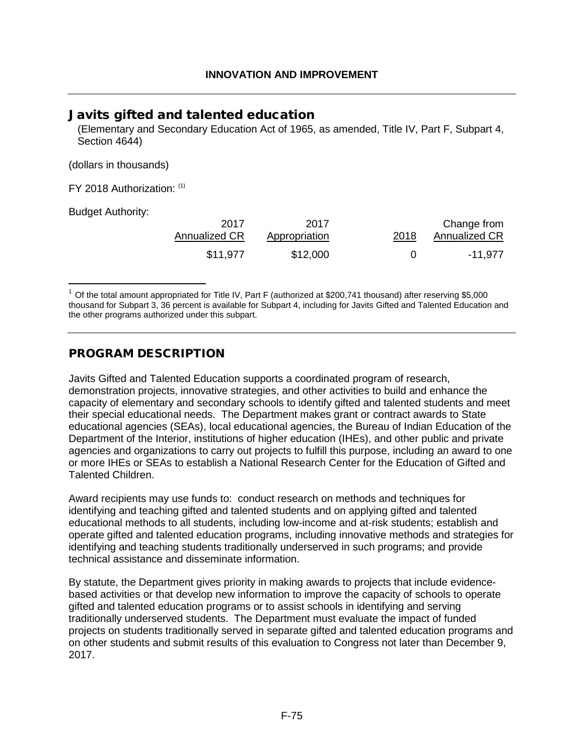## INNOVATION AND IMPROVEMENT

# Javits gifted and talented education

(Elementary and Secondary Education Act of 1965, as amended, Title IV, Part F, Subpart 4, Section 4644)

(dollars in thousands)

FY 2018 Authorization: [1]

Budget Authority:

| 2017 Annualized CR | 2017 Appropriation | 2018 | Change from Annualized CR |
|---|---|---|---|
| $11,977 | $12,000 | 0 | -11,977 |

[1] Of the total amount appropriated for Title IV, Part F (authorized at $200,741 thousand) after reserving $5,000 thousand for Subpart 3, 36 percent is available for Subpart 4, including for Javits Gifted and Talented Education and the other programs authorized under this subpart.

## PROGRAM DESCRIPTION

Javits Gifted and Talented Education supports a coordinated program of research, demonstration projects, innovative strategies, and other activities to build and enhance the capacity of elementary and secondary schools to identify gifted and talented students and meet their special educational needs. The Department makes grant or contract awards to State educational agencies (SEAs), local educational agencies, the Bureau of Indian Education of the Department of the Interior, institutions of higher education (IHEs), and other public and private agencies and organizations to carry out projects to fulfill this purpose, including an award to one or more IHEs or SEAs to establish a National Research Center for the Education of Gifted and Talented Children.

Award recipients may use funds to: conduct research on methods and techniques for identifying and teaching gifted and talented students and on applying gifted and talented educational methods to all students, including low-income and at-risk students; establish and operate gifted and talented education programs, including innovative methods and strategies for identifying and teaching students traditionally underserved in such programs; and provide technical assistance and disseminate information.

By statute, the Department gives priority in making awards to projects that include evidence-based activities or that develop new information to improve the capacity of schools to operate gifted and talented education programs or to assist schools in identifying and serving traditionally underserved students. The Department must evaluate the impact of funded projects on students traditionally served in separate gifted and talented education programs and on other students and submit results of this evaluation to Congress not later than December 9, 2017.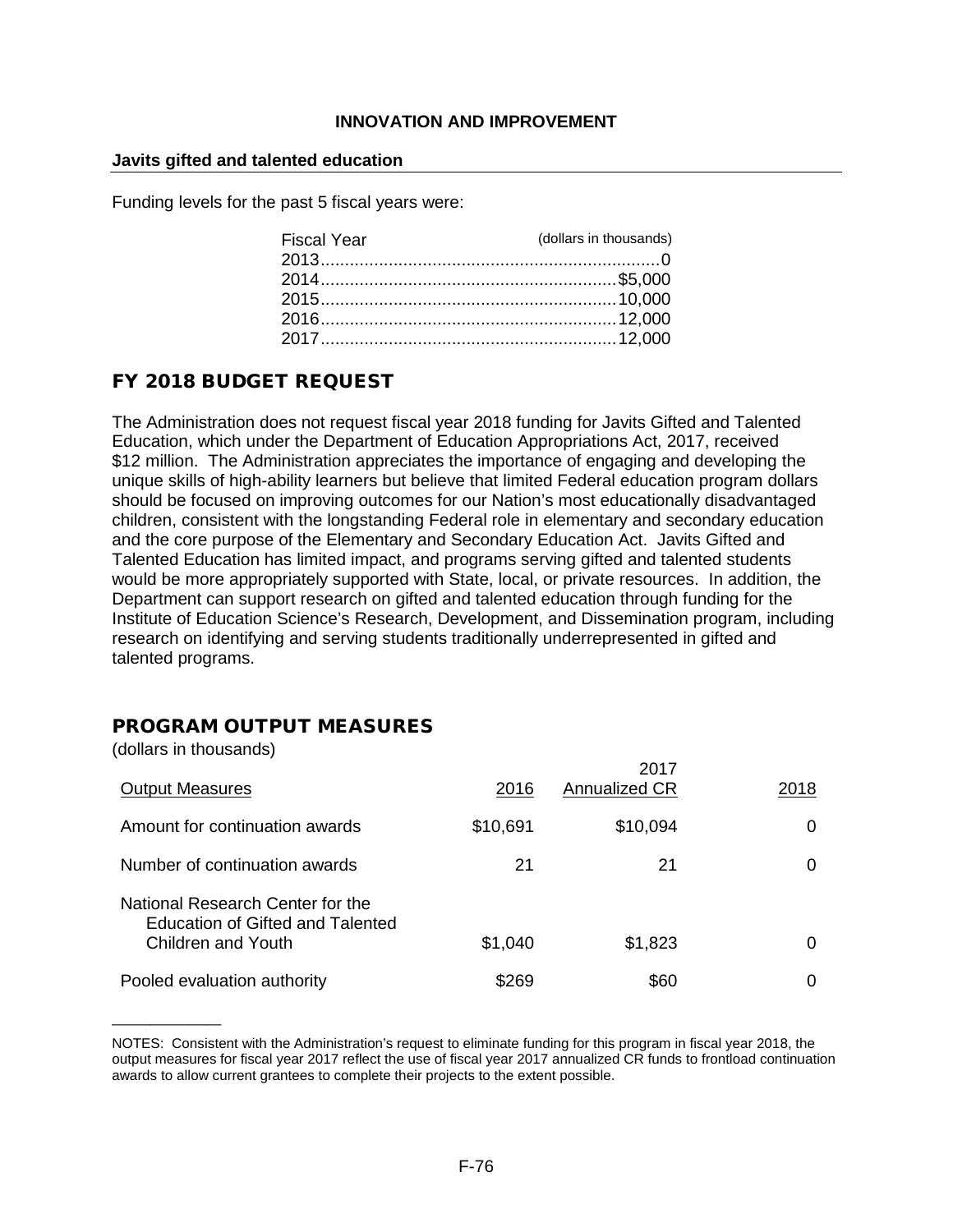# INNOVATION AND IMPROVEMENT

**Javits gifted and talented education**

Funding levels for the past 5 fiscal years were:

| Fiscal Year | (dollars in thousands) |
|---|---|
| 2013 | 0 |
| 2014 | $5,000 |
| 2015 | 10,000 |
| 2016 | 12,000 |
| 2017 | 12,000 |

## FY 2018 BUDGET REQUEST

The Administration does not request fiscal year 2018 funding for Javits Gifted and Talented Education, which under the Department of Education Appropriations Act, 2017, received $12 million. The Administration appreciates the importance of engaging and developing the unique skills of high-ability learners but believe that limited Federal education program dollars should be focused on improving outcomes for our Nation's most educationally disadvantaged children, consistent with the longstanding Federal role in elementary and secondary education and the core purpose of the Elementary and Secondary Education Act. Javits Gifted and Talented Education has limited impact, and programs serving gifted and talented students would be more appropriately supported with State, local, or private resources. In addition, the Department can support research on gifted and talented education through funding for the Institute of Education Science's Research, Development, and Dissemination program, including research on identifying and serving students traditionally underrepresented in gifted and talented programs.

## PROGRAM OUTPUT MEASURES

(dollars in thousands)

| Output Measures | 2016 | 2017 Annualized CR | 2018 |
|---|---|---|---|
| Amount for continuation awards | $10,691 | $10,094 | 0 |
| Number of continuation awards | 21 | 21 | 0 |
| National Research Center for the Education of Gifted and Talented Children and Youth | $1,040 | $1,823 | 0 |
| Pooled evaluation authority | $269 | $60 | 0 |

NOTES: Consistent with the Administration's request to eliminate funding for this program in fiscal year 2018, the output measures for fiscal year 2017 reflect the use of fiscal year 2017 annualized CR funds to frontload continuation awards to allow current grantees to complete their projects to the extent possible.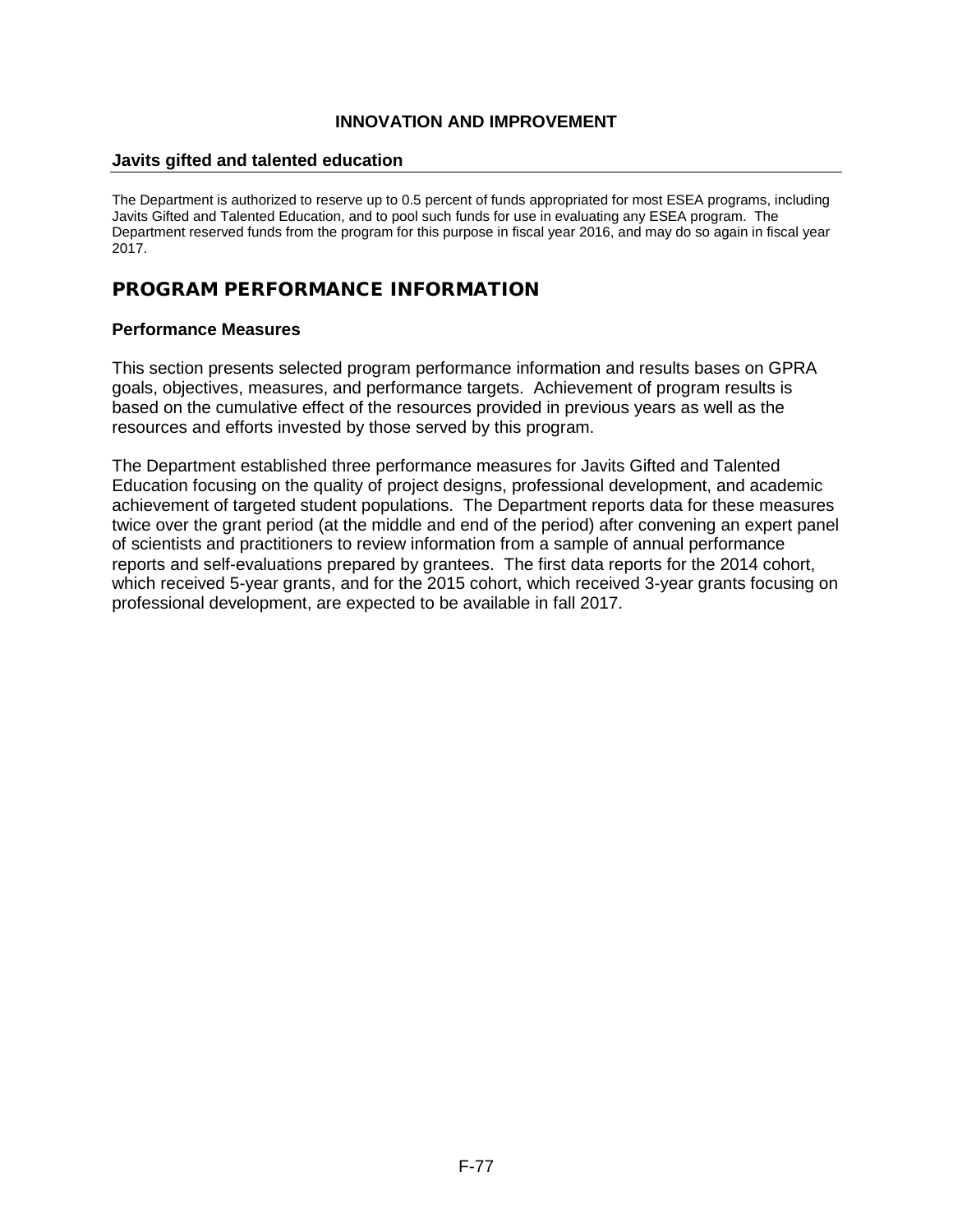**INNOVATION AND IMPROVEMENT**

**Javits gifted and talented education**

The Department is authorized to reserve up to 0.5 percent of funds appropriated for most ESEA programs, including Javits Gifted and Talented Education, and to pool such funds for use in evaluating any ESEA program. The Department reserved funds from the program for this purpose in fiscal year 2016, and may do so again in fiscal year 2017.

## PROGRAM PERFORMANCE INFORMATION

### Performance Measures

This section presents selected program performance information and results bases on GPRA goals, objectives, measures, and performance targets. Achievement of program results is based on the cumulative effect of the resources provided in previous years as well as the resources and efforts invested by those served by this program.

The Department established three performance measures for Javits Gifted and Talented Education focusing on the quality of project designs, professional development, and academic achievement of targeted student populations. The Department reports data for these measures twice over the grant period (at the middle and end of the period) after convening an expert panel of scientists and practitioners to review information from a sample of annual performance reports and self-evaluations prepared by grantees. The first data reports for the 2014 cohort, which received 5-year grants, and for the 2015 cohort, which received 3-year grants focusing on professional development, are expected to be available in fall 2017.